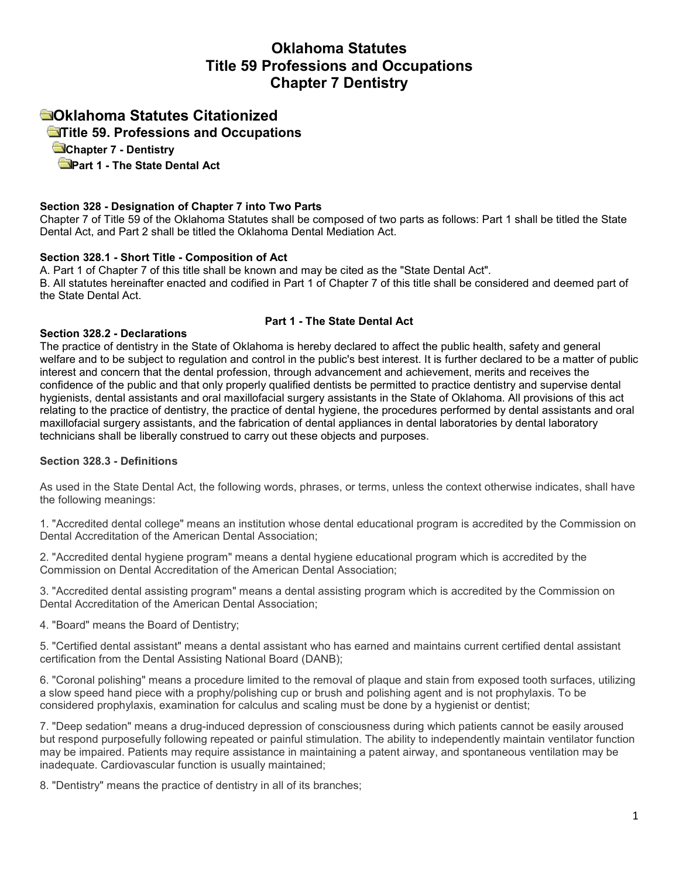# Oklahoma Statutes
# Title 59 Professions and Occupations
# Chapter 7 Dentistry

## Oklahoma Statutes Citationized

### Title 59. Professions and Occupations

#### Chapter 7 - Dentistry

##### Part 1 - The State Dental Act

**Section 328 - Designation of Chapter 7 into Two Parts**

Chapter 7 of Title 59 of the Oklahoma Statutes shall be composed of two parts as follows: Part 1 shall be titled the State Dental Act, and Part 2 shall be titled the Oklahoma Dental Mediation Act.

**Section 328.1 - Short Title - Composition of Act**

A. Part 1 of Chapter 7 of this title shall be known and may be cited as the "State Dental Act".

B. All statutes hereinafter enacted and codified in Part 1 of Chapter 7 of this title shall be considered and deemed part of the State Dental Act.

**Part 1 - The State Dental Act**

**Section 328.2 - Declarations**

The practice of dentistry in the State of Oklahoma is hereby declared to affect the public health, safety and general welfare and to be subject to regulation and control in the public's best interest. It is further declared to be a matter of public interest and concern that the dental profession, through advancement and achievement, merits and receives the confidence of the public and that only properly qualified dentists be permitted to practice dentistry and supervise dental hygienists, dental assistants and oral maxillofacial surgery assistants in the State of Oklahoma. All provisions of this act relating to the practice of dentistry, the practice of dental hygiene, the procedures performed by dental assistants and oral maxillofacial surgery assistants, and the fabrication of dental appliances in dental laboratories by dental laboratory technicians shall be liberally construed to carry out these objects and purposes.

**Section 328.3 - Definitions**

As used in the State Dental Act, the following words, phrases, or terms, unless the context otherwise indicates, shall have the following meanings:

1. "Accredited dental college" means an institution whose dental educational program is accredited by the Commission on Dental Accreditation of the American Dental Association;

2. "Accredited dental hygiene program" means a dental hygiene educational program which is accredited by the Commission on Dental Accreditation of the American Dental Association;

3. "Accredited dental assisting program" means a dental assisting program which is accredited by the Commission on Dental Accreditation of the American Dental Association;

4. "Board" means the Board of Dentistry;

5. "Certified dental assistant" means a dental assistant who has earned and maintains current certified dental assistant certification from the Dental Assisting National Board (DANB);

6. "Coronal polishing" means a procedure limited to the removal of plaque and stain from exposed tooth surfaces, utilizing a slow speed hand piece with a prophy/polishing cup or brush and polishing agent and is not prophylaxis. To be considered prophylaxis, examination for calculus and scaling must be done by a hygienist or dentist;

7. "Deep sedation" means a drug-induced depression of consciousness during which patients cannot be easily aroused but respond purposefully following repeated or painful stimulation. The ability to independently maintain ventilator function may be impaired. Patients may require assistance in maintaining a patent airway, and spontaneous ventilation may be inadequate. Cardiovascular function is usually maintained;

8. "Dentistry" means the practice of dentistry in all of its branches;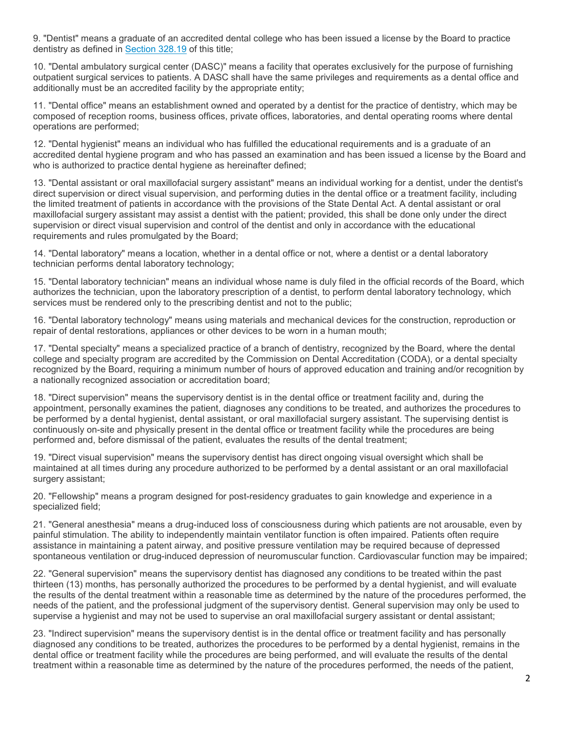9. "Dentist" means a graduate of an accredited dental college who has been issued a license by the Board to practice dentistry as defined in Section 328.19 of this title;

10. "Dental ambulatory surgical center (DASC)" means a facility that operates exclusively for the purpose of furnishing outpatient surgical services to patients. A DASC shall have the same privileges and requirements as a dental office and additionally must be an accredited facility by the appropriate entity;

11. "Dental office" means an establishment owned and operated by a dentist for the practice of dentistry, which may be composed of reception rooms, business offices, private offices, laboratories, and dental operating rooms where dental operations are performed;

12. "Dental hygienist" means an individual who has fulfilled the educational requirements and is a graduate of an accredited dental hygiene program and who has passed an examination and has been issued a license by the Board and who is authorized to practice dental hygiene as hereinafter defined;

13. "Dental assistant or oral maxillofacial surgery assistant" means an individual working for a dentist, under the dentist's direct supervision or direct visual supervision, and performing duties in the dental office or a treatment facility, including the limited treatment of patients in accordance with the provisions of the State Dental Act. A dental assistant or oral maxillofacial surgery assistant may assist a dentist with the patient; provided, this shall be done only under the direct supervision or direct visual supervision and control of the dentist and only in accordance with the educational requirements and rules promulgated by the Board;

14. "Dental laboratory" means a location, whether in a dental office or not, where a dentist or a dental laboratory technician performs dental laboratory technology;

15. "Dental laboratory technician" means an individual whose name is duly filed in the official records of the Board, which authorizes the technician, upon the laboratory prescription of a dentist, to perform dental laboratory technology, which services must be rendered only to the prescribing dentist and not to the public;

16. "Dental laboratory technology" means using materials and mechanical devices for the construction, reproduction or repair of dental restorations, appliances or other devices to be worn in a human mouth;

17. "Dental specialty" means a specialized practice of a branch of dentistry, recognized by the Board, where the dental college and specialty program are accredited by the Commission on Dental Accreditation (CODA), or a dental specialty recognized by the Board, requiring a minimum number of hours of approved education and training and/or recognition by a nationally recognized association or accreditation board;

18. "Direct supervision" means the supervisory dentist is in the dental office or treatment facility and, during the appointment, personally examines the patient, diagnoses any conditions to be treated, and authorizes the procedures to be performed by a dental hygienist, dental assistant, or oral maxillofacial surgery assistant. The supervising dentist is continuously on-site and physically present in the dental office or treatment facility while the procedures are being performed and, before dismissal of the patient, evaluates the results of the dental treatment;

19. "Direct visual supervision" means the supervisory dentist has direct ongoing visual oversight which shall be maintained at all times during any procedure authorized to be performed by a dental assistant or an oral maxillofacial surgery assistant;

20. "Fellowship" means a program designed for post-residency graduates to gain knowledge and experience in a specialized field;

21. "General anesthesia" means a drug-induced loss of consciousness during which patients are not arousable, even by painful stimulation. The ability to independently maintain ventilator function is often impaired. Patients often require assistance in maintaining a patent airway, and positive pressure ventilation may be required because of depressed spontaneous ventilation or drug-induced depression of neuromuscular function. Cardiovascular function may be impaired;

22. "General supervision" means the supervisory dentist has diagnosed any conditions to be treated within the past thirteen (13) months, has personally authorized the procedures to be performed by a dental hygienist, and will evaluate the results of the dental treatment within a reasonable time as determined by the nature of the procedures performed, the needs of the patient, and the professional judgment of the supervisory dentist. General supervision may only be used to supervise a hygienist and may not be used to supervise an oral maxillofacial surgery assistant or dental assistant;

23. "Indirect supervision" means the supervisory dentist is in the dental office or treatment facility and has personally diagnosed any conditions to be treated, authorizes the procedures to be performed by a dental hygienist, remains in the dental office or treatment facility while the procedures are being performed, and will evaluate the results of the dental treatment within a reasonable time as determined by the nature of the procedures performed, the needs of the patient,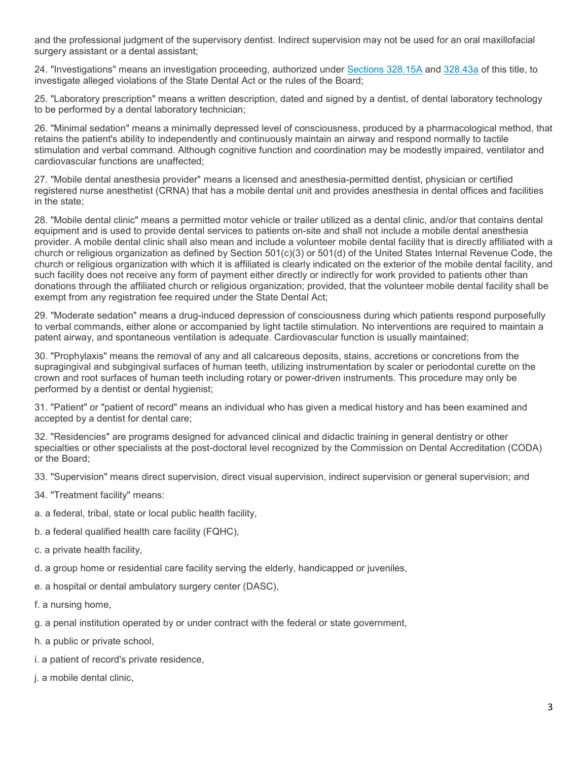and the professional judgment of the supervisory dentist. Indirect supervision may not be used for an oral maxillofacial surgery assistant or a dental assistant;

24. "Investigations" means an investigation proceeding, authorized under Sections 328.15A and 328.43a of this title, to investigate alleged violations of the State Dental Act or the rules of the Board;

25. "Laboratory prescription" means a written description, dated and signed by a dentist, of dental laboratory technology to be performed by a dental laboratory technician;

26. "Minimal sedation" means a minimally depressed level of consciousness, produced by a pharmacological method, that retains the patient's ability to independently and continuously maintain an airway and respond normally to tactile stimulation and verbal command. Although cognitive function and coordination may be modestly impaired, ventilator and cardiovascular functions are unaffected;

27. "Mobile dental anesthesia provider" means a licensed and anesthesia-permitted dentist, physician or certified registered nurse anesthetist (CRNA) that has a mobile dental unit and provides anesthesia in dental offices and facilities in the state;

28. "Mobile dental clinic" means a permitted motor vehicle or trailer utilized as a dental clinic, and/or that contains dental equipment and is used to provide dental services to patients on-site and shall not include a mobile dental anesthesia provider. A mobile dental clinic shall also mean and include a volunteer mobile dental facility that is directly affiliated with a church or religious organization as defined by Section 501(c)(3) or 501(d) of the United States Internal Revenue Code, the church or religious organization with which it is affiliated is clearly indicated on the exterior of the mobile dental facility, and such facility does not receive any form of payment either directly or indirectly for work provided to patients other than donations through the affiliated church or religious organization; provided, that the volunteer mobile dental facility shall be exempt from any registration fee required under the State Dental Act;

29. "Moderate sedation" means a drug-induced depression of consciousness during which patients respond purposefully to verbal commands, either alone or accompanied by light tactile stimulation. No interventions are required to maintain a patent airway, and spontaneous ventilation is adequate. Cardiovascular function is usually maintained;

30. "Prophylaxis" means the removal of any and all calcareous deposits, stains, accretions or concretions from the supragingival and subgingival surfaces of human teeth, utilizing instrumentation by scaler or periodontal curette on the crown and root surfaces of human teeth including rotary or power-driven instruments. This procedure may only be performed by a dentist or dental hygienist;

31. "Patient" or "patient of record" means an individual who has given a medical history and has been examined and accepted by a dentist for dental care;

32. "Residencies" are programs designed for advanced clinical and didactic training in general dentistry or other specialties or other specialists at the post-doctoral level recognized by the Commission on Dental Accreditation (CODA) or the Board;

33. "Supervision" means direct supervision, direct visual supervision, indirect supervision or general supervision; and

34. "Treatment facility" means:

a. a federal, tribal, state or local public health facility,

b. a federal qualified health care facility (FQHC),

c. a private health facility,

d. a group home or residential care facility serving the elderly, handicapped or juveniles,

e. a hospital or dental ambulatory surgery center (DASC),

f. a nursing home,

g. a penal institution operated by or under contract with the federal or state government,

h. a public or private school,

i. a patient of record's private residence,

j. a mobile dental clinic,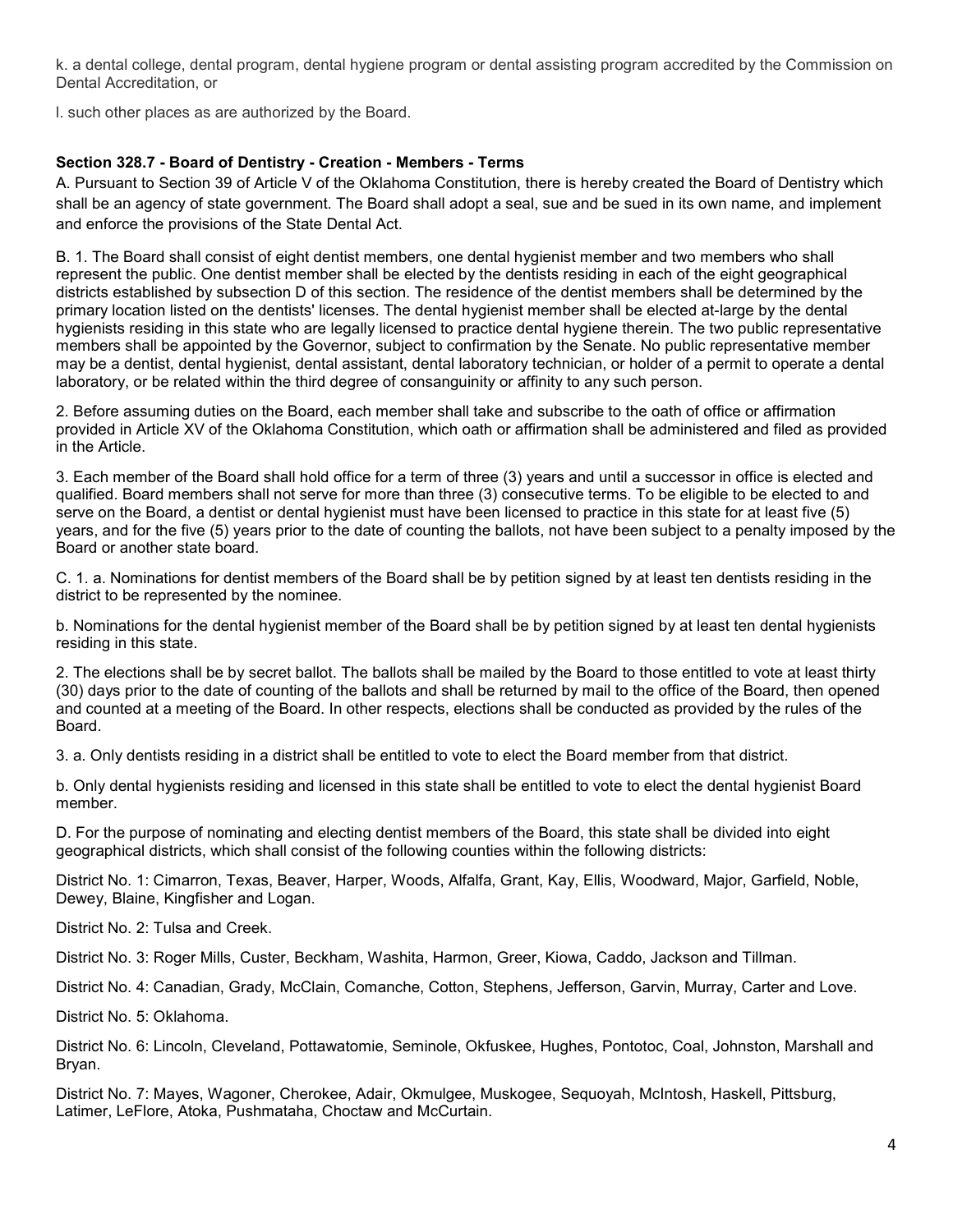k. a dental college, dental program, dental hygiene program or dental assisting program accredited by the Commission on Dental Accreditation, or

l. such other places as are authorized by the Board.

**Section 328.7 - Board of Dentistry - Creation - Members - Terms**

A. Pursuant to Section 39 of Article V of the Oklahoma Constitution, there is hereby created the Board of Dentistry which shall be an agency of state government. The Board shall adopt a seal, sue and be sued in its own name, and implement and enforce the provisions of the State Dental Act.

B. 1. The Board shall consist of eight dentist members, one dental hygienist member and two members who shall represent the public. One dentist member shall be elected by the dentists residing in each of the eight geographical districts established by subsection D of this section. The residence of the dentist members shall be determined by the primary location listed on the dentists' licenses. The dental hygienist member shall be elected at-large by the dental hygienists residing in this state who are legally licensed to practice dental hygiene therein. The two public representative members shall be appointed by the Governor, subject to confirmation by the Senate. No public representative member may be a dentist, dental hygienist, dental assistant, dental laboratory technician, or holder of a permit to operate a dental laboratory, or be related within the third degree of consanguinity or affinity to any such person.

2. Before assuming duties on the Board, each member shall take and subscribe to the oath of office or affirmation provided in Article XV of the Oklahoma Constitution, which oath or affirmation shall be administered and filed as provided in the Article.

3. Each member of the Board shall hold office for a term of three (3) years and until a successor in office is elected and qualified. Board members shall not serve for more than three (3) consecutive terms. To be eligible to be elected to and serve on the Board, a dentist or dental hygienist must have been licensed to practice in this state for at least five (5) years, and for the five (5) years prior to the date of counting the ballots, not have been subject to a penalty imposed by the Board or another state board.

C. 1. a. Nominations for dentist members of the Board shall be by petition signed by at least ten dentists residing in the district to be represented by the nominee.

b. Nominations for the dental hygienist member of the Board shall be by petition signed by at least ten dental hygienists residing in this state.

2. The elections shall be by secret ballot. The ballots shall be mailed by the Board to those entitled to vote at least thirty (30) days prior to the date of counting of the ballots and shall be returned by mail to the office of the Board, then opened and counted at a meeting of the Board. In other respects, elections shall be conducted as provided by the rules of the Board.

3. a. Only dentists residing in a district shall be entitled to vote to elect the Board member from that district.

b. Only dental hygienists residing and licensed in this state shall be entitled to vote to elect the dental hygienist Board member.

D. For the purpose of nominating and electing dentist members of the Board, this state shall be divided into eight geographical districts, which shall consist of the following counties within the following districts:

District No. 1: Cimarron, Texas, Beaver, Harper, Woods, Alfalfa, Grant, Kay, Ellis, Woodward, Major, Garfield, Noble, Dewey, Blaine, Kingfisher and Logan.

District No. 2: Tulsa and Creek.

District No. 3: Roger Mills, Custer, Beckham, Washita, Harmon, Greer, Kiowa, Caddo, Jackson and Tillman.

District No. 4: Canadian, Grady, McClain, Comanche, Cotton, Stephens, Jefferson, Garvin, Murray, Carter and Love.

District No. 5: Oklahoma.

District No. 6: Lincoln, Cleveland, Pottawatomie, Seminole, Okfuskee, Hughes, Pontotoc, Coal, Johnston, Marshall and Bryan.

District No. 7: Mayes, Wagoner, Cherokee, Adair, Okmulgee, Muskogee, Sequoyah, McIntosh, Haskell, Pittsburg, Latimer, LeFlore, Atoka, Pushmataha, Choctaw and McCurtain.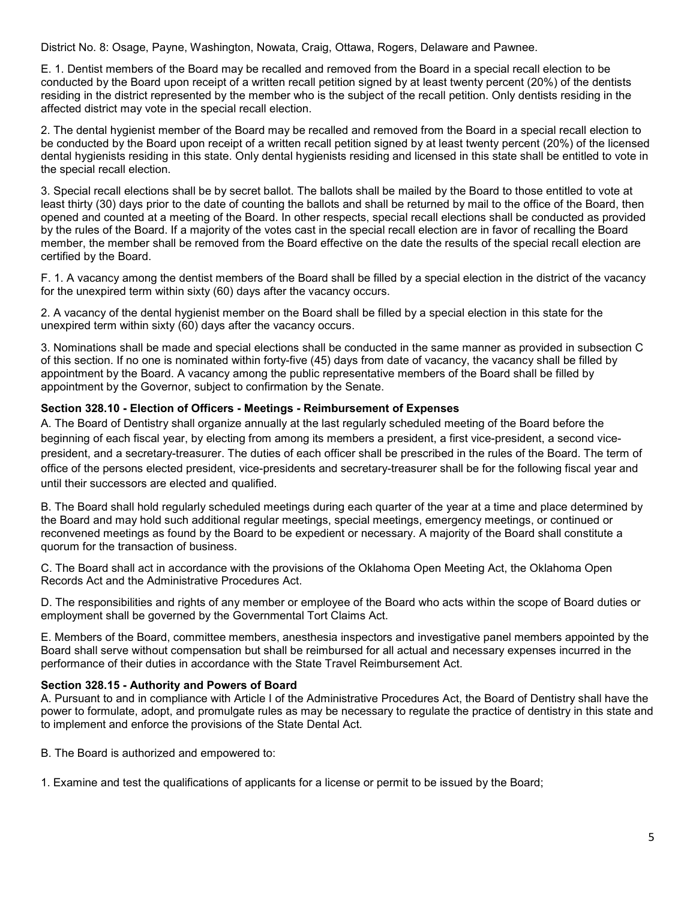District No. 8: Osage, Payne, Washington, Nowata, Craig, Ottawa, Rogers, Delaware and Pawnee.

E. 1. Dentist members of the Board may be recalled and removed from the Board in a special recall election to be conducted by the Board upon receipt of a written recall petition signed by at least twenty percent (20%) of the dentists residing in the district represented by the member who is the subject of the recall petition. Only dentists residing in the affected district may vote in the special recall election.

2. The dental hygienist member of the Board may be recalled and removed from the Board in a special recall election to be conducted by the Board upon receipt of a written recall petition signed by at least twenty percent (20%) of the licensed dental hygienists residing in this state. Only dental hygienists residing and licensed in this state shall be entitled to vote in the special recall election.

3. Special recall elections shall be by secret ballot. The ballots shall be mailed by the Board to those entitled to vote at least thirty (30) days prior to the date of counting the ballots and shall be returned by mail to the office of the Board, then opened and counted at a meeting of the Board. In other respects, special recall elections shall be conducted as provided by the rules of the Board. If a majority of the votes cast in the special recall election are in favor of recalling the Board member, the member shall be removed from the Board effective on the date the results of the special recall election are certified by the Board.

F. 1. A vacancy among the dentist members of the Board shall be filled by a special election in the district of the vacancy for the unexpired term within sixty (60) days after the vacancy occurs.

2. A vacancy of the dental hygienist member on the Board shall be filled by a special election in this state for the unexpired term within sixty (60) days after the vacancy occurs.

3. Nominations shall be made and special elections shall be conducted in the same manner as provided in subsection C of this section. If no one is nominated within forty-five (45) days from date of vacancy, the vacancy shall be filled by appointment by the Board. A vacancy among the public representative members of the Board shall be filled by appointment by the Governor, subject to confirmation by the Senate.

**Section 328.10 - Election of Officers - Meetings - Reimbursement of Expenses**

A. The Board of Dentistry shall organize annually at the last regularly scheduled meeting of the Board before the beginning of each fiscal year, by electing from among its members a president, a first vice-president, a second vice-president, and a secretary-treasurer. The duties of each officer shall be prescribed in the rules of the Board. The term of office of the persons elected president, vice-presidents and secretary-treasurer shall be for the following fiscal year and until their successors are elected and qualified.

B. The Board shall hold regularly scheduled meetings during each quarter of the year at a time and place determined by the Board and may hold such additional regular meetings, special meetings, emergency meetings, or continued or reconvened meetings as found by the Board to be expedient or necessary. A majority of the Board shall constitute a quorum for the transaction of business.

C. The Board shall act in accordance with the provisions of the Oklahoma Open Meeting Act, the Oklahoma Open Records Act and the Administrative Procedures Act.

D. The responsibilities and rights of any member or employee of the Board who acts within the scope of Board duties or employment shall be governed by the Governmental Tort Claims Act.

E. Members of the Board, committee members, anesthesia inspectors and investigative panel members appointed by the Board shall serve without compensation but shall be reimbursed for all actual and necessary expenses incurred in the performance of their duties in accordance with the State Travel Reimbursement Act.

**Section 328.15 - Authority and Powers of Board**

A. Pursuant to and in compliance with Article I of the Administrative Procedures Act, the Board of Dentistry shall have the power to formulate, adopt, and promulgate rules as may be necessary to regulate the practice of dentistry in this state and to implement and enforce the provisions of the State Dental Act.

B. The Board is authorized and empowered to:

1. Examine and test the qualifications of applicants for a license or permit to be issued by the Board;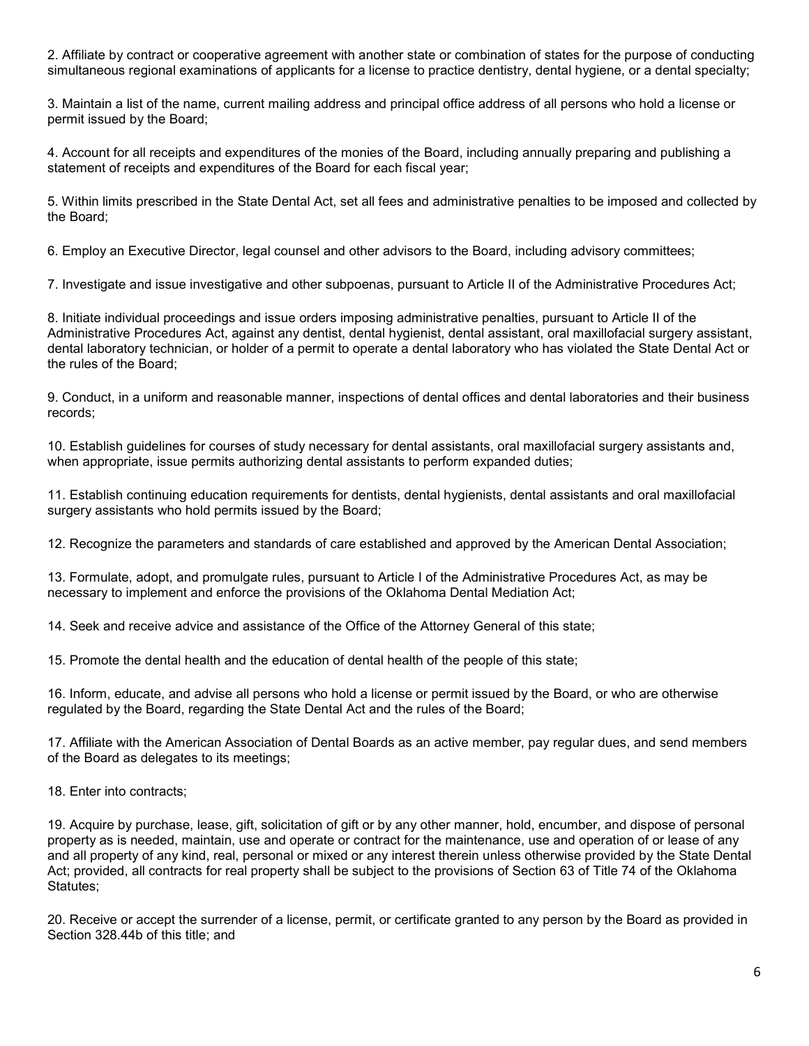2. Affiliate by contract or cooperative agreement with another state or combination of states for the purpose of conducting simultaneous regional examinations of applicants for a license to practice dentistry, dental hygiene, or a dental specialty;

3. Maintain a list of the name, current mailing address and principal office address of all persons who hold a license or permit issued by the Board;

4. Account for all receipts and expenditures of the monies of the Board, including annually preparing and publishing a statement of receipts and expenditures of the Board for each fiscal year;

5. Within limits prescribed in the State Dental Act, set all fees and administrative penalties to be imposed and collected by the Board;

6. Employ an Executive Director, legal counsel and other advisors to the Board, including advisory committees;

7. Investigate and issue investigative and other subpoenas, pursuant to Article II of the Administrative Procedures Act;

8. Initiate individual proceedings and issue orders imposing administrative penalties, pursuant to Article II of the Administrative Procedures Act, against any dentist, dental hygienist, dental assistant, oral maxillofacial surgery assistant, dental laboratory technician, or holder of a permit to operate a dental laboratory who has violated the State Dental Act or the rules of the Board;

9. Conduct, in a uniform and reasonable manner, inspections of dental offices and dental laboratories and their business records;

10. Establish guidelines for courses of study necessary for dental assistants, oral maxillofacial surgery assistants and, when appropriate, issue permits authorizing dental assistants to perform expanded duties;

11. Establish continuing education requirements for dentists, dental hygienists, dental assistants and oral maxillofacial surgery assistants who hold permits issued by the Board;

12. Recognize the parameters and standards of care established and approved by the American Dental Association;

13. Formulate, adopt, and promulgate rules, pursuant to Article I of the Administrative Procedures Act, as may be necessary to implement and enforce the provisions of the Oklahoma Dental Mediation Act;

14. Seek and receive advice and assistance of the Office of the Attorney General of this state;

15. Promote the dental health and the education of dental health of the people of this state;

16. Inform, educate, and advise all persons who hold a license or permit issued by the Board, or who are otherwise regulated by the Board, regarding the State Dental Act and the rules of the Board;

17. Affiliate with the American Association of Dental Boards as an active member, pay regular dues, and send members of the Board as delegates to its meetings;

18. Enter into contracts;

19. Acquire by purchase, lease, gift, solicitation of gift or by any other manner, hold, encumber, and dispose of personal property as is needed, maintain, use and operate or contract for the maintenance, use and operation of or lease of any and all property of any kind, real, personal or mixed or any interest therein unless otherwise provided by the State Dental Act; provided, all contracts for real property shall be subject to the provisions of Section 63 of Title 74 of the Oklahoma Statutes;

20. Receive or accept the surrender of a license, permit, or certificate granted to any person by the Board as provided in Section 328.44b of this title; and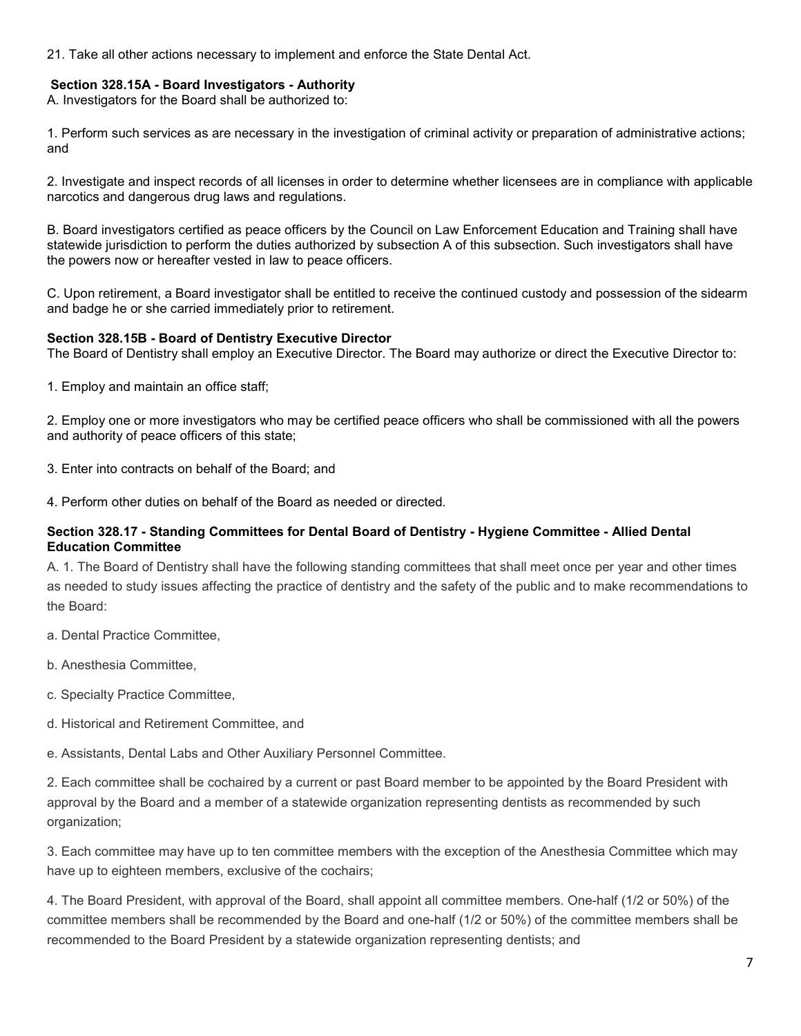21. Take all other actions necessary to implement and enforce the State Dental Act.

**Section 328.15A - Board Investigators - Authority**

A. Investigators for the Board shall be authorized to:

1. Perform such services as are necessary in the investigation of criminal activity or preparation of administrative actions; and

2. Investigate and inspect records of all licenses in order to determine whether licensees are in compliance with applicable narcotics and dangerous drug laws and regulations.

B. Board investigators certified as peace officers by the Council on Law Enforcement Education and Training shall have statewide jurisdiction to perform the duties authorized by subsection A of this subsection. Such investigators shall have the powers now or hereafter vested in law to peace officers.

C. Upon retirement, a Board investigator shall be entitled to receive the continued custody and possession of the sidearm and badge he or she carried immediately prior to retirement.

**Section 328.15B - Board of Dentistry Executive Director**

The Board of Dentistry shall employ an Executive Director. The Board may authorize or direct the Executive Director to:

1. Employ and maintain an office staff;

2. Employ one or more investigators who may be certified peace officers who shall be commissioned with all the powers and authority of peace officers of this state;

3. Enter into contracts on behalf of the Board; and

4. Perform other duties on behalf of the Board as needed or directed.

**Section 328.17 - Standing Committees for Dental Board of Dentistry - Hygiene Committee - Allied Dental Education Committee**

A. 1. The Board of Dentistry shall have the following standing committees that shall meet once per year and other times as needed to study issues affecting the practice of dentistry and the safety of the public and to make recommendations to the Board:

a. Dental Practice Committee,

b. Anesthesia Committee,

c. Specialty Practice Committee,

d. Historical and Retirement Committee, and

e. Assistants, Dental Labs and Other Auxiliary Personnel Committee.

2. Each committee shall be cochaired by a current or past Board member to be appointed by the Board President with approval by the Board and a member of a statewide organization representing dentists as recommended by such organization;

3. Each committee may have up to ten committee members with the exception of the Anesthesia Committee which may have up to eighteen members, exclusive of the cochairs;

4. The Board President, with approval of the Board, shall appoint all committee members. One-half (1/2 or 50%) of the committee members shall be recommended by the Board and one-half (1/2 or 50%) of the committee members shall be recommended to the Board President by a statewide organization representing dentists; and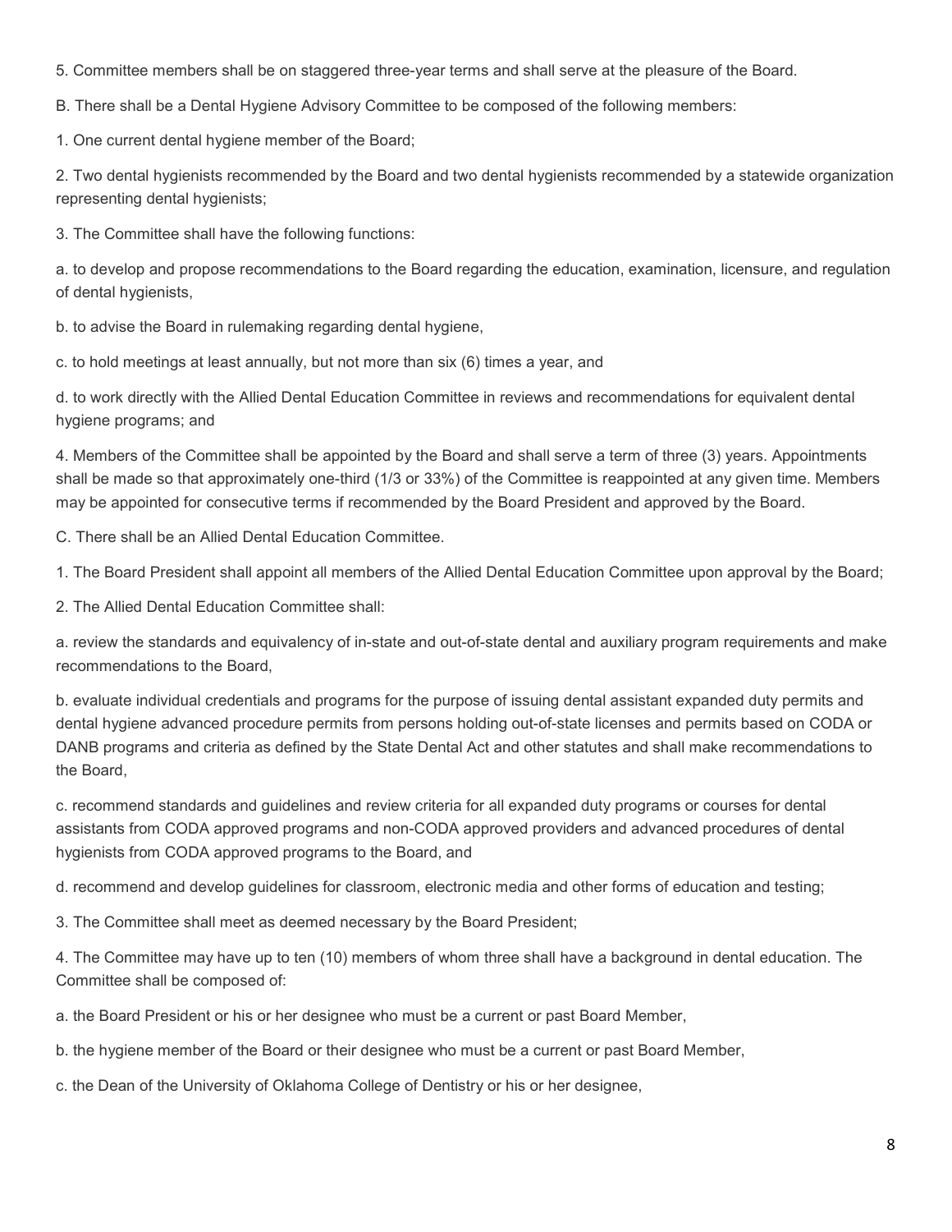5. Committee members shall be on staggered three-year terms and shall serve at the pleasure of the Board.

B. There shall be a Dental Hygiene Advisory Committee to be composed of the following members:

1. One current dental hygiene member of the Board;

2. Two dental hygienists recommended by the Board and two dental hygienists recommended by a statewide organization representing dental hygienists;

3. The Committee shall have the following functions:

a. to develop and propose recommendations to the Board regarding the education, examination, licensure, and regulation of dental hygienists,

b. to advise the Board in rulemaking regarding dental hygiene,

c. to hold meetings at least annually, but not more than six (6) times a year, and

d. to work directly with the Allied Dental Education Committee in reviews and recommendations for equivalent dental hygiene programs; and

4. Members of the Committee shall be appointed by the Board and shall serve a term of three (3) years. Appointments shall be made so that approximately one-third (1/3 or 33%) of the Committee is reappointed at any given time. Members may be appointed for consecutive terms if recommended by the Board President and approved by the Board.

C. There shall be an Allied Dental Education Committee.

1. The Board President shall appoint all members of the Allied Dental Education Committee upon approval by the Board;

2. The Allied Dental Education Committee shall:

a. review the standards and equivalency of in-state and out-of-state dental and auxiliary program requirements and make recommendations to the Board,

b. evaluate individual credentials and programs for the purpose of issuing dental assistant expanded duty permits and dental hygiene advanced procedure permits from persons holding out-of-state licenses and permits based on CODA or DANB programs and criteria as defined by the State Dental Act and other statutes and shall make recommendations to the Board,

c. recommend standards and guidelines and review criteria for all expanded duty programs or courses for dental assistants from CODA approved programs and non-CODA approved providers and advanced procedures of dental hygienists from CODA approved programs to the Board, and

d. recommend and develop guidelines for classroom, electronic media and other forms of education and testing;

3. The Committee shall meet as deemed necessary by the Board President;

4. The Committee may have up to ten (10) members of whom three shall have a background in dental education. The Committee shall be composed of:

a. the Board President or his or her designee who must be a current or past Board Member,

b. the hygiene member of the Board or their designee who must be a current or past Board Member,

c. the Dean of the University of Oklahoma College of Dentistry or his or her designee,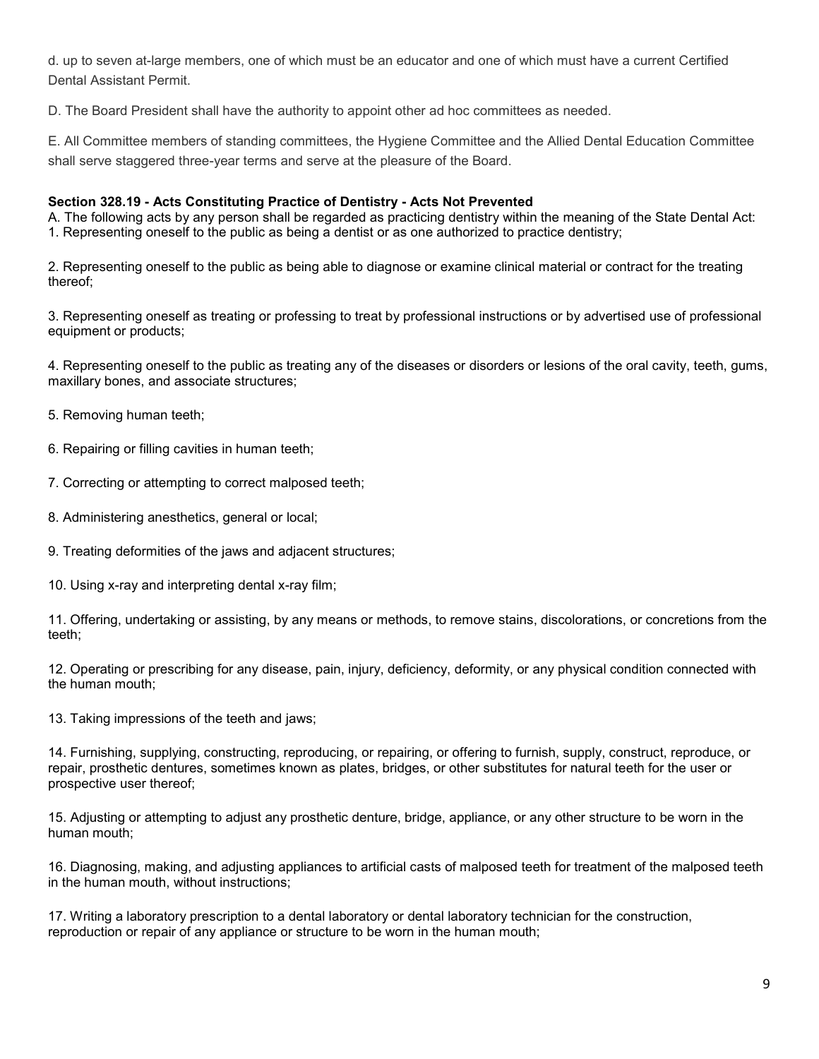d. up to seven at-large members, one of which must be an educator and one of which must have a current Certified Dental Assistant Permit.

D. The Board President shall have the authority to appoint other ad hoc committees as needed.

E. All Committee members of standing committees, the Hygiene Committee and the Allied Dental Education Committee shall serve staggered three-year terms and serve at the pleasure of the Board.

**Section 328.19 - Acts Constituting Practice of Dentistry - Acts Not Prevented**

A. The following acts by any person shall be regarded as practicing dentistry within the meaning of the State Dental Act:

1. Representing oneself to the public as being a dentist or as one authorized to practice dentistry;

2. Representing oneself to the public as being able to diagnose or examine clinical material or contract for the treating thereof;

3. Representing oneself as treating or professing to treat by professional instructions or by advertised use of professional equipment or products;

4. Representing oneself to the public as treating any of the diseases or disorders or lesions of the oral cavity, teeth, gums, maxillary bones, and associate structures;

5. Removing human teeth;

6. Repairing or filling cavities in human teeth;

7. Correcting or attempting to correct malposed teeth;

8. Administering anesthetics, general or local;

9. Treating deformities of the jaws and adjacent structures;

10. Using x-ray and interpreting dental x-ray film;

11. Offering, undertaking or assisting, by any means or methods, to remove stains, discolorations, or concretions from the teeth;

12. Operating or prescribing for any disease, pain, injury, deficiency, deformity, or any physical condition connected with the human mouth;

13. Taking impressions of the teeth and jaws;

14. Furnishing, supplying, constructing, reproducing, or repairing, or offering to furnish, supply, construct, reproduce, or repair, prosthetic dentures, sometimes known as plates, bridges, or other substitutes for natural teeth for the user or prospective user thereof;

15. Adjusting or attempting to adjust any prosthetic denture, bridge, appliance, or any other structure to be worn in the human mouth;

16. Diagnosing, making, and adjusting appliances to artificial casts of malposed teeth for treatment of the malposed teeth in the human mouth, without instructions;

17. Writing a laboratory prescription to a dental laboratory or dental laboratory technician for the construction, reproduction or repair of any appliance or structure to be worn in the human mouth;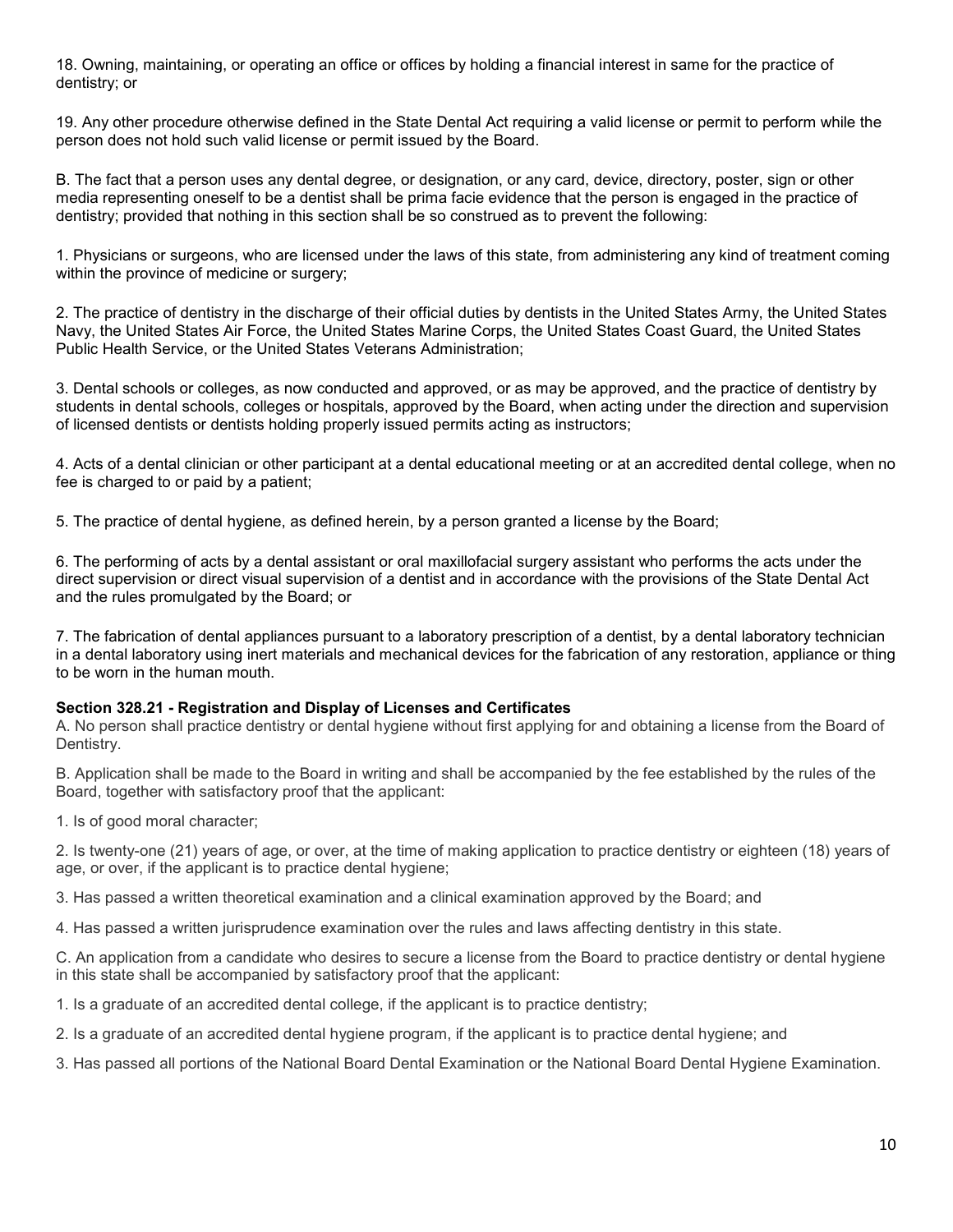18. Owning, maintaining, or operating an office or offices by holding a financial interest in same for the practice of dentistry; or

19. Any other procedure otherwise defined in the State Dental Act requiring a valid license or permit to perform while the person does not hold such valid license or permit issued by the Board.

B. The fact that a person uses any dental degree, or designation, or any card, device, directory, poster, sign or other media representing oneself to be a dentist shall be prima facie evidence that the person is engaged in the practice of dentistry; provided that nothing in this section shall be so construed as to prevent the following:

1. Physicians or surgeons, who are licensed under the laws of this state, from administering any kind of treatment coming within the province of medicine or surgery;

2. The practice of dentistry in the discharge of their official duties by dentists in the United States Army, the United States Navy, the United States Air Force, the United States Marine Corps, the United States Coast Guard, the United States Public Health Service, or the United States Veterans Administration;

3. Dental schools or colleges, as now conducted and approved, or as may be approved, and the practice of dentistry by students in dental schools, colleges or hospitals, approved by the Board, when acting under the direction and supervision of licensed dentists or dentists holding properly issued permits acting as instructors;

4. Acts of a dental clinician or other participant at a dental educational meeting or at an accredited dental college, when no fee is charged to or paid by a patient;

5. The practice of dental hygiene, as defined herein, by a person granted a license by the Board;

6. The performing of acts by a dental assistant or oral maxillofacial surgery assistant who performs the acts under the direct supervision or direct visual supervision of a dentist and in accordance with the provisions of the State Dental Act and the rules promulgated by the Board; or

7. The fabrication of dental appliances pursuant to a laboratory prescription of a dentist, by a dental laboratory technician in a dental laboratory using inert materials and mechanical devices for the fabrication of any restoration, appliance or thing to be worn in the human mouth.

**Section 328.21 - Registration and Display of Licenses and Certificates**

A. No person shall practice dentistry or dental hygiene without first applying for and obtaining a license from the Board of Dentistry.

B. Application shall be made to the Board in writing and shall be accompanied by the fee established by the rules of the Board, together with satisfactory proof that the applicant:

1. Is of good moral character;

2. Is twenty-one (21) years of age, or over, at the time of making application to practice dentistry or eighteen (18) years of age, or over, if the applicant is to practice dental hygiene;

3. Has passed a written theoretical examination and a clinical examination approved by the Board; and

4. Has passed a written jurisprudence examination over the rules and laws affecting dentistry in this state.

C. An application from a candidate who desires to secure a license from the Board to practice dentistry or dental hygiene in this state shall be accompanied by satisfactory proof that the applicant:

1. Is a graduate of an accredited dental college, if the applicant is to practice dentistry;

2. Is a graduate of an accredited dental hygiene program, if the applicant is to practice dental hygiene; and

3. Has passed all portions of the National Board Dental Examination or the National Board Dental Hygiene Examination.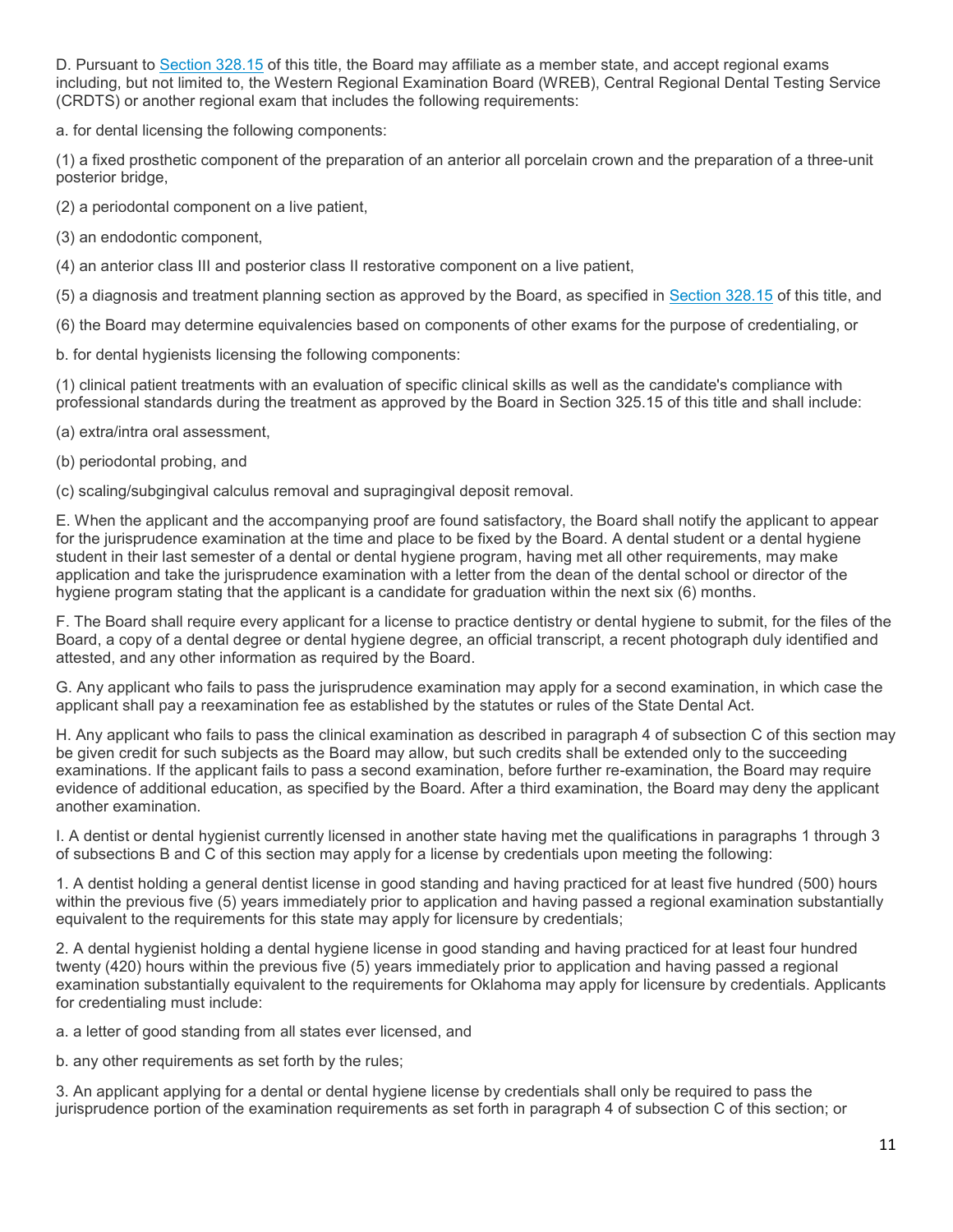D. Pursuant to Section 328.15 of this title, the Board may affiliate as a member state, and accept regional exams including, but not limited to, the Western Regional Examination Board (WREB), Central Regional Dental Testing Service (CRDTS) or another regional exam that includes the following requirements:

a. for dental licensing the following components:

(1) a fixed prosthetic component of the preparation of an anterior all porcelain crown and the preparation of a three-unit posterior bridge,

(2) a periodontal component on a live patient,

(3) an endodontic component,

(4) an anterior class III and posterior class II restorative component on a live patient,

(5) a diagnosis and treatment planning section as approved by the Board, as specified in Section 328.15 of this title, and

(6) the Board may determine equivalencies based on components of other exams for the purpose of credentialing, or

b. for dental hygienists licensing the following components:

(1) clinical patient treatments with an evaluation of specific clinical skills as well as the candidate's compliance with professional standards during the treatment as approved by the Board in Section 325.15 of this title and shall include:

(a) extra/intra oral assessment,

(b) periodontal probing, and

(c) scaling/subgingival calculus removal and supragingival deposit removal.

E. When the applicant and the accompanying proof are found satisfactory, the Board shall notify the applicant to appear for the jurisprudence examination at the time and place to be fixed by the Board. A dental student or a dental hygiene student in their last semester of a dental or dental hygiene program, having met all other requirements, may make application and take the jurisprudence examination with a letter from the dean of the dental school or director of the hygiene program stating that the applicant is a candidate for graduation within the next six (6) months.

F. The Board shall require every applicant for a license to practice dentistry or dental hygiene to submit, for the files of the Board, a copy of a dental degree or dental hygiene degree, an official transcript, a recent photograph duly identified and attested, and any other information as required by the Board.

G. Any applicant who fails to pass the jurisprudence examination may apply for a second examination, in which case the applicant shall pay a reexamination fee as established by the statutes or rules of the State Dental Act.

H. Any applicant who fails to pass the clinical examination as described in paragraph 4 of subsection C of this section may be given credit for such subjects as the Board may allow, but such credits shall be extended only to the succeeding examinations. If the applicant fails to pass a second examination, before further re-examination, the Board may require evidence of additional education, as specified by the Board. After a third examination, the Board may deny the applicant another examination.

I. A dentist or dental hygienist currently licensed in another state having met the qualifications in paragraphs 1 through 3 of subsections B and C of this section may apply for a license by credentials upon meeting the following:

1. A dentist holding a general dentist license in good standing and having practiced for at least five hundred (500) hours within the previous five (5) years immediately prior to application and having passed a regional examination substantially equivalent to the requirements for this state may apply for licensure by credentials;

2. A dental hygienist holding a dental hygiene license in good standing and having practiced for at least four hundred twenty (420) hours within the previous five (5) years immediately prior to application and having passed a regional examination substantially equivalent to the requirements for Oklahoma may apply for licensure by credentials. Applicants for credentialing must include:

a. a letter of good standing from all states ever licensed, and

b. any other requirements as set forth by the rules;

3. An applicant applying for a dental or dental hygiene license by credentials shall only be required to pass the jurisprudence portion of the examination requirements as set forth in paragraph 4 of subsection C of this section; or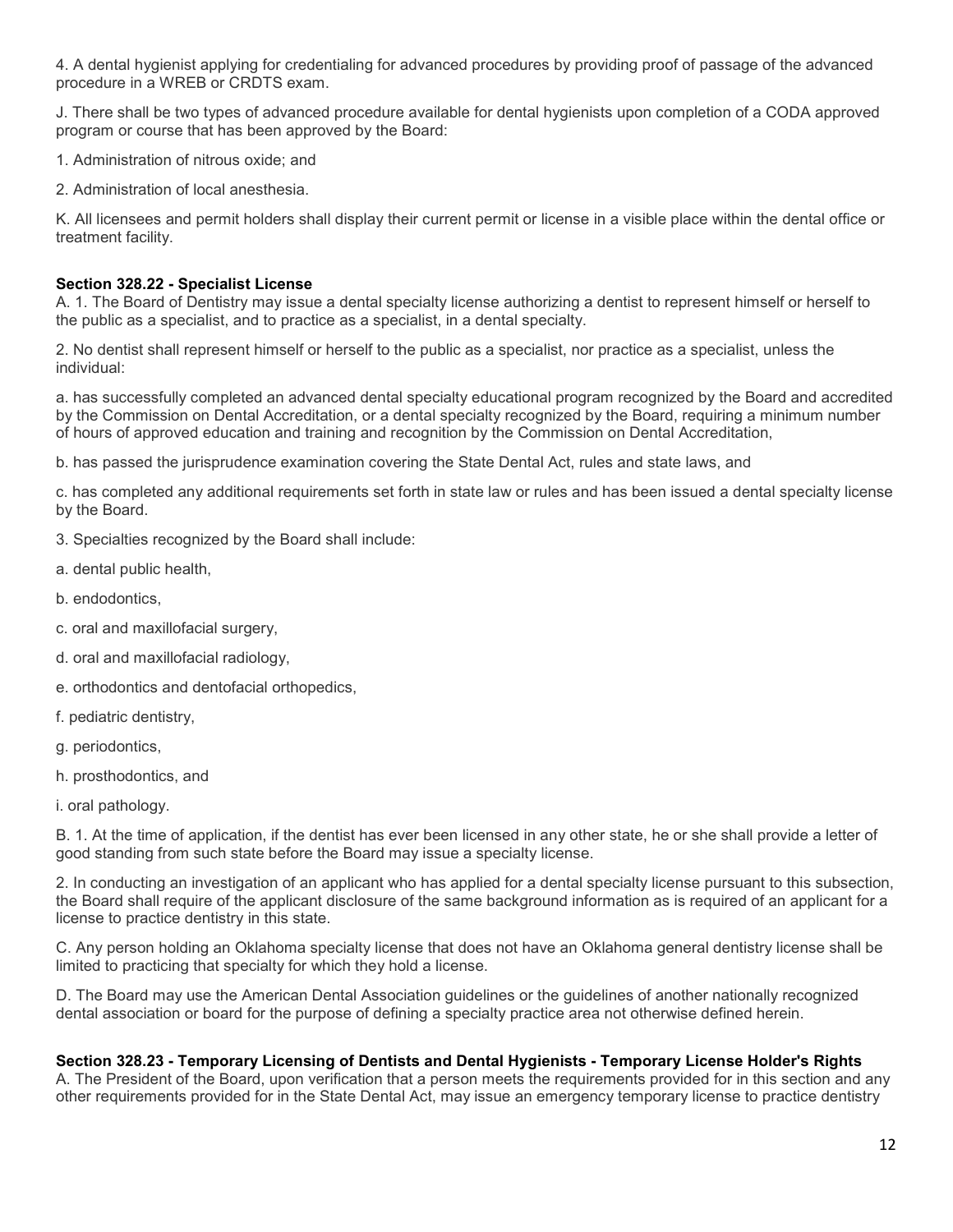4. A dental hygienist applying for credentialing for advanced procedures by providing proof of passage of the advanced procedure in a WREB or CRDTS exam.

J. There shall be two types of advanced procedure available for dental hygienists upon completion of a CODA approved program or course that has been approved by the Board:

1. Administration of nitrous oxide; and

2. Administration of local anesthesia.

K. All licensees and permit holders shall display their current permit or license in a visible place within the dental office or treatment facility.

**Section 328.22 - Specialist License**

A. 1. The Board of Dentistry may issue a dental specialty license authorizing a dentist to represent himself or herself to the public as a specialist, and to practice as a specialist, in a dental specialty.

2. No dentist shall represent himself or herself to the public as a specialist, nor practice as a specialist, unless the individual:

a. has successfully completed an advanced dental specialty educational program recognized by the Board and accredited by the Commission on Dental Accreditation, or a dental specialty recognized by the Board, requiring a minimum number of hours of approved education and training and recognition by the Commission on Dental Accreditation,

b. has passed the jurisprudence examination covering the State Dental Act, rules and state laws, and

c. has completed any additional requirements set forth in state law or rules and has been issued a dental specialty license by the Board.

3. Specialties recognized by the Board shall include:

a. dental public health,

b. endodontics,

c. oral and maxillofacial surgery,

d. oral and maxillofacial radiology,

e. orthodontics and dentofacial orthopedics,

f. pediatric dentistry,

g. periodontics,

h. prosthodontics, and

i. oral pathology.

B. 1. At the time of application, if the dentist has ever been licensed in any other state, he or she shall provide a letter of good standing from such state before the Board may issue a specialty license.

2. In conducting an investigation of an applicant who has applied for a dental specialty license pursuant to this subsection, the Board shall require of the applicant disclosure of the same background information as is required of an applicant for a license to practice dentistry in this state.

C. Any person holding an Oklahoma specialty license that does not have an Oklahoma general dentistry license shall be limited to practicing that specialty for which they hold a license.

D. The Board may use the American Dental Association guidelines or the guidelines of another nationally recognized dental association or board for the purpose of defining a specialty practice area not otherwise defined herein.

**Section 328.23 - Temporary Licensing of Dentists and Dental Hygienists - Temporary License Holder's Rights**

A. The President of the Board, upon verification that a person meets the requirements provided for in this section and any other requirements provided for in the State Dental Act, may issue an emergency temporary license to practice dentistry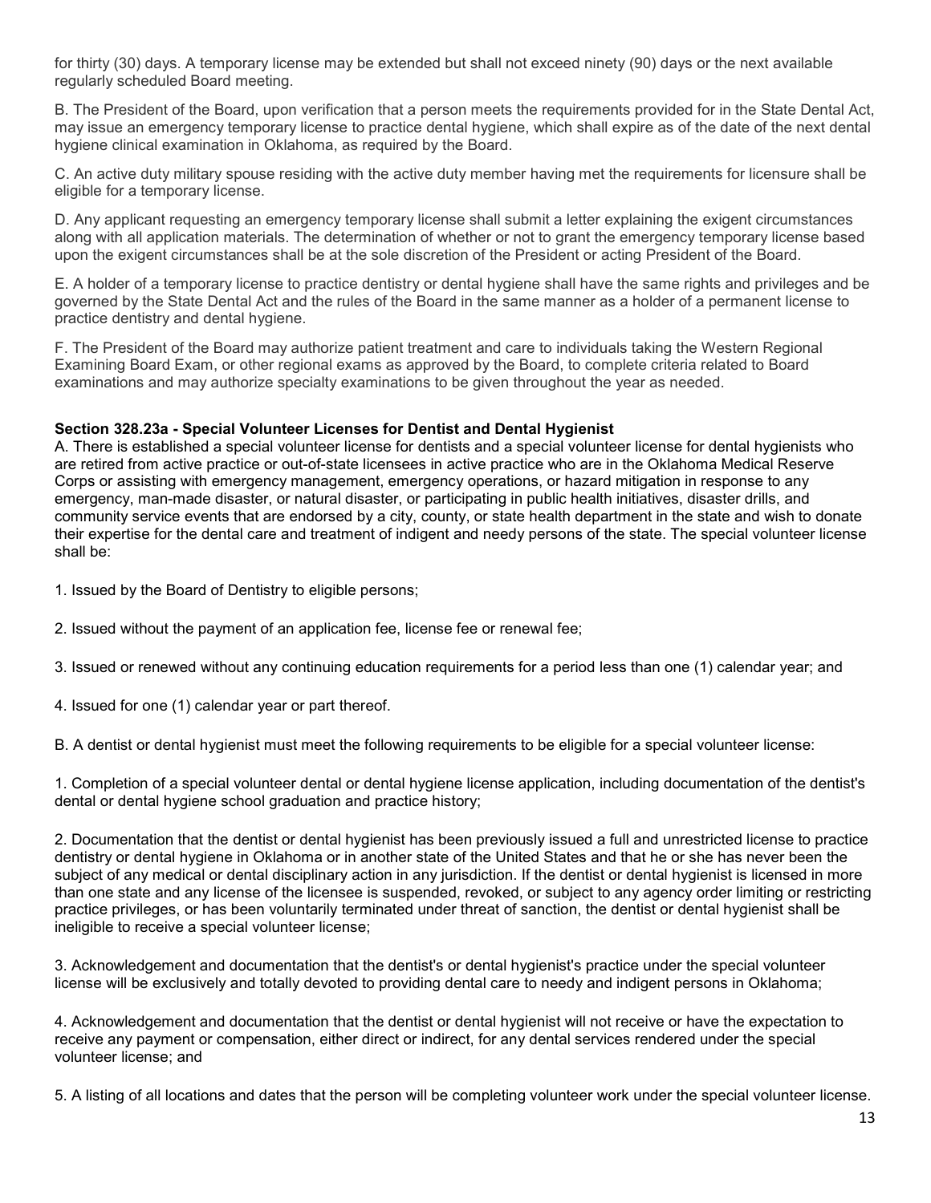for thirty (30) days. A temporary license may be extended but shall not exceed ninety (90) days or the next available regularly scheduled Board meeting.

B. The President of the Board, upon verification that a person meets the requirements provided for in the State Dental Act, may issue an emergency temporary license to practice dental hygiene, which shall expire as of the date of the next dental hygiene clinical examination in Oklahoma, as required by the Board.

C. An active duty military spouse residing with the active duty member having met the requirements for licensure shall be eligible for a temporary license.

D. Any applicant requesting an emergency temporary license shall submit a letter explaining the exigent circumstances along with all application materials. The determination of whether or not to grant the emergency temporary license based upon the exigent circumstances shall be at the sole discretion of the President or acting President of the Board.

E. A holder of a temporary license to practice dentistry or dental hygiene shall have the same rights and privileges and be governed by the State Dental Act and the rules of the Board in the same manner as a holder of a permanent license to practice dentistry and dental hygiene.

F. The President of the Board may authorize patient treatment and care to individuals taking the Western Regional Examining Board Exam, or other regional exams as approved by the Board, to complete criteria related to Board examinations and may authorize specialty examinations to be given throughout the year as needed.

**Section 328.23a - Special Volunteer Licenses for Dentist and Dental Hygienist**

A. There is established a special volunteer license for dentists and a special volunteer license for dental hygienists who are retired from active practice or out-of-state licensees in active practice who are in the Oklahoma Medical Reserve Corps or assisting with emergency management, emergency operations, or hazard mitigation in response to any emergency, man-made disaster, or natural disaster, or participating in public health initiatives, disaster drills, and community service events that are endorsed by a city, county, or state health department in the state and wish to donate their expertise for the dental care and treatment of indigent and needy persons of the state. The special volunteer license shall be:

1. Issued by the Board of Dentistry to eligible persons;

2. Issued without the payment of an application fee, license fee or renewal fee;

3. Issued or renewed without any continuing education requirements for a period less than one (1) calendar year; and

4. Issued for one (1) calendar year or part thereof.

B. A dentist or dental hygienist must meet the following requirements to be eligible for a special volunteer license:

1. Completion of a special volunteer dental or dental hygiene license application, including documentation of the dentist's dental or dental hygiene school graduation and practice history;

2. Documentation that the dentist or dental hygienist has been previously issued a full and unrestricted license to practice dentistry or dental hygiene in Oklahoma or in another state of the United States and that he or she has never been the subject of any medical or dental disciplinary action in any jurisdiction. If the dentist or dental hygienist is licensed in more than one state and any license of the licensee is suspended, revoked, or subject to any agency order limiting or restricting practice privileges, or has been voluntarily terminated under threat of sanction, the dentist or dental hygienist shall be ineligible to receive a special volunteer license;

3. Acknowledgement and documentation that the dentist's or dental hygienist's practice under the special volunteer license will be exclusively and totally devoted to providing dental care to needy and indigent persons in Oklahoma;

4. Acknowledgement and documentation that the dentist or dental hygienist will not receive or have the expectation to receive any payment or compensation, either direct or indirect, for any dental services rendered under the special volunteer license; and

5. A listing of all locations and dates that the person will be completing volunteer work under the special volunteer license.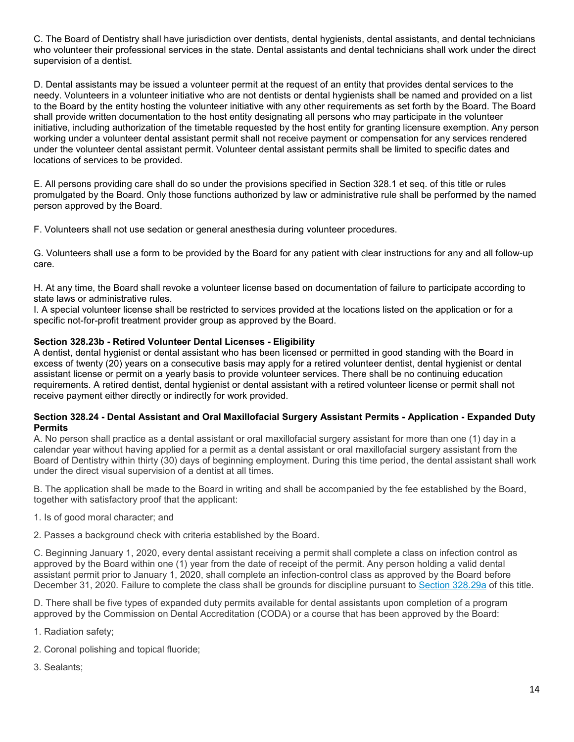C. The Board of Dentistry shall have jurisdiction over dentists, dental hygienists, dental assistants, and dental technicians who volunteer their professional services in the state. Dental assistants and dental technicians shall work under the direct supervision of a dentist.

D. Dental assistants may be issued a volunteer permit at the request of an entity that provides dental services to the needy. Volunteers in a volunteer initiative who are not dentists or dental hygienists shall be named and provided on a list to the Board by the entity hosting the volunteer initiative with any other requirements as set forth by the Board. The Board shall provide written documentation to the host entity designating all persons who may participate in the volunteer initiative, including authorization of the timetable requested by the host entity for granting licensure exemption. Any person working under a volunteer dental assistant permit shall not receive payment or compensation for any services rendered under the volunteer dental assistant permit. Volunteer dental assistant permits shall be limited to specific dates and locations of services to be provided.

E. All persons providing care shall do so under the provisions specified in Section 328.1 et seq. of this title or rules promulgated by the Board. Only those functions authorized by law or administrative rule shall be performed by the named person approved by the Board.

F. Volunteers shall not use sedation or general anesthesia during volunteer procedures.

G. Volunteers shall use a form to be provided by the Board for any patient with clear instructions for any and all follow-up care.

H. At any time, the Board shall revoke a volunteer license based on documentation of failure to participate according to state laws or administrative rules.

I. A special volunteer license shall be restricted to services provided at the locations listed on the application or for a specific not-for-profit treatment provider group as approved by the Board.

**Section 328.23b - Retired Volunteer Dental Licenses - Eligibility**

A dentist, dental hygienist or dental assistant who has been licensed or permitted in good standing with the Board in excess of twenty (20) years on a consecutive basis may apply for a retired volunteer dentist, dental hygienist or dental assistant license or permit on a yearly basis to provide volunteer services. There shall be no continuing education requirements. A retired dentist, dental hygienist or dental assistant with a retired volunteer license or permit shall not receive payment either directly or indirectly for work provided.

**Section 328.24 - Dental Assistant and Oral Maxillofacial Surgery Assistant Permits - Application - Expanded Duty Permits**

A. No person shall practice as a dental assistant or oral maxillofacial surgery assistant for more than one (1) day in a calendar year without having applied for a permit as a dental assistant or oral maxillofacial surgery assistant from the Board of Dentistry within thirty (30) days of beginning employment. During this time period, the dental assistant shall work under the direct visual supervision of a dentist at all times.

B. The application shall be made to the Board in writing and shall be accompanied by the fee established by the Board, together with satisfactory proof that the applicant:

1. Is of good moral character; and

2. Passes a background check with criteria established by the Board.

C. Beginning January 1, 2020, every dental assistant receiving a permit shall complete a class on infection control as approved by the Board within one (1) year from the date of receipt of the permit. Any person holding a valid dental assistant permit prior to January 1, 2020, shall complete an infection-control class as approved by the Board before December 31, 2020. Failure to complete the class shall be grounds for discipline pursuant to Section 328.29a of this title.

D. There shall be five types of expanded duty permits available for dental assistants upon completion of a program approved by the Commission on Dental Accreditation (CODA) or a course that has been approved by the Board:

1. Radiation safety;

2. Coronal polishing and topical fluoride;

3. Sealants;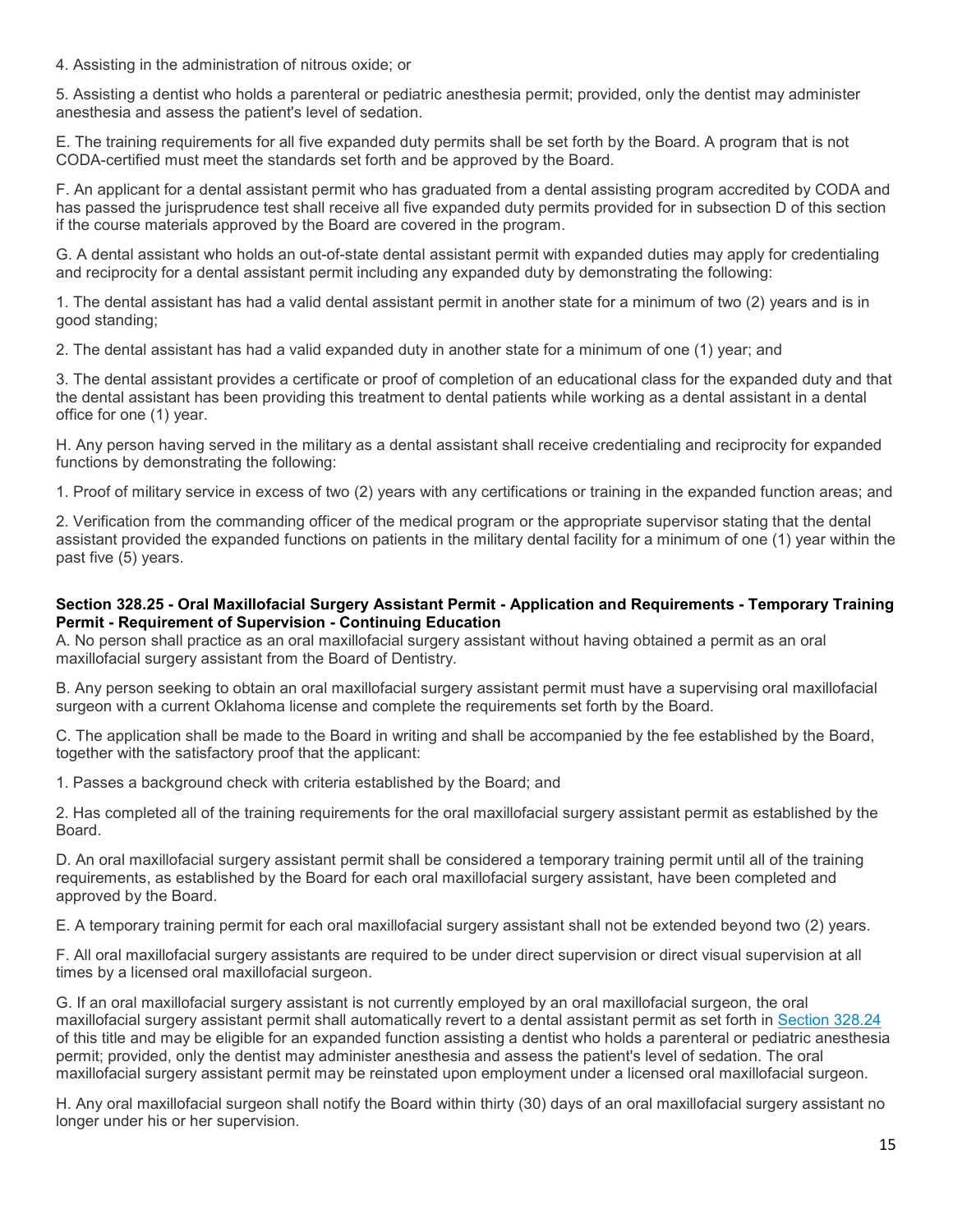4. Assisting in the administration of nitrous oxide; or

5. Assisting a dentist who holds a parenteral or pediatric anesthesia permit; provided, only the dentist may administer anesthesia and assess the patient's level of sedation.

E. The training requirements for all five expanded duty permits shall be set forth by the Board. A program that is not CODA-certified must meet the standards set forth and be approved by the Board.

F. An applicant for a dental assistant permit who has graduated from a dental assisting program accredited by CODA and has passed the jurisprudence test shall receive all five expanded duty permits provided for in subsection D of this section if the course materials approved by the Board are covered in the program.

G. A dental assistant who holds an out-of-state dental assistant permit with expanded duties may apply for credentialing and reciprocity for a dental assistant permit including any expanded duty by demonstrating the following:

1. The dental assistant has had a valid dental assistant permit in another state for a minimum of two (2) years and is in good standing;

2. The dental assistant has had a valid expanded duty in another state for a minimum of one (1) year; and

3. The dental assistant provides a certificate or proof of completion of an educational class for the expanded duty and that the dental assistant has been providing this treatment to dental patients while working as a dental assistant in a dental office for one (1) year.

H. Any person having served in the military as a dental assistant shall receive credentialing and reciprocity for expanded functions by demonstrating the following:

1. Proof of military service in excess of two (2) years with any certifications or training in the expanded function areas; and

2. Verification from the commanding officer of the medical program or the appropriate supervisor stating that the dental assistant provided the expanded functions on patients in the military dental facility for a minimum of one (1) year within the past five (5) years.

**Section 328.25 - Oral Maxillofacial Surgery Assistant Permit - Application and Requirements - Temporary Training Permit - Requirement of Supervision - Continuing Education**

A. No person shall practice as an oral maxillofacial surgery assistant without having obtained a permit as an oral maxillofacial surgery assistant from the Board of Dentistry.

B. Any person seeking to obtain an oral maxillofacial surgery assistant permit must have a supervising oral maxillofacial surgeon with a current Oklahoma license and complete the requirements set forth by the Board.

C. The application shall be made to the Board in writing and shall be accompanied by the fee established by the Board, together with the satisfactory proof that the applicant:

1. Passes a background check with criteria established by the Board; and

2. Has completed all of the training requirements for the oral maxillofacial surgery assistant permit as established by the Board.

D. An oral maxillofacial surgery assistant permit shall be considered a temporary training permit until all of the training requirements, as established by the Board for each oral maxillofacial surgery assistant, have been completed and approved by the Board.

E. A temporary training permit for each oral maxillofacial surgery assistant shall not be extended beyond two (2) years.

F. All oral maxillofacial surgery assistants are required to be under direct supervision or direct visual supervision at all times by a licensed oral maxillofacial surgeon.

G. If an oral maxillofacial surgery assistant is not currently employed by an oral maxillofacial surgeon, the oral maxillofacial surgery assistant permit shall automatically revert to a dental assistant permit as set forth in Section 328.24 of this title and may be eligible for an expanded function assisting a dentist who holds a parenteral or pediatric anesthesia permit; provided, only the dentist may administer anesthesia and assess the patient's level of sedation. The oral maxillofacial surgery assistant permit may be reinstated upon employment under a licensed oral maxillofacial surgeon.

H. Any oral maxillofacial surgeon shall notify the Board within thirty (30) days of an oral maxillofacial surgery assistant no longer under his or her supervision.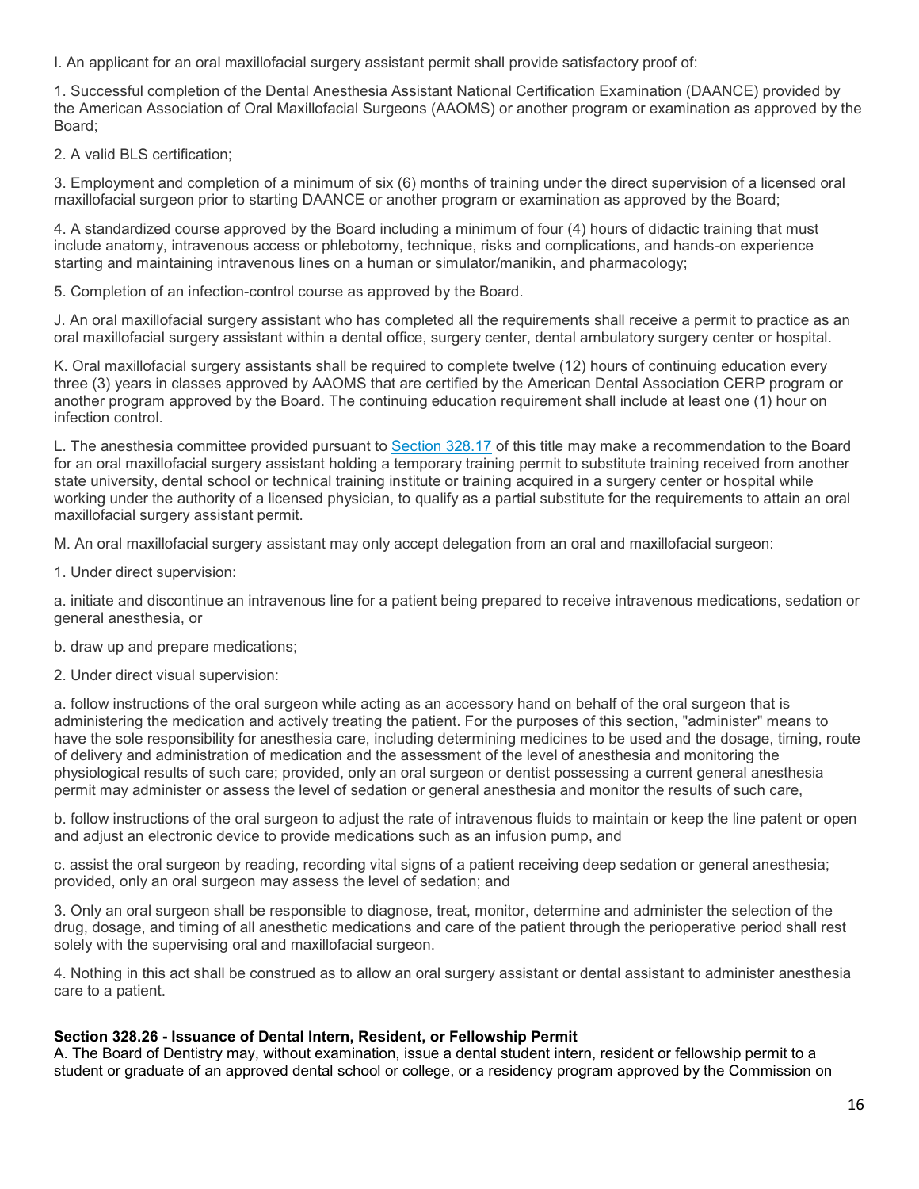I. An applicant for an oral maxillofacial surgery assistant permit shall provide satisfactory proof of:

1. Successful completion of the Dental Anesthesia Assistant National Certification Examination (DAANCE) provided by the American Association of Oral Maxillofacial Surgeons (AAOMS) or another program or examination as approved by the Board;

2. A valid BLS certification;

3. Employment and completion of a minimum of six (6) months of training under the direct supervision of a licensed oral maxillofacial surgeon prior to starting DAANCE or another program or examination as approved by the Board;

4. A standardized course approved by the Board including a minimum of four (4) hours of didactic training that must include anatomy, intravenous access or phlebotomy, technique, risks and complications, and hands-on experience starting and maintaining intravenous lines on a human or simulator/manikin, and pharmacology;

5. Completion of an infection-control course as approved by the Board.

J. An oral maxillofacial surgery assistant who has completed all the requirements shall receive a permit to practice as an oral maxillofacial surgery assistant within a dental office, surgery center, dental ambulatory surgery center or hospital.

K. Oral maxillofacial surgery assistants shall be required to complete twelve (12) hours of continuing education every three (3) years in classes approved by AAOMS that are certified by the American Dental Association CERP program or another program approved by the Board. The continuing education requirement shall include at least one (1) hour on infection control.

L. The anesthesia committee provided pursuant to Section 328.17 of this title may make a recommendation to the Board for an oral maxillofacial surgery assistant holding a temporary training permit to substitute training received from another state university, dental school or technical training institute or training acquired in a surgery center or hospital while working under the authority of a licensed physician, to qualify as a partial substitute for the requirements to attain an oral maxillofacial surgery assistant permit.

M. An oral maxillofacial surgery assistant may only accept delegation from an oral and maxillofacial surgeon:

1. Under direct supervision:

a. initiate and discontinue an intravenous line for a patient being prepared to receive intravenous medications, sedation or general anesthesia, or

b. draw up and prepare medications;

2. Under direct visual supervision:

a. follow instructions of the oral surgeon while acting as an accessory hand on behalf of the oral surgeon that is administering the medication and actively treating the patient. For the purposes of this section, "administer" means to have the sole responsibility for anesthesia care, including determining medicines to be used and the dosage, timing, route of delivery and administration of medication and the assessment of the level of anesthesia and monitoring the physiological results of such care; provided, only an oral surgeon or dentist possessing a current general anesthesia permit may administer or assess the level of sedation or general anesthesia and monitor the results of such care,

b. follow instructions of the oral surgeon to adjust the rate of intravenous fluids to maintain or keep the line patent or open and adjust an electronic device to provide medications such as an infusion pump, and

c. assist the oral surgeon by reading, recording vital signs of a patient receiving deep sedation or general anesthesia; provided, only an oral surgeon may assess the level of sedation; and

3. Only an oral surgeon shall be responsible to diagnose, treat, monitor, determine and administer the selection of the drug, dosage, and timing of all anesthetic medications and care of the patient through the perioperative period shall rest solely with the supervising oral and maxillofacial surgeon.

4. Nothing in this act shall be construed as to allow an oral surgery assistant or dental assistant to administer anesthesia care to a patient.

### Section 328.26 - Issuance of Dental Intern, Resident, or Fellowship Permit

A. The Board of Dentistry may, without examination, issue a dental student intern, resident or fellowship permit to a student or graduate of an approved dental school or college, or a residency program approved by the Commission on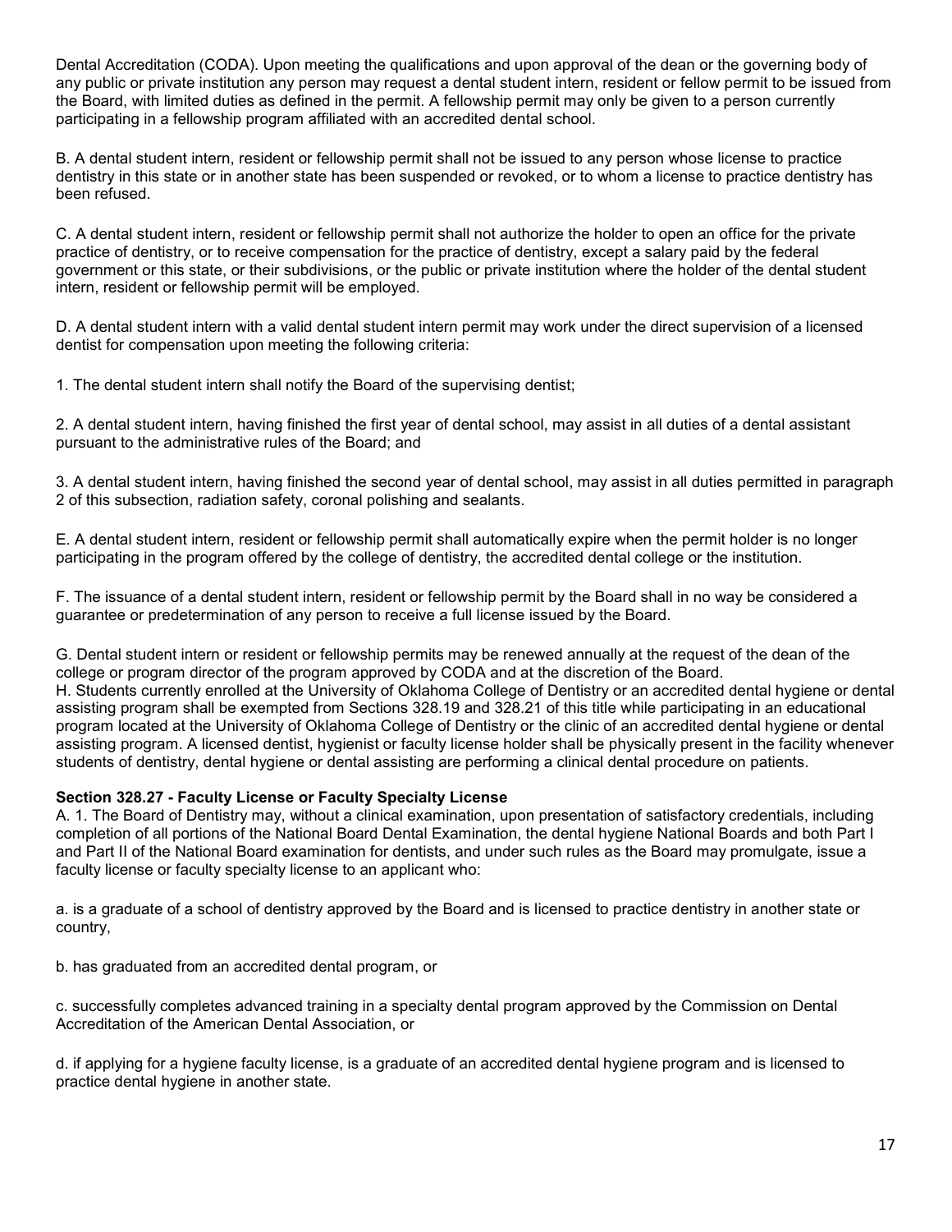Dental Accreditation (CODA). Upon meeting the qualifications and upon approval of the dean or the governing body of any public or private institution any person may request a dental student intern, resident or fellow permit to be issued from the Board, with limited duties as defined in the permit. A fellowship permit may only be given to a person currently participating in a fellowship program affiliated with an accredited dental school.

B. A dental student intern, resident or fellowship permit shall not be issued to any person whose license to practice dentistry in this state or in another state has been suspended or revoked, or to whom a license to practice dentistry has been refused.

C. A dental student intern, resident or fellowship permit shall not authorize the holder to open an office for the private practice of dentistry, or to receive compensation for the practice of dentistry, except a salary paid by the federal government or this state, or their subdivisions, or the public or private institution where the holder of the dental student intern, resident or fellowship permit will be employed.

D. A dental student intern with a valid dental student intern permit may work under the direct supervision of a licensed dentist for compensation upon meeting the following criteria:

1. The dental student intern shall notify the Board of the supervising dentist;

2. A dental student intern, having finished the first year of dental school, may assist in all duties of a dental assistant pursuant to the administrative rules of the Board; and

3. A dental student intern, having finished the second year of dental school, may assist in all duties permitted in paragraph 2 of this subsection, radiation safety, coronal polishing and sealants.

E. A dental student intern, resident or fellowship permit shall automatically expire when the permit holder is no longer participating in the program offered by the college of dentistry, the accredited dental college or the institution.

F. The issuance of a dental student intern, resident or fellowship permit by the Board shall in no way be considered a guarantee or predetermination of any person to receive a full license issued by the Board.

G. Dental student intern or resident or fellowship permits may be renewed annually at the request of the dean of the college or program director of the program approved by CODA and at the discretion of the Board.

H. Students currently enrolled at the University of Oklahoma College of Dentistry or an accredited dental hygiene or dental assisting program shall be exempted from Sections 328.19 and 328.21 of this title while participating in an educational program located at the University of Oklahoma College of Dentistry or the clinic of an accredited dental hygiene or dental assisting program. A licensed dentist, hygienist or faculty license holder shall be physically present in the facility whenever students of dentistry, dental hygiene or dental assisting are performing a clinical dental procedure on patients.

**Section 328.27 - Faculty License or Faculty Specialty License**

A. 1. The Board of Dentistry may, without a clinical examination, upon presentation of satisfactory credentials, including completion of all portions of the National Board Dental Examination, the dental hygiene National Boards and both Part I and Part II of the National Board examination for dentists, and under such rules as the Board may promulgate, issue a faculty license or faculty specialty license to an applicant who:

a. is a graduate of a school of dentistry approved by the Board and is licensed to practice dentistry in another state or country,

b. has graduated from an accredited dental program, or

c. successfully completes advanced training in a specialty dental program approved by the Commission on Dental Accreditation of the American Dental Association, or

d. if applying for a hygiene faculty license, is a graduate of an accredited dental hygiene program and is licensed to practice dental hygiene in another state.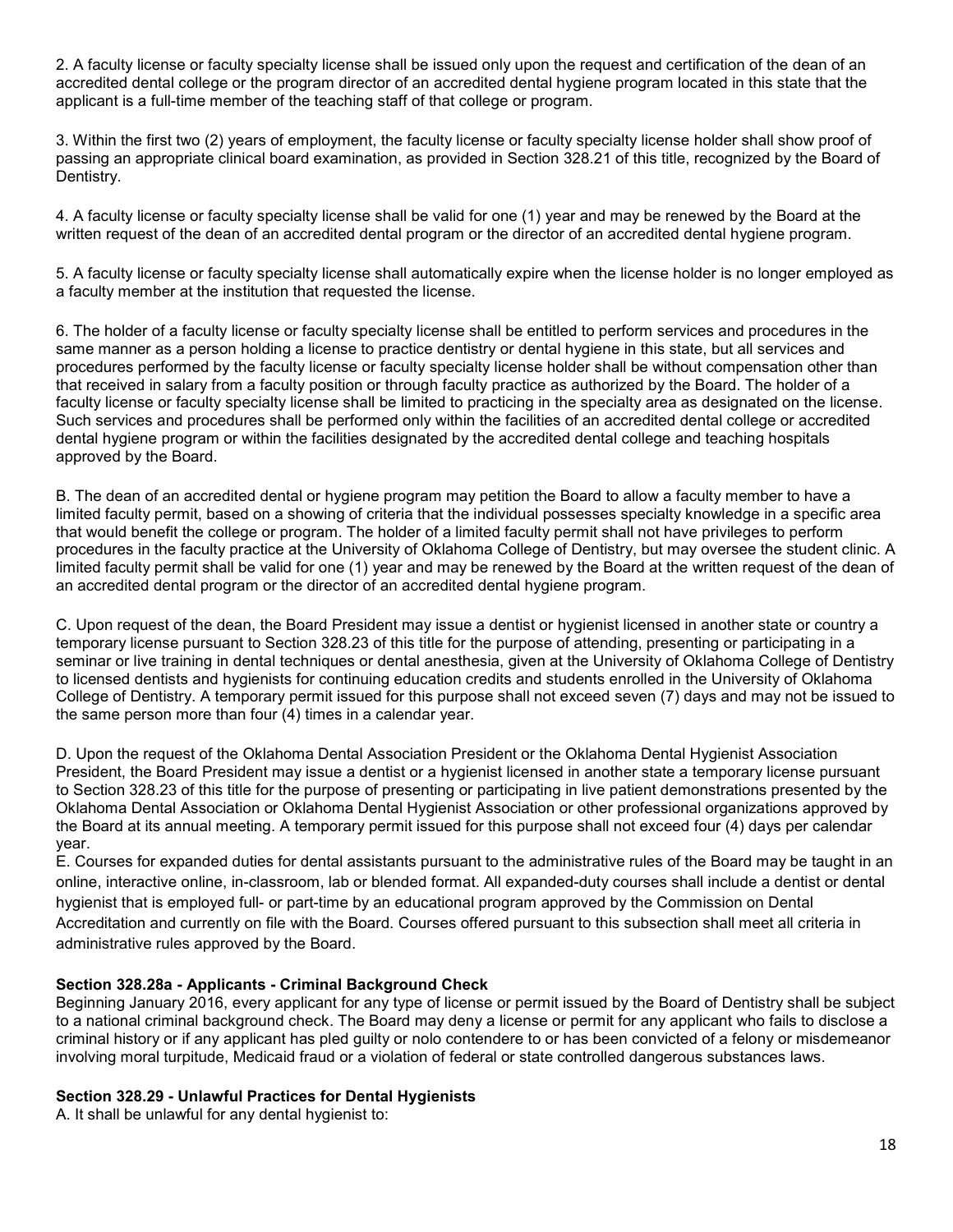2. A faculty license or faculty specialty license shall be issued only upon the request and certification of the dean of an accredited dental college or the program director of an accredited dental hygiene program located in this state that the applicant is a full-time member of the teaching staff of that college or program.

3. Within the first two (2) years of employment, the faculty license or faculty specialty license holder shall show proof of passing an appropriate clinical board examination, as provided in Section 328.21 of this title, recognized by the Board of Dentistry.

4. A faculty license or faculty specialty license shall be valid for one (1) year and may be renewed by the Board at the written request of the dean of an accredited dental program or the director of an accredited dental hygiene program.

5. A faculty license or faculty specialty license shall automatically expire when the license holder is no longer employed as a faculty member at the institution that requested the license.

6. The holder of a faculty license or faculty specialty license shall be entitled to perform services and procedures in the same manner as a person holding a license to practice dentistry or dental hygiene in this state, but all services and procedures performed by the faculty license or faculty specialty license holder shall be without compensation other than that received in salary from a faculty position or through faculty practice as authorized by the Board. The holder of a faculty license or faculty specialty license shall be limited to practicing in the specialty area as designated on the license. Such services and procedures shall be performed only within the facilities of an accredited dental college or accredited dental hygiene program or within the facilities designated by the accredited dental college and teaching hospitals approved by the Board.

B. The dean of an accredited dental or hygiene program may petition the Board to allow a faculty member to have a limited faculty permit, based on a showing of criteria that the individual possesses specialty knowledge in a specific area that would benefit the college or program. The holder of a limited faculty permit shall not have privileges to perform procedures in the faculty practice at the University of Oklahoma College of Dentistry, but may oversee the student clinic. A limited faculty permit shall be valid for one (1) year and may be renewed by the Board at the written request of the dean of an accredited dental program or the director of an accredited dental hygiene program.

C. Upon request of the dean, the Board President may issue a dentist or hygienist licensed in another state or country a temporary license pursuant to Section 328.23 of this title for the purpose of attending, presenting or participating in a seminar or live training in dental techniques or dental anesthesia, given at the University of Oklahoma College of Dentistry to licensed dentists and hygienists for continuing education credits and students enrolled in the University of Oklahoma College of Dentistry. A temporary permit issued for this purpose shall not exceed seven (7) days and may not be issued to the same person more than four (4) times in a calendar year.

D. Upon the request of the Oklahoma Dental Association President or the Oklahoma Dental Hygienist Association President, the Board President may issue a dentist or a hygienist licensed in another state a temporary license pursuant to Section 328.23 of this title for the purpose of presenting or participating in live patient demonstrations presented by the Oklahoma Dental Association or Oklahoma Dental Hygienist Association or other professional organizations approved by the Board at its annual meeting. A temporary permit issued for this purpose shall not exceed four (4) days per calendar year.

E. Courses for expanded duties for dental assistants pursuant to the administrative rules of the Board may be taught in an online, interactive online, in-classroom, lab or blended format. All expanded-duty courses shall include a dentist or dental hygienist that is employed full- or part-time by an educational program approved by the Commission on Dental Accreditation and currently on file with the Board. Courses offered pursuant to this subsection shall meet all criteria in administrative rules approved by the Board.

**Section 328.28a - Applicants - Criminal Background Check**

Beginning January 2016, every applicant for any type of license or permit issued by the Board of Dentistry shall be subject to a national criminal background check. The Board may deny a license or permit for any applicant who fails to disclose a criminal history or if any applicant has pled guilty or nolo contendere to or has been convicted of a felony or misdemeanor involving moral turpitude, Medicaid fraud or a violation of federal or state controlled dangerous substances laws.

**Section 328.29 - Unlawful Practices for Dental Hygienists**

A. It shall be unlawful for any dental hygienist to: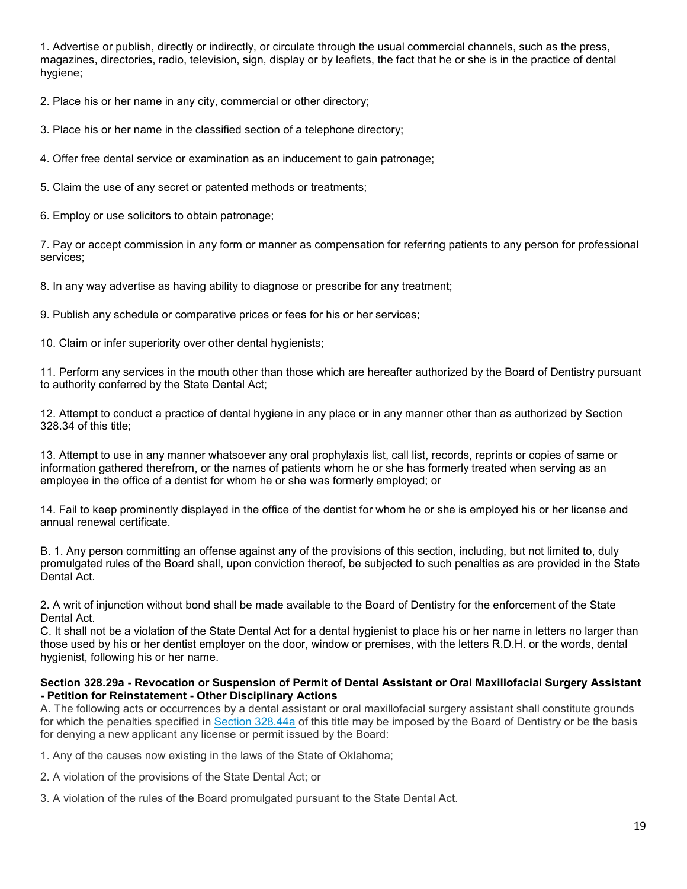1. Advertise or publish, directly or indirectly, or circulate through the usual commercial channels, such as the press, magazines, directories, radio, television, sign, display or by leaflets, the fact that he or she is in the practice of dental hygiene;

2. Place his or her name in any city, commercial or other directory;

3. Place his or her name in the classified section of a telephone directory;

4. Offer free dental service or examination as an inducement to gain patronage;

5. Claim the use of any secret or patented methods or treatments;

6. Employ or use solicitors to obtain patronage;

7. Pay or accept commission in any form or manner as compensation for referring patients to any person for professional services;

8. In any way advertise as having ability to diagnose or prescribe for any treatment;

9. Publish any schedule or comparative prices or fees for his or her services;

10. Claim or infer superiority over other dental hygienists;

11. Perform any services in the mouth other than those which are hereafter authorized by the Board of Dentistry pursuant to authority conferred by the State Dental Act;

12. Attempt to conduct a practice of dental hygiene in any place or in any manner other than as authorized by Section 328.34 of this title;

13. Attempt to use in any manner whatsoever any oral prophylaxis list, call list, records, reprints or copies of same or information gathered therefrom, or the names of patients whom he or she has formerly treated when serving as an employee in the office of a dentist for whom he or she was formerly employed; or

14. Fail to keep prominently displayed in the office of the dentist for whom he or she is employed his or her license and annual renewal certificate.

B. 1. Any person committing an offense against any of the provisions of this section, including, but not limited to, duly promulgated rules of the Board shall, upon conviction thereof, be subjected to such penalties as are provided in the State Dental Act.

2. A writ of injunction without bond shall be made available to the Board of Dentistry for the enforcement of the State Dental Act.

C. It shall not be a violation of the State Dental Act for a dental hygienist to place his or her name in letters no larger than those used by his or her dentist employer on the door, window or premises, with the letters R.D.H. or the words, dental hygienist, following his or her name.

**Section 328.29a - Revocation or Suspension of Permit of Dental Assistant or Oral Maxillofacial Surgery Assistant - Petition for Reinstatement - Other Disciplinary Actions**

A. The following acts or occurrences by a dental assistant or oral maxillofacial surgery assistant shall constitute grounds for which the penalties specified in Section 328.44a of this title may be imposed by the Board of Dentistry or be the basis for denying a new applicant any license or permit issued by the Board:

1. Any of the causes now existing in the laws of the State of Oklahoma;

2. A violation of the provisions of the State Dental Act; or

3. A violation of the rules of the Board promulgated pursuant to the State Dental Act.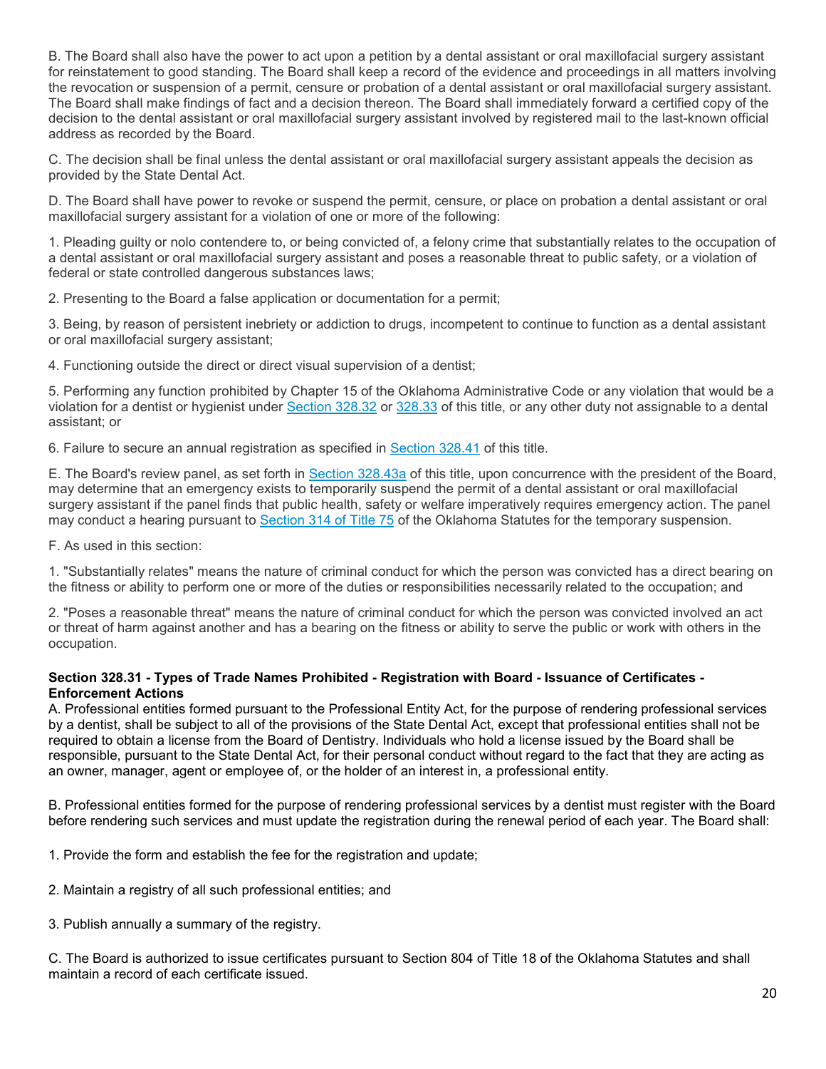B. The Board shall also have the power to act upon a petition by a dental assistant or oral maxillofacial surgery assistant for reinstatement to good standing. The Board shall keep a record of the evidence and proceedings in all matters involving the revocation or suspension of a permit, censure or probation of a dental assistant or oral maxillofacial surgery assistant. The Board shall make findings of fact and a decision thereon. The Board shall immediately forward a certified copy of the decision to the dental assistant or oral maxillofacial surgery assistant involved by registered mail to the last-known official address as recorded by the Board.

C. The decision shall be final unless the dental assistant or oral maxillofacial surgery assistant appeals the decision as provided by the State Dental Act.

D. The Board shall have power to revoke or suspend the permit, censure, or place on probation a dental assistant or oral maxillofacial surgery assistant for a violation of one or more of the following:

1. Pleading guilty or nolo contendere to, or being convicted of, a felony crime that substantially relates to the occupation of a dental assistant or oral maxillofacial surgery assistant and poses a reasonable threat to public safety, or a violation of federal or state controlled dangerous substances laws;

2. Presenting to the Board a false application or documentation for a permit;

3. Being, by reason of persistent inebriety or addiction to drugs, incompetent to continue to function as a dental assistant or oral maxillofacial surgery assistant;

4. Functioning outside the direct or direct visual supervision of a dentist;

5. Performing any function prohibited by Chapter 15 of the Oklahoma Administrative Code or any violation that would be a violation for a dentist or hygienist under Section 328.32 or 328.33 of this title, or any other duty not assignable to a dental assistant; or

6. Failure to secure an annual registration as specified in Section 328.41 of this title.

E. The Board's review panel, as set forth in Section 328.43a of this title, upon concurrence with the president of the Board, may determine that an emergency exists to temporarily suspend the permit of a dental assistant or oral maxillofacial surgery assistant if the panel finds that public health, safety or welfare imperatively requires emergency action. The panel may conduct a hearing pursuant to Section 314 of Title 75 of the Oklahoma Statutes for the temporary suspension.

F. As used in this section:

1. "Substantially relates" means the nature of criminal conduct for which the person was convicted has a direct bearing on the fitness or ability to perform one or more of the duties or responsibilities necessarily related to the occupation; and

2. "Poses a reasonable threat" means the nature of criminal conduct for which the person was convicted involved an act or threat of harm against another and has a bearing on the fitness or ability to serve the public or work with others in the occupation.

**Section 328.31 - Types of Trade Names Prohibited - Registration with Board - Issuance of Certificates - Enforcement Actions**

A. Professional entities formed pursuant to the Professional Entity Act, for the purpose of rendering professional services by a dentist, shall be subject to all of the provisions of the State Dental Act, except that professional entities shall not be required to obtain a license from the Board of Dentistry. Individuals who hold a license issued by the Board shall be responsible, pursuant to the State Dental Act, for their personal conduct without regard to the fact that they are acting as an owner, manager, agent or employee of, or the holder of an interest in, a professional entity.

B. Professional entities formed for the purpose of rendering professional services by a dentist must register with the Board before rendering such services and must update the registration during the renewal period of each year. The Board shall:

1. Provide the form and establish the fee for the registration and update;

2. Maintain a registry of all such professional entities; and

3. Publish annually a summary of the registry.

C. The Board is authorized to issue certificates pursuant to Section 804 of Title 18 of the Oklahoma Statutes and shall maintain a record of each certificate issued.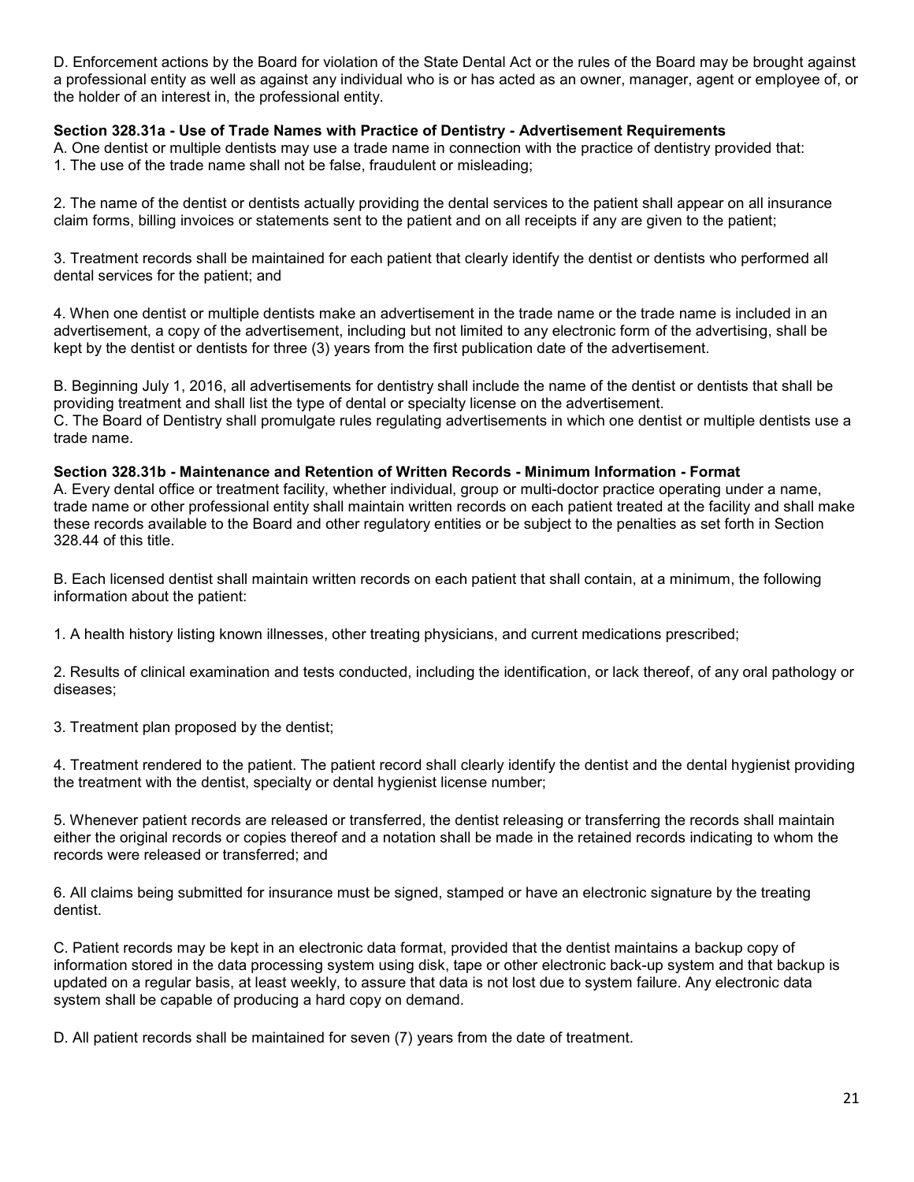D. Enforcement actions by the Board for violation of the State Dental Act or the rules of the Board may be brought against a professional entity as well as against any individual who is or has acted as an owner, manager, agent or employee of, or the holder of an interest in, the professional entity.

**Section 328.31a - Use of Trade Names with Practice of Dentistry - Advertisement Requirements**

A. One dentist or multiple dentists may use a trade name in connection with the practice of dentistry provided that:

1. The use of the trade name shall not be false, fraudulent or misleading;

2. The name of the dentist or dentists actually providing the dental services to the patient shall appear on all insurance claim forms, billing invoices or statements sent to the patient and on all receipts if any are given to the patient;

3. Treatment records shall be maintained for each patient that clearly identify the dentist or dentists who performed all dental services for the patient; and

4. When one dentist or multiple dentists make an advertisement in the trade name or the trade name is included in an advertisement, a copy of the advertisement, including but not limited to any electronic form of the advertising, shall be kept by the dentist or dentists for three (3) years from the first publication date of the advertisement.

B. Beginning July 1, 2016, all advertisements for dentistry shall include the name of the dentist or dentists that shall be providing treatment and shall list the type of dental or specialty license on the advertisement.

C. The Board of Dentistry shall promulgate rules regulating advertisements in which one dentist or multiple dentists use a trade name.

**Section 328.31b - Maintenance and Retention of Written Records - Minimum Information - Format**

A. Every dental office or treatment facility, whether individual, group or multi-doctor practice operating under a name, trade name or other professional entity shall maintain written records on each patient treated at the facility and shall make these records available to the Board and other regulatory entities or be subject to the penalties as set forth in Section 328.44 of this title.

B. Each licensed dentist shall maintain written records on each patient that shall contain, at a minimum, the following information about the patient:

1. A health history listing known illnesses, other treating physicians, and current medications prescribed;

2. Results of clinical examination and tests conducted, including the identification, or lack thereof, of any oral pathology or diseases;

3. Treatment plan proposed by the dentist;

4. Treatment rendered to the patient. The patient record shall clearly identify the dentist and the dental hygienist providing the treatment with the dentist, specialty or dental hygienist license number;

5. Whenever patient records are released or transferred, the dentist releasing or transferring the records shall maintain either the original records or copies thereof and a notation shall be made in the retained records indicating to whom the records were released or transferred; and

6. All claims being submitted for insurance must be signed, stamped or have an electronic signature by the treating dentist.

C. Patient records may be kept in an electronic data format, provided that the dentist maintains a backup copy of information stored in the data processing system using disk, tape or other electronic back-up system and that backup is updated on a regular basis, at least weekly, to assure that data is not lost due to system failure. Any electronic data system shall be capable of producing a hard copy on demand.

D. All patient records shall be maintained for seven (7) years from the date of treatment.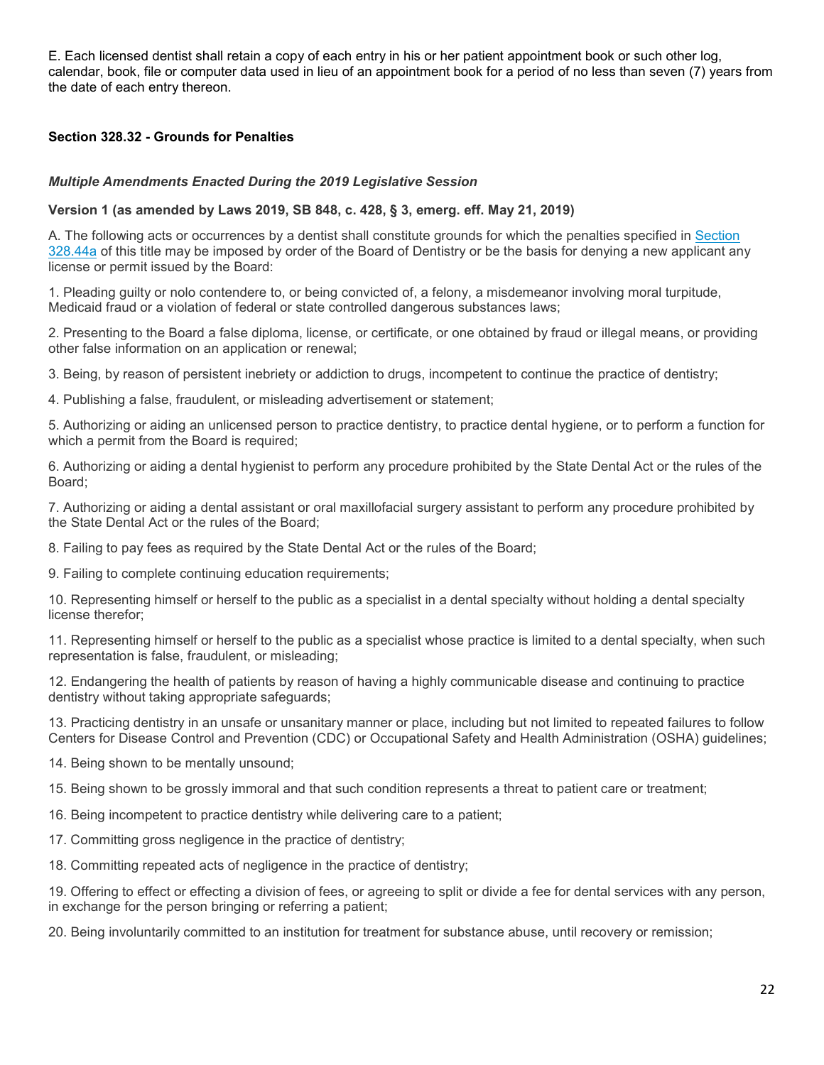E. Each licensed dentist shall retain a copy of each entry in his or her patient appointment book or such other log, calendar, book, file or computer data used in lieu of an appointment book for a period of no less than seven (7) years from the date of each entry thereon.

### Section 328.32 - Grounds for Penalties

***Multiple Amendments Enacted During the 2019 Legislative Session***

**Version 1 (as amended by Laws 2019, SB 848, c. 428, § 3, emerg. eff. May 21, 2019)**

A. The following acts or occurrences by a dentist shall constitute grounds for which the penalties specified in Section 328.44a of this title may be imposed by order of the Board of Dentistry or be the basis for denying a new applicant any license or permit issued by the Board:

1. Pleading guilty or nolo contendere to, or being convicted of, a felony, a misdemeanor involving moral turpitude, Medicaid fraud or a violation of federal or state controlled dangerous substances laws;

2. Presenting to the Board a false diploma, license, or certificate, or one obtained by fraud or illegal means, or providing other false information on an application or renewal;

3. Being, by reason of persistent inebriety or addiction to drugs, incompetent to continue the practice of dentistry;

4. Publishing a false, fraudulent, or misleading advertisement or statement;

5. Authorizing or aiding an unlicensed person to practice dentistry, to practice dental hygiene, or to perform a function for which a permit from the Board is required;

6. Authorizing or aiding a dental hygienist to perform any procedure prohibited by the State Dental Act or the rules of the Board;

7. Authorizing or aiding a dental assistant or oral maxillofacial surgery assistant to perform any procedure prohibited by the State Dental Act or the rules of the Board;

8. Failing to pay fees as required by the State Dental Act or the rules of the Board;

9. Failing to complete continuing education requirements;

10. Representing himself or herself to the public as a specialist in a dental specialty without holding a dental specialty license therefor;

11. Representing himself or herself to the public as a specialist whose practice is limited to a dental specialty, when such representation is false, fraudulent, or misleading;

12. Endangering the health of patients by reason of having a highly communicable disease and continuing to practice dentistry without taking appropriate safeguards;

13. Practicing dentistry in an unsafe or unsanitary manner or place, including but not limited to repeated failures to follow Centers for Disease Control and Prevention (CDC) or Occupational Safety and Health Administration (OSHA) guidelines;

14. Being shown to be mentally unsound;

15. Being shown to be grossly immoral and that such condition represents a threat to patient care or treatment;

16. Being incompetent to practice dentistry while delivering care to a patient;

17. Committing gross negligence in the practice of dentistry;

18. Committing repeated acts of negligence in the practice of dentistry;

19. Offering to effect or effecting a division of fees, or agreeing to split or divide a fee for dental services with any person, in exchange for the person bringing or referring a patient;

20. Being involuntarily committed to an institution for treatment for substance abuse, until recovery or remission;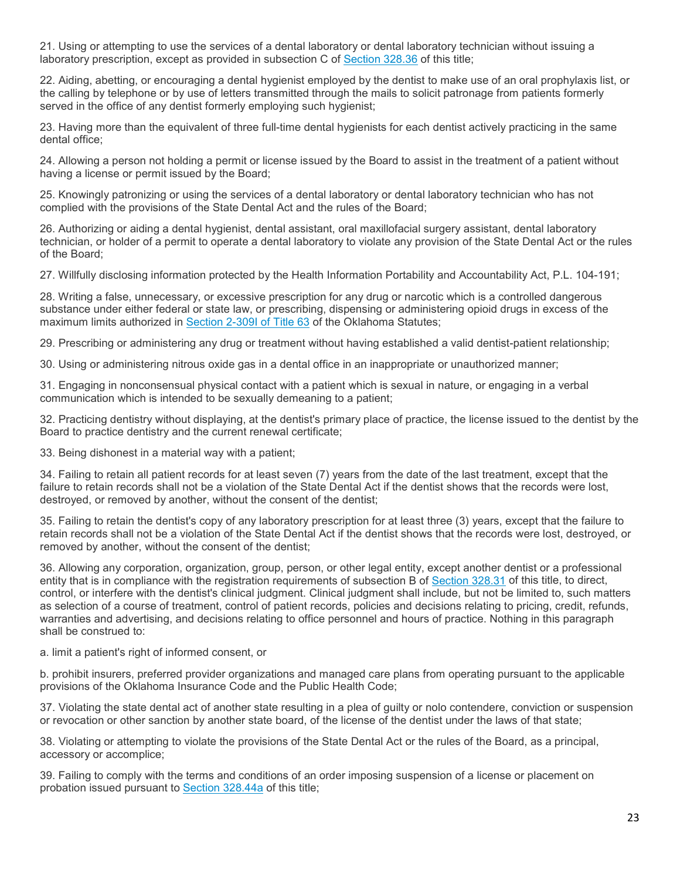21. Using or attempting to use the services of a dental laboratory or dental laboratory technician without issuing a laboratory prescription, except as provided in subsection C of Section 328.36 of this title;

22. Aiding, abetting, or encouraging a dental hygienist employed by the dentist to make use of an oral prophylaxis list, or the calling by telephone or by use of letters transmitted through the mails to solicit patronage from patients formerly served in the office of any dentist formerly employing such hygienist;

23. Having more than the equivalent of three full-time dental hygienists for each dentist actively practicing in the same dental office;

24. Allowing a person not holding a permit or license issued by the Board to assist in the treatment of a patient without having a license or permit issued by the Board;

25. Knowingly patronizing or using the services of a dental laboratory or dental laboratory technician who has not complied with the provisions of the State Dental Act and the rules of the Board;

26. Authorizing or aiding a dental hygienist, dental assistant, oral maxillofacial surgery assistant, dental laboratory technician, or holder of a permit to operate a dental laboratory to violate any provision of the State Dental Act or the rules of the Board;

27. Willfully disclosing information protected by the Health Information Portability and Accountability Act, P.L. 104-191;

28. Writing a false, unnecessary, or excessive prescription for any drug or narcotic which is a controlled dangerous substance under either federal or state law, or prescribing, dispensing or administering opioid drugs in excess of the maximum limits authorized in Section 2-309I of Title 63 of the Oklahoma Statutes;

29. Prescribing or administering any drug or treatment without having established a valid dentist-patient relationship;

30. Using or administering nitrous oxide gas in a dental office in an inappropriate or unauthorized manner;

31. Engaging in nonconsensual physical contact with a patient which is sexual in nature, or engaging in a verbal communication which is intended to be sexually demeaning to a patient;

32. Practicing dentistry without displaying, at the dentist's primary place of practice, the license issued to the dentist by the Board to practice dentistry and the current renewal certificate;

33. Being dishonest in a material way with a patient;

34. Failing to retain all patient records for at least seven (7) years from the date of the last treatment, except that the failure to retain records shall not be a violation of the State Dental Act if the dentist shows that the records were lost, destroyed, or removed by another, without the consent of the dentist;

35. Failing to retain the dentist's copy of any laboratory prescription for at least three (3) years, except that the failure to retain records shall not be a violation of the State Dental Act if the dentist shows that the records were lost, destroyed, or removed by another, without the consent of the dentist;

36. Allowing any corporation, organization, group, person, or other legal entity, except another dentist or a professional entity that is in compliance with the registration requirements of subsection B of Section 328.31 of this title, to direct, control, or interfere with the dentist's clinical judgment. Clinical judgment shall include, but not be limited to, such matters as selection of a course of treatment, control of patient records, policies and decisions relating to pricing, credit, refunds, warranties and advertising, and decisions relating to office personnel and hours of practice. Nothing in this paragraph shall be construed to:

a. limit a patient's right of informed consent, or

b. prohibit insurers, preferred provider organizations and managed care plans from operating pursuant to the applicable provisions of the Oklahoma Insurance Code and the Public Health Code;

37. Violating the state dental act of another state resulting in a plea of guilty or nolo contendere, conviction or suspension or revocation or other sanction by another state board, of the license of the dentist under the laws of that state;

38. Violating or attempting to violate the provisions of the State Dental Act or the rules of the Board, as a principal, accessory or accomplice;

39. Failing to comply with the terms and conditions of an order imposing suspension of a license or placement on probation issued pursuant to Section 328.44a of this title;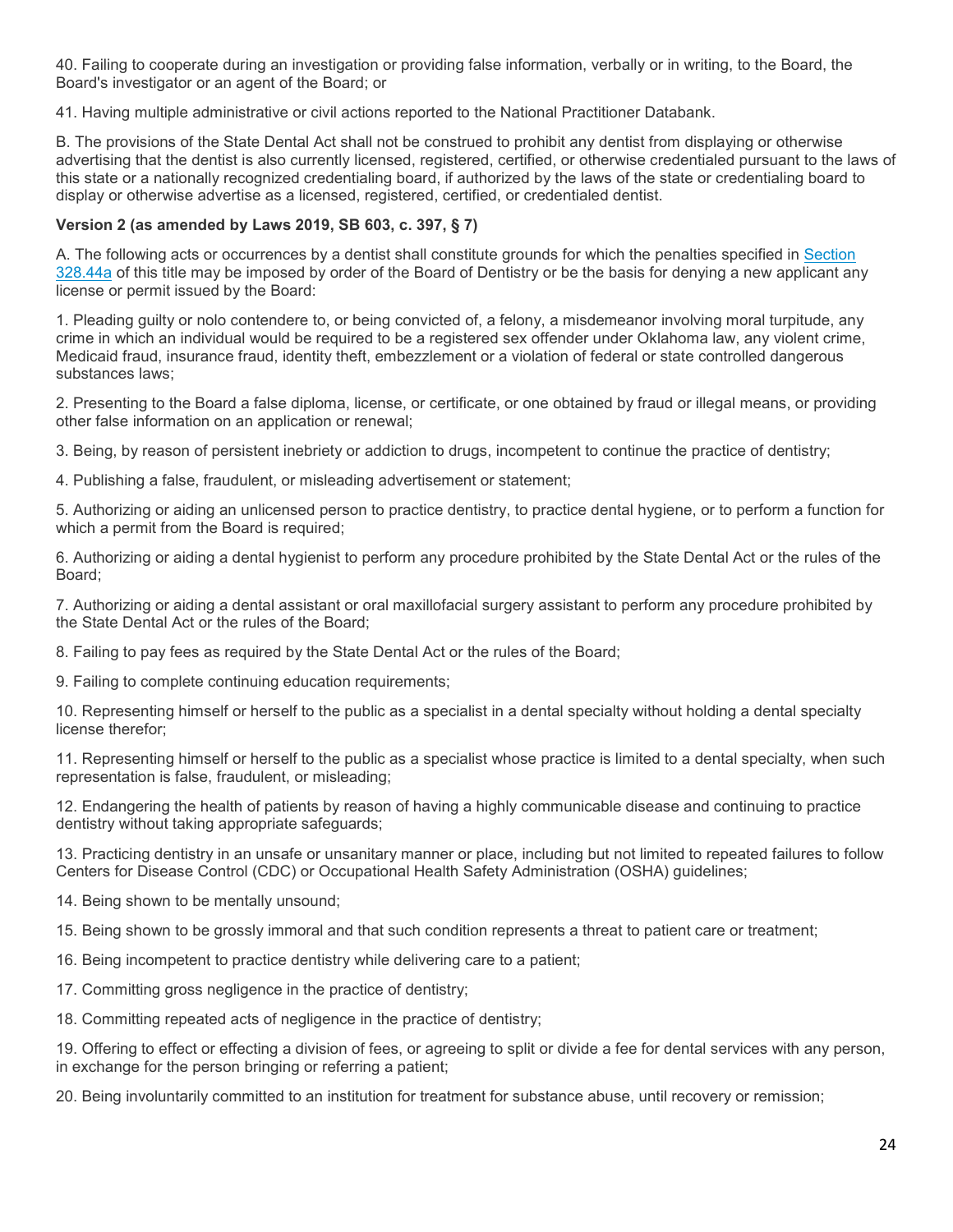40. Failing to cooperate during an investigation or providing false information, verbally or in writing, to the Board, the Board's investigator or an agent of the Board; or

41. Having multiple administrative or civil actions reported to the National Practitioner Databank.

B. The provisions of the State Dental Act shall not be construed to prohibit any dentist from displaying or otherwise advertising that the dentist is also currently licensed, registered, certified, or otherwise credentialed pursuant to the laws of this state or a nationally recognized credentialing board, if authorized by the laws of the state or credentialing board to display or otherwise advertise as a licensed, registered, certified, or credentialed dentist.

**Version 2 (as amended by Laws 2019, SB 603, c. 397, § 7)**

A. The following acts or occurrences by a dentist shall constitute grounds for which the penalties specified in Section 328.44a of this title may be imposed by order of the Board of Dentistry or be the basis for denying a new applicant any license or permit issued by the Board:

1. Pleading guilty or nolo contendere to, or being convicted of, a felony, a misdemeanor involving moral turpitude, any crime in which an individual would be required to be a registered sex offender under Oklahoma law, any violent crime, Medicaid fraud, insurance fraud, identity theft, embezzlement or a violation of federal or state controlled dangerous substances laws;

2. Presenting to the Board a false diploma, license, or certificate, or one obtained by fraud or illegal means, or providing other false information on an application or renewal;

3. Being, by reason of persistent inebriety or addiction to drugs, incompetent to continue the practice of dentistry;

4. Publishing a false, fraudulent, or misleading advertisement or statement;

5. Authorizing or aiding an unlicensed person to practice dentistry, to practice dental hygiene, or to perform a function for which a permit from the Board is required;

6. Authorizing or aiding a dental hygienist to perform any procedure prohibited by the State Dental Act or the rules of the Board;

7. Authorizing or aiding a dental assistant or oral maxillofacial surgery assistant to perform any procedure prohibited by the State Dental Act or the rules of the Board;

8. Failing to pay fees as required by the State Dental Act or the rules of the Board;

9. Failing to complete continuing education requirements;

10. Representing himself or herself to the public as a specialist in a dental specialty without holding a dental specialty license therefor;

11. Representing himself or herself to the public as a specialist whose practice is limited to a dental specialty, when such representation is false, fraudulent, or misleading;

12. Endangering the health of patients by reason of having a highly communicable disease and continuing to practice dentistry without taking appropriate safeguards;

13. Practicing dentistry in an unsafe or unsanitary manner or place, including but not limited to repeated failures to follow Centers for Disease Control (CDC) or Occupational Health Safety Administration (OSHA) guidelines;

14. Being shown to be mentally unsound;

15. Being shown to be grossly immoral and that such condition represents a threat to patient care or treatment;

16. Being incompetent to practice dentistry while delivering care to a patient;

17. Committing gross negligence in the practice of dentistry;

18. Committing repeated acts of negligence in the practice of dentistry;

19. Offering to effect or effecting a division of fees, or agreeing to split or divide a fee for dental services with any person, in exchange for the person bringing or referring a patient;

20. Being involuntarily committed to an institution for treatment for substance abuse, until recovery or remission;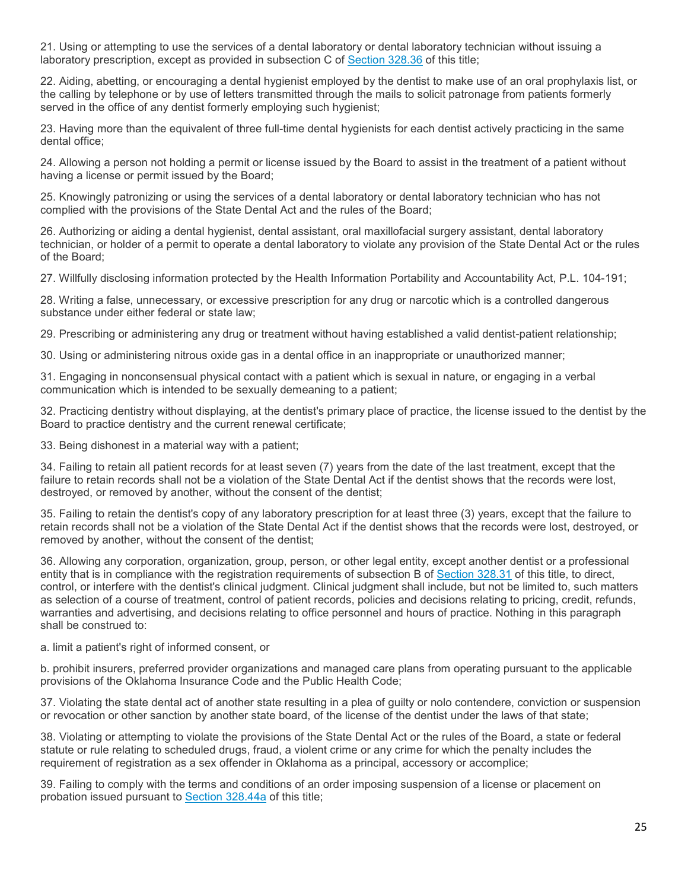21. Using or attempting to use the services of a dental laboratory or dental laboratory technician without issuing a laboratory prescription, except as provided in subsection C of [Section 328.36]() of this title;

22. Aiding, abetting, or encouraging a dental hygienist employed by the dentist to make use of an oral prophylaxis list, or the calling by telephone or by use of letters transmitted through the mails to solicit patronage from patients formerly served in the office of any dentist formerly employing such hygienist;

23. Having more than the equivalent of three full-time dental hygienists for each dentist actively practicing in the same dental office;

24. Allowing a person not holding a permit or license issued by the Board to assist in the treatment of a patient without having a license or permit issued by the Board;

25. Knowingly patronizing or using the services of a dental laboratory or dental laboratory technician who has not complied with the provisions of the State Dental Act and the rules of the Board;

26. Authorizing or aiding a dental hygienist, dental assistant, oral maxillofacial surgery assistant, dental laboratory technician, or holder of a permit to operate a dental laboratory to violate any provision of the State Dental Act or the rules of the Board;

27. Willfully disclosing information protected by the Health Information Portability and Accountability Act, P.L. 104-191;

28. Writing a false, unnecessary, or excessive prescription for any drug or narcotic which is a controlled dangerous substance under either federal or state law;

29. Prescribing or administering any drug or treatment without having established a valid dentist-patient relationship;

30. Using or administering nitrous oxide gas in a dental office in an inappropriate or unauthorized manner;

31. Engaging in nonconsensual physical contact with a patient which is sexual in nature, or engaging in a verbal communication which is intended to be sexually demeaning to a patient;

32. Practicing dentistry without displaying, at the dentist's primary place of practice, the license issued to the dentist by the Board to practice dentistry and the current renewal certificate;

33. Being dishonest in a material way with a patient;

34. Failing to retain all patient records for at least seven (7) years from the date of the last treatment, except that the failure to retain records shall not be a violation of the State Dental Act if the dentist shows that the records were lost, destroyed, or removed by another, without the consent of the dentist;

35. Failing to retain the dentist's copy of any laboratory prescription for at least three (3) years, except that the failure to retain records shall not be a violation of the State Dental Act if the dentist shows that the records were lost, destroyed, or removed by another, without the consent of the dentist;

36. Allowing any corporation, organization, group, person, or other legal entity, except another dentist or a professional entity that is in compliance with the registration requirements of subsection B of [Section 328.31]() of this title, to direct, control, or interfere with the dentist's clinical judgment. Clinical judgment shall include, but not be limited to, such matters as selection of a course of treatment, control of patient records, policies and decisions relating to pricing, credit, refunds, warranties and advertising, and decisions relating to office personnel and hours of practice. Nothing in this paragraph shall be construed to:

a. limit a patient's right of informed consent, or

b. prohibit insurers, preferred provider organizations and managed care plans from operating pursuant to the applicable provisions of the Oklahoma Insurance Code and the Public Health Code;

37. Violating the state dental act of another state resulting in a plea of guilty or nolo contendere, conviction or suspension or revocation or other sanction by another state board, of the license of the dentist under the laws of that state;

38. Violating or attempting to violate the provisions of the State Dental Act or the rules of the Board, a state or federal statute or rule relating to scheduled drugs, fraud, a violent crime or any crime for which the penalty includes the requirement of registration as a sex offender in Oklahoma as a principal, accessory or accomplice;

39. Failing to comply with the terms and conditions of an order imposing suspension of a license or placement on probation issued pursuant to [Section 328.44a]() of this title;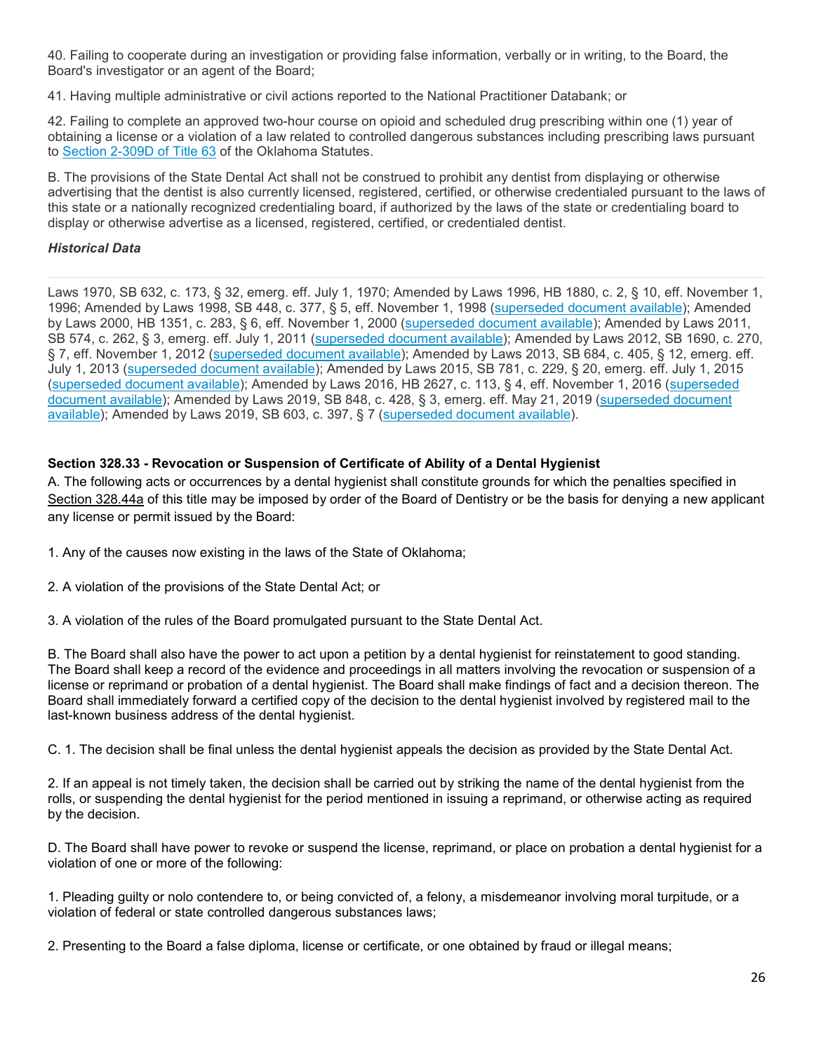40. Failing to cooperate during an investigation or providing false information, verbally or in writing, to the Board, the Board's investigator or an agent of the Board;

41. Having multiple administrative or civil actions reported to the National Practitioner Databank; or

42. Failing to complete an approved two-hour course on opioid and scheduled drug prescribing within one (1) year of obtaining a license or a violation of a law related to controlled dangerous substances including prescribing laws pursuant to Section 2-309D of Title 63 of the Oklahoma Statutes.

B. The provisions of the State Dental Act shall not be construed to prohibit any dentist from displaying or otherwise advertising that the dentist is also currently licensed, registered, certified, or otherwise credentialed pursuant to the laws of this state or a nationally recognized credentialing board, if authorized by the laws of the state or credentialing board to display or otherwise advertise as a licensed, registered, certified, or credentialed dentist.

***Historical Data***

---

Laws 1970, SB 632, c. 173, § 32, emerg. eff. July 1, 1970; Amended by Laws 1996, HB 1880, c. 2, § 10, eff. November 1, 1996; Amended by Laws 1998, SB 448, c. 377, § 5, eff. November 1, 1998 (superseded document available); Amended by Laws 2000, HB 1351, c. 283, § 6, eff. November 1, 2000 (superseded document available); Amended by Laws 2011, SB 574, c. 262, § 3, emerg. eff. July 1, 2011 (superseded document available); Amended by Laws 2012, SB 1690, c. 270, § 7, eff. November 1, 2012 (superseded document available); Amended by Laws 2013, SB 684, c. 405, § 12, emerg. eff. July 1, 2013 (superseded document available); Amended by Laws 2015, SB 781, c. 229, § 20, emerg. eff. July 1, 2015 (superseded document available); Amended by Laws 2016, HB 2627, c. 113, § 4, eff. November 1, 2016 (superseded document available); Amended by Laws 2019, SB 848, c. 428, § 3, emerg. eff. May 21, 2019 (superseded document available); Amended by Laws 2019, SB 603, c. 397, § 7 (superseded document available).

**Section 328.33 - Revocation or Suspension of Certificate of Ability of a Dental Hygienist**

A. The following acts or occurrences by a dental hygienist shall constitute grounds for which the penalties specified in Section 328.44a of this title may be imposed by order of the Board of Dentistry or be the basis for denying a new applicant any license or permit issued by the Board:

1. Any of the causes now existing in the laws of the State of Oklahoma;

2. A violation of the provisions of the State Dental Act; or

3. A violation of the rules of the Board promulgated pursuant to the State Dental Act.

B. The Board shall also have the power to act upon a petition by a dental hygienist for reinstatement to good standing. The Board shall keep a record of the evidence and proceedings in all matters involving the revocation or suspension of a license or reprimand or probation of a dental hygienist. The Board shall make findings of fact and a decision thereon. The Board shall immediately forward a certified copy of the decision to the dental hygienist involved by registered mail to the last-known business address of the dental hygienist.

C. 1. The decision shall be final unless the dental hygienist appeals the decision as provided by the State Dental Act.

2. If an appeal is not timely taken, the decision shall be carried out by striking the name of the dental hygienist from the rolls, or suspending the dental hygienist for the period mentioned in issuing a reprimand, or otherwise acting as required by the decision.

D. The Board shall have power to revoke or suspend the license, reprimand, or place on probation a dental hygienist for a violation of one or more of the following:

1. Pleading guilty or nolo contendere to, or being convicted of, a felony, a misdemeanor involving moral turpitude, or a violation of federal or state controlled dangerous substances laws;

2. Presenting to the Board a false diploma, license or certificate, or one obtained by fraud or illegal means;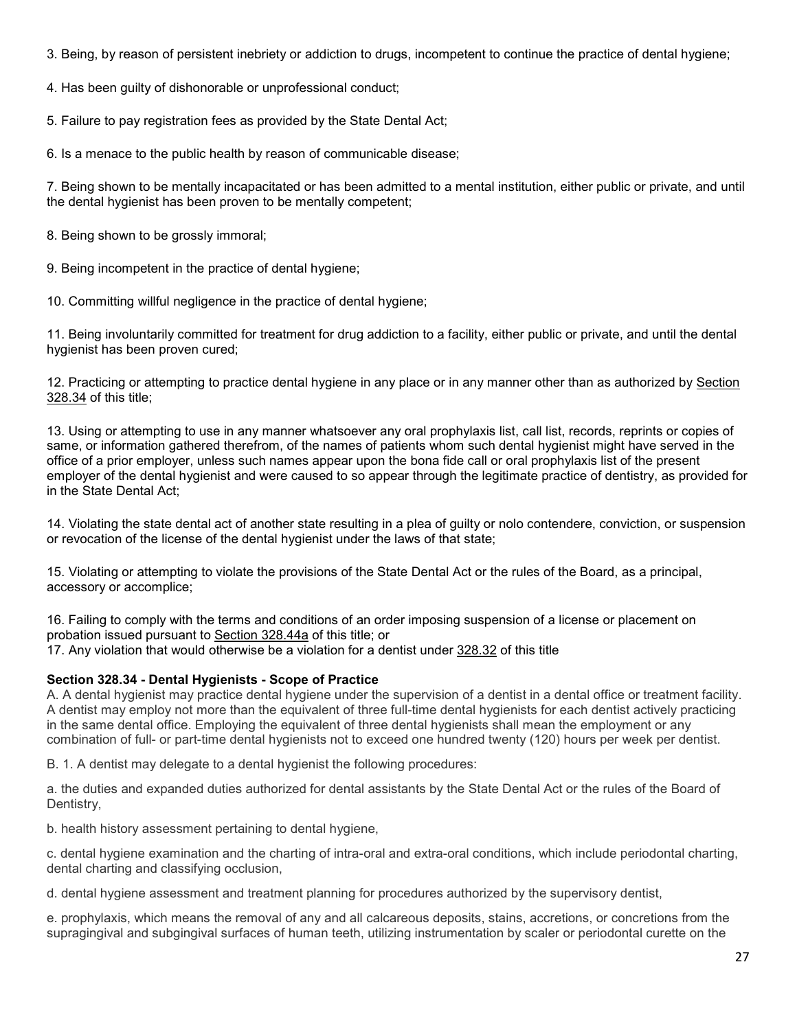3. Being, by reason of persistent inebriety or addiction to drugs, incompetent to continue the practice of dental hygiene;

4. Has been guilty of dishonorable or unprofessional conduct;

5. Failure to pay registration fees as provided by the State Dental Act;

6. Is a menace to the public health by reason of communicable disease;

7. Being shown to be mentally incapacitated or has been admitted to a mental institution, either public or private, and until the dental hygienist has been proven to be mentally competent;

8. Being shown to be grossly immoral;

9. Being incompetent in the practice of dental hygiene;

10. Committing willful negligence in the practice of dental hygiene;

11. Being involuntarily committed for treatment for drug addiction to a facility, either public or private, and until the dental hygienist has been proven cured;

12. Practicing or attempting to practice dental hygiene in any place or in any manner other than as authorized by Section 328.34 of this title;

13. Using or attempting to use in any manner whatsoever any oral prophylaxis list, call list, records, reprints or copies of same, or information gathered therefrom, of the names of patients whom such dental hygienist might have served in the office of a prior employer, unless such names appear upon the bona fide call or oral prophylaxis list of the present employer of the dental hygienist and were caused to so appear through the legitimate practice of dentistry, as provided for in the State Dental Act;

14. Violating the state dental act of another state resulting in a plea of guilty or nolo contendere, conviction, or suspension or revocation of the license of the dental hygienist under the laws of that state;

15. Violating or attempting to violate the provisions of the State Dental Act or the rules of the Board, as a principal, accessory or accomplice;

16. Failing to comply with the terms and conditions of an order imposing suspension of a license or placement on probation issued pursuant to Section 328.44a of this title; or
17. Any violation that would otherwise be a violation for a dentist under 328.32 of this title

**Section 328.34 - Dental Hygienists - Scope of Practice**

A. A dental hygienist may practice dental hygiene under the supervision of a dentist in a dental office or treatment facility. A dentist may employ not more than the equivalent of three full-time dental hygienists for each dentist actively practicing in the same dental office. Employing the equivalent of three dental hygienists shall mean the employment or any combination of full- or part-time dental hygienists not to exceed one hundred twenty (120) hours per week per dentist.

B. 1. A dentist may delegate to a dental hygienist the following procedures:

a. the duties and expanded duties authorized for dental assistants by the State Dental Act or the rules of the Board of Dentistry,

b. health history assessment pertaining to dental hygiene,

c. dental hygiene examination and the charting of intra-oral and extra-oral conditions, which include periodontal charting, dental charting and classifying occlusion,

d. dental hygiene assessment and treatment planning for procedures authorized by the supervisory dentist,

e. prophylaxis, which means the removal of any and all calcareous deposits, stains, accretions, or concretions from the supragingival and subgingival surfaces of human teeth, utilizing instrumentation by scaler or periodontal curette on the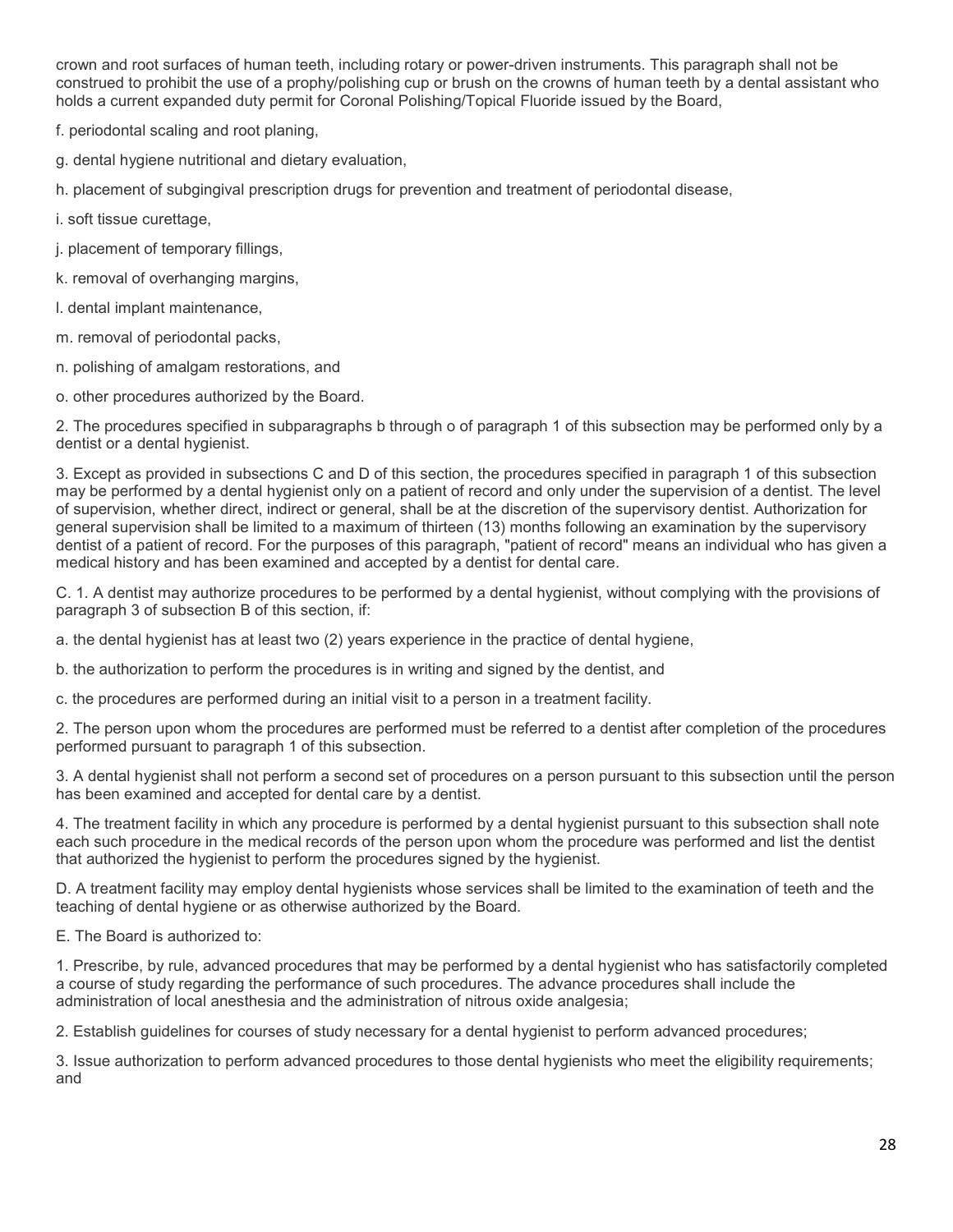crown and root surfaces of human teeth, including rotary or power-driven instruments. This paragraph shall not be construed to prohibit the use of a prophy/polishing cup or brush on the crowns of human teeth by a dental assistant who holds a current expanded duty permit for Coronal Polishing/Topical Fluoride issued by the Board,

f. periodontal scaling and root planing,

g. dental hygiene nutritional and dietary evaluation,

h. placement of subgingival prescription drugs for prevention and treatment of periodontal disease,

i. soft tissue curettage,

j. placement of temporary fillings,

k. removal of overhanging margins,

l. dental implant maintenance,

m. removal of periodontal packs,

n. polishing of amalgam restorations, and

o. other procedures authorized by the Board.

2. The procedures specified in subparagraphs b through o of paragraph 1 of this subsection may be performed only by a dentist or a dental hygienist.

3. Except as provided in subsections C and D of this section, the procedures specified in paragraph 1 of this subsection may be performed by a dental hygienist only on a patient of record and only under the supervision of a dentist. The level of supervision, whether direct, indirect or general, shall be at the discretion of the supervisory dentist. Authorization for general supervision shall be limited to a maximum of thirteen (13) months following an examination by the supervisory dentist of a patient of record. For the purposes of this paragraph, "patient of record" means an individual who has given a medical history and has been examined and accepted by a dentist for dental care.

C. 1. A dentist may authorize procedures to be performed by a dental hygienist, without complying with the provisions of paragraph 3 of subsection B of this section, if:

a. the dental hygienist has at least two (2) years experience in the practice of dental hygiene,

b. the authorization to perform the procedures is in writing and signed by the dentist, and

c. the procedures are performed during an initial visit to a person in a treatment facility.

2. The person upon whom the procedures are performed must be referred to a dentist after completion of the procedures performed pursuant to paragraph 1 of this subsection.

3. A dental hygienist shall not perform a second set of procedures on a person pursuant to this subsection until the person has been examined and accepted for dental care by a dentist.

4. The treatment facility in which any procedure is performed by a dental hygienist pursuant to this subsection shall note each such procedure in the medical records of the person upon whom the procedure was performed and list the dentist that authorized the hygienist to perform the procedures signed by the hygienist.

D. A treatment facility may employ dental hygienists whose services shall be limited to the examination of teeth and the teaching of dental hygiene or as otherwise authorized by the Board.

E. The Board is authorized to:

1. Prescribe, by rule, advanced procedures that may be performed by a dental hygienist who has satisfactorily completed a course of study regarding the performance of such procedures. The advance procedures shall include the administration of local anesthesia and the administration of nitrous oxide analgesia;

2. Establish guidelines for courses of study necessary for a dental hygienist to perform advanced procedures;

3. Issue authorization to perform advanced procedures to those dental hygienists who meet the eligibility requirements; and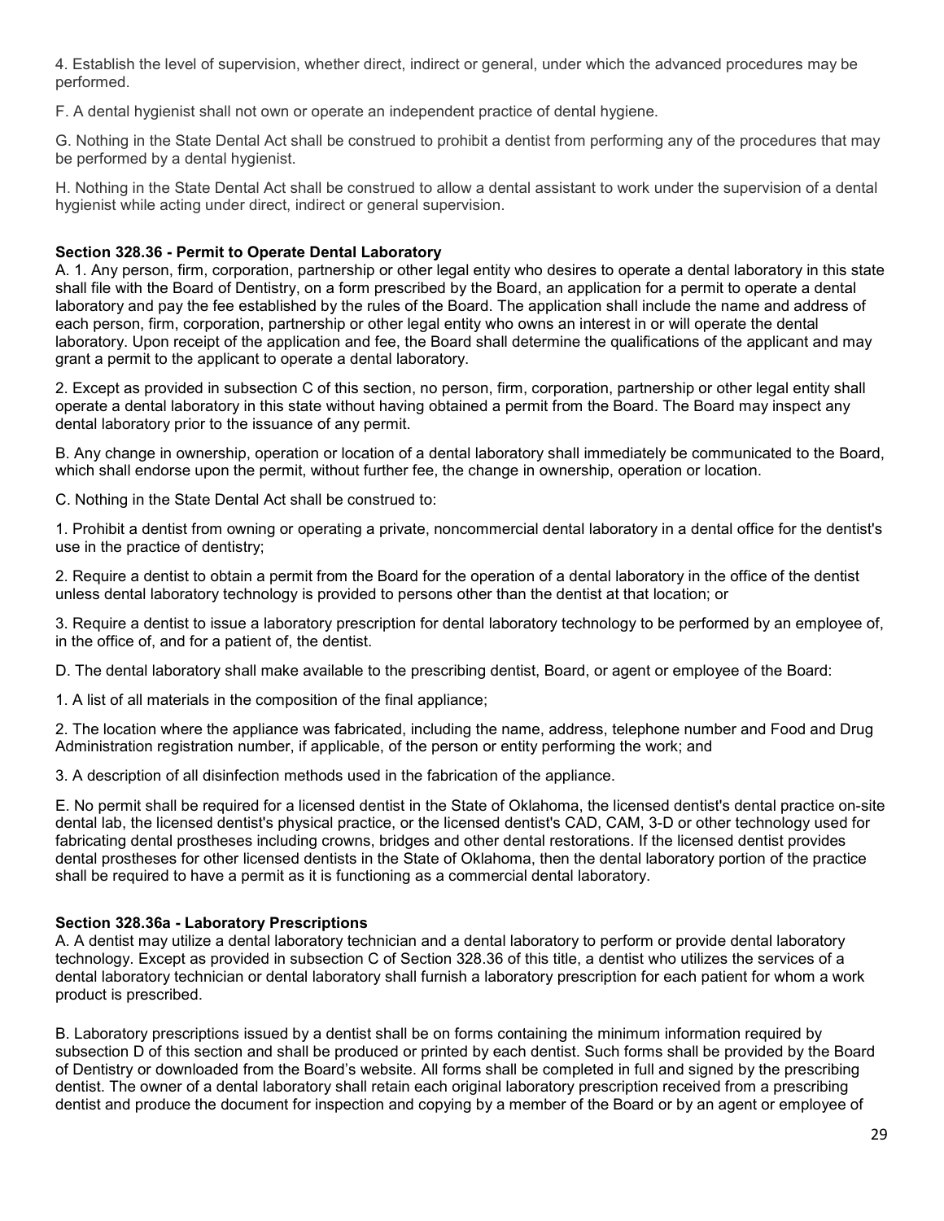4. Establish the level of supervision, whether direct, indirect or general, under which the advanced procedures may be performed.

F. A dental hygienist shall not own or operate an independent practice of dental hygiene.

G. Nothing in the State Dental Act shall be construed to prohibit a dentist from performing any of the procedures that may be performed by a dental hygienist.

H. Nothing in the State Dental Act shall be construed to allow a dental assistant to work under the supervision of a dental hygienist while acting under direct, indirect or general supervision.

**Section 328.36 - Permit to Operate Dental Laboratory**

A. 1. Any person, firm, corporation, partnership or other legal entity who desires to operate a dental laboratory in this state shall file with the Board of Dentistry, on a form prescribed by the Board, an application for a permit to operate a dental laboratory and pay the fee established by the rules of the Board. The application shall include the name and address of each person, firm, corporation, partnership or other legal entity who owns an interest in or will operate the dental laboratory. Upon receipt of the application and fee, the Board shall determine the qualifications of the applicant and may grant a permit to the applicant to operate a dental laboratory.

2. Except as provided in subsection C of this section, no person, firm, corporation, partnership or other legal entity shall operate a dental laboratory in this state without having obtained a permit from the Board. The Board may inspect any dental laboratory prior to the issuance of any permit.

B. Any change in ownership, operation or location of a dental laboratory shall immediately be communicated to the Board, which shall endorse upon the permit, without further fee, the change in ownership, operation or location.

C. Nothing in the State Dental Act shall be construed to:

1. Prohibit a dentist from owning or operating a private, noncommercial dental laboratory in a dental office for the dentist's use in the practice of dentistry;

2. Require a dentist to obtain a permit from the Board for the operation of a dental laboratory in the office of the dentist unless dental laboratory technology is provided to persons other than the dentist at that location; or

3. Require a dentist to issue a laboratory prescription for dental laboratory technology to be performed by an employee of, in the office of, and for a patient of, the dentist.

D. The dental laboratory shall make available to the prescribing dentist, Board, or agent or employee of the Board:

1. A list of all materials in the composition of the final appliance;

2. The location where the appliance was fabricated, including the name, address, telephone number and Food and Drug Administration registration number, if applicable, of the person or entity performing the work; and

3. A description of all disinfection methods used in the fabrication of the appliance.

E. No permit shall be required for a licensed dentist in the State of Oklahoma, the licensed dentist's dental practice on-site dental lab, the licensed dentist's physical practice, or the licensed dentist's CAD, CAM, 3-D or other technology used for fabricating dental prostheses including crowns, bridges and other dental restorations. If the licensed dentist provides dental prostheses for other licensed dentists in the State of Oklahoma, then the dental laboratory portion of the practice shall be required to have a permit as it is functioning as a commercial dental laboratory.

**Section 328.36a - Laboratory Prescriptions**

A. A dentist may utilize a dental laboratory technician and a dental laboratory to perform or provide dental laboratory technology. Except as provided in subsection C of Section 328.36 of this title, a dentist who utilizes the services of a dental laboratory technician or dental laboratory shall furnish a laboratory prescription for each patient for whom a work product is prescribed.

B. Laboratory prescriptions issued by a dentist shall be on forms containing the minimum information required by subsection D of this section and shall be produced or printed by each dentist. Such forms shall be provided by the Board of Dentistry or downloaded from the Board's website. All forms shall be completed in full and signed by the prescribing dentist. The owner of a dental laboratory shall retain each original laboratory prescription received from a prescribing dentist and produce the document for inspection and copying by a member of the Board or by an agent or employee of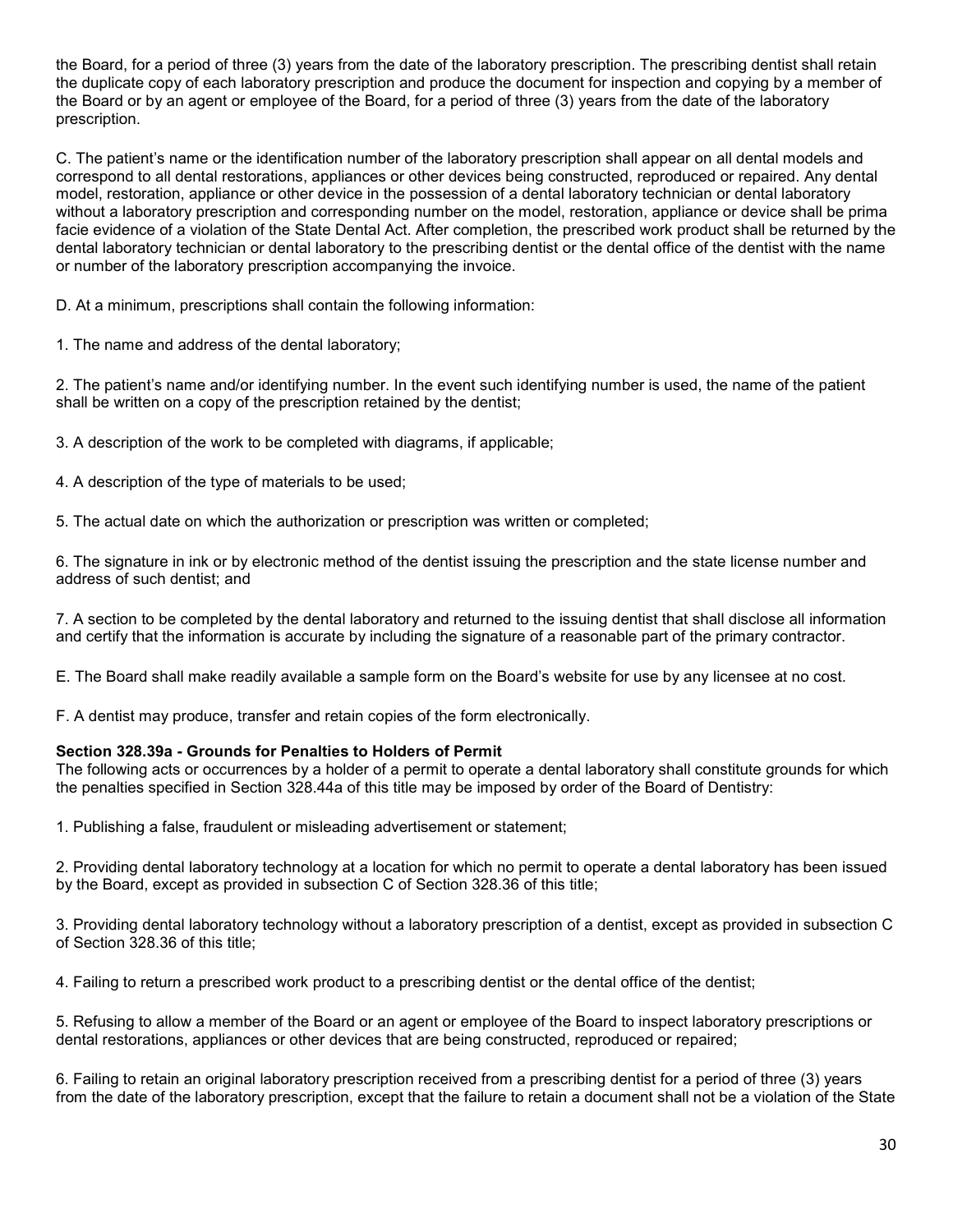the Board, for a period of three (3) years from the date of the laboratory prescription. The prescribing dentist shall retain the duplicate copy of each laboratory prescription and produce the document for inspection and copying by a member of the Board or by an agent or employee of the Board, for a period of three (3) years from the date of the laboratory prescription.

C. The patient's name or the identification number of the laboratory prescription shall appear on all dental models and correspond to all dental restorations, appliances or other devices being constructed, reproduced or repaired. Any dental model, restoration, appliance or other device in the possession of a dental laboratory technician or dental laboratory without a laboratory prescription and corresponding number on the model, restoration, appliance or device shall be prima facie evidence of a violation of the State Dental Act. After completion, the prescribed work product shall be returned by the dental laboratory technician or dental laboratory to the prescribing dentist or the dental office of the dentist with the name or number of the laboratory prescription accompanying the invoice.

D. At a minimum, prescriptions shall contain the following information:

1. The name and address of the dental laboratory;

2. The patient's name and/or identifying number. In the event such identifying number is used, the name of the patient shall be written on a copy of the prescription retained by the dentist;

3. A description of the work to be completed with diagrams, if applicable;

4. A description of the type of materials to be used;

5. The actual date on which the authorization or prescription was written or completed;

6. The signature in ink or by electronic method of the dentist issuing the prescription and the state license number and address of such dentist; and

7. A section to be completed by the dental laboratory and returned to the issuing dentist that shall disclose all information and certify that the information is accurate by including the signature of a reasonable part of the primary contractor.

E. The Board shall make readily available a sample form on the Board's website for use by any licensee at no cost.

F. A dentist may produce, transfer and retain copies of the form electronically.

**Section 328.39a - Grounds for Penalties to Holders of Permit**

The following acts or occurrences by a holder of a permit to operate a dental laboratory shall constitute grounds for which the penalties specified in Section 328.44a of this title may be imposed by order of the Board of Dentistry:

1. Publishing a false, fraudulent or misleading advertisement or statement;

2. Providing dental laboratory technology at a location for which no permit to operate a dental laboratory has been issued by the Board, except as provided in subsection C of Section 328.36 of this title;

3. Providing dental laboratory technology without a laboratory prescription of a dentist, except as provided in subsection C of Section 328.36 of this title;

4. Failing to return a prescribed work product to a prescribing dentist or the dental office of the dentist;

5. Refusing to allow a member of the Board or an agent or employee of the Board to inspect laboratory prescriptions or dental restorations, appliances or other devices that are being constructed, reproduced or repaired;

6. Failing to retain an original laboratory prescription received from a prescribing dentist for a period of three (3) years from the date of the laboratory prescription, except that the failure to retain a document shall not be a violation of the State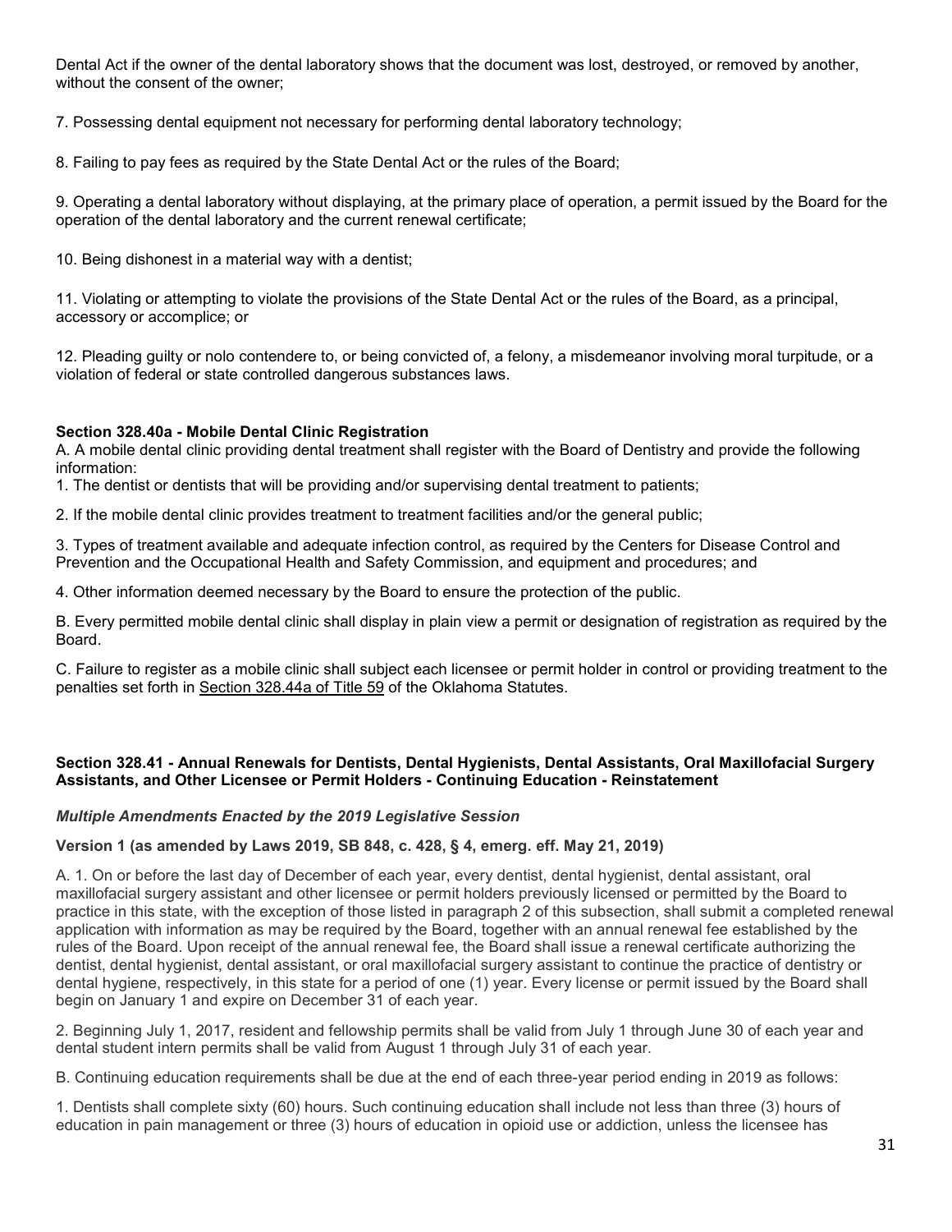Dental Act if the owner of the dental laboratory shows that the document was lost, destroyed, or removed by another, without the consent of the owner;

7. Possessing dental equipment not necessary for performing dental laboratory technology;

8. Failing to pay fees as required by the State Dental Act or the rules of the Board;

9. Operating a dental laboratory without displaying, at the primary place of operation, a permit issued by the Board for the operation of the dental laboratory and the current renewal certificate;

10. Being dishonest in a material way with a dentist;

11. Violating or attempting to violate the provisions of the State Dental Act or the rules of the Board, as a principal, accessory or accomplice; or

12. Pleading guilty or nolo contendere to, or being convicted of, a felony, a misdemeanor involving moral turpitude, or a violation of federal or state controlled dangerous substances laws.

**Section 328.40a - Mobile Dental Clinic Registration**

A. A mobile dental clinic providing dental treatment shall register with the Board of Dentistry and provide the following information:

1. The dentist or dentists that will be providing and/or supervising dental treatment to patients;

2. If the mobile dental clinic provides treatment to treatment facilities and/or the general public;

3. Types of treatment available and adequate infection control, as required by the Centers for Disease Control and Prevention and the Occupational Health and Safety Commission, and equipment and procedures; and

4. Other information deemed necessary by the Board to ensure the protection of the public.

B. Every permitted mobile dental clinic shall display in plain view a permit or designation of registration as required by the Board.

C. Failure to register as a mobile clinic shall subject each licensee or permit holder in control or providing treatment to the penalties set forth in Section 328.44a of Title 59 of the Oklahoma Statutes.

**Section 328.41 - Annual Renewals for Dentists, Dental Hygienists, Dental Assistants, Oral Maxillofacial Surgery Assistants, and Other Licensee or Permit Holders - Continuing Education - Reinstatement**

***Multiple Amendments Enacted by the 2019 Legislative Session***

**Version 1 (as amended by Laws 2019, SB 848, c. 428, § 4, emerg. eff. May 21, 2019)**

A. 1. On or before the last day of December of each year, every dentist, dental hygienist, dental assistant, oral maxillofacial surgery assistant and other licensee or permit holders previously licensed or permitted by the Board to practice in this state, with the exception of those listed in paragraph 2 of this subsection, shall submit a completed renewal application with information as may be required by the Board, together with an annual renewal fee established by the rules of the Board. Upon receipt of the annual renewal fee, the Board shall issue a renewal certificate authorizing the dentist, dental hygienist, dental assistant, or oral maxillofacial surgery assistant to continue the practice of dentistry or dental hygiene, respectively, in this state for a period of one (1) year. Every license or permit issued by the Board shall begin on January 1 and expire on December 31 of each year.

2. Beginning July 1, 2017, resident and fellowship permits shall be valid from July 1 through June 30 of each year and dental student intern permits shall be valid from August 1 through July 31 of each year.

B. Continuing education requirements shall be due at the end of each three-year period ending in 2019 as follows:

1. Dentists shall complete sixty (60) hours. Such continuing education shall include not less than three (3) hours of education in pain management or three (3) hours of education in opioid use or addiction, unless the licensee has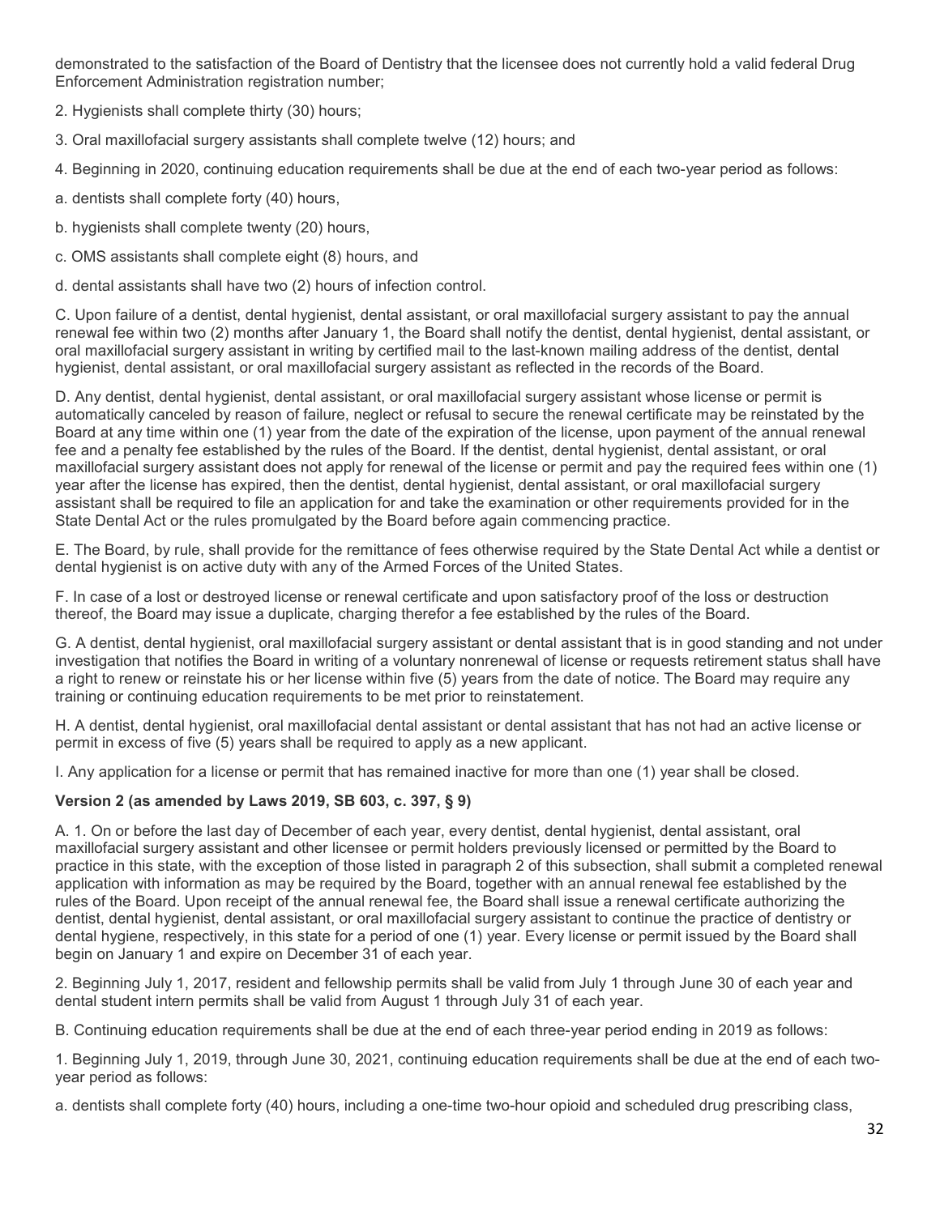demonstrated to the satisfaction of the Board of Dentistry that the licensee does not currently hold a valid federal Drug Enforcement Administration registration number;

2. Hygienists shall complete thirty (30) hours;

3. Oral maxillofacial surgery assistants shall complete twelve (12) hours; and

4. Beginning in 2020, continuing education requirements shall be due at the end of each two-year period as follows:

a. dentists shall complete forty (40) hours,

b. hygienists shall complete twenty (20) hours,

c. OMS assistants shall complete eight (8) hours, and

d. dental assistants shall have two (2) hours of infection control.

C. Upon failure of a dentist, dental hygienist, dental assistant, or oral maxillofacial surgery assistant to pay the annual renewal fee within two (2) months after January 1, the Board shall notify the dentist, dental hygienist, dental assistant, or oral maxillofacial surgery assistant in writing by certified mail to the last-known mailing address of the dentist, dental hygienist, dental assistant, or oral maxillofacial surgery assistant as reflected in the records of the Board.

D. Any dentist, dental hygienist, dental assistant, or oral maxillofacial surgery assistant whose license or permit is automatically canceled by reason of failure, neglect or refusal to secure the renewal certificate may be reinstated by the Board at any time within one (1) year from the date of the expiration of the license, upon payment of the annual renewal fee and a penalty fee established by the rules of the Board. If the dentist, dental hygienist, dental assistant, or oral maxillofacial surgery assistant does not apply for renewal of the license or permit and pay the required fees within one (1) year after the license has expired, then the dentist, dental hygienist, dental assistant, or oral maxillofacial surgery assistant shall be required to file an application for and take the examination or other requirements provided for in the State Dental Act or the rules promulgated by the Board before again commencing practice.

E. The Board, by rule, shall provide for the remittance of fees otherwise required by the State Dental Act while a dentist or dental hygienist is on active duty with any of the Armed Forces of the United States.

F. In case of a lost or destroyed license or renewal certificate and upon satisfactory proof of the loss or destruction thereof, the Board may issue a duplicate, charging therefor a fee established by the rules of the Board.

G. A dentist, dental hygienist, oral maxillofacial surgery assistant or dental assistant that is in good standing and not under investigation that notifies the Board in writing of a voluntary nonrenewal of license or requests retirement status shall have a right to renew or reinstate his or her license within five (5) years from the date of notice. The Board may require any training or continuing education requirements to be met prior to reinstatement.

H. A dentist, dental hygienist, oral maxillofacial dental assistant or dental assistant that has not had an active license or permit in excess of five (5) years shall be required to apply as a new applicant.

I. Any application for a license or permit that has remained inactive for more than one (1) year shall be closed.

**Version 2 (as amended by Laws 2019, SB 603, c. 397, § 9)**

A. 1. On or before the last day of December of each year, every dentist, dental hygienist, dental assistant, oral maxillofacial surgery assistant and other licensee or permit holders previously licensed or permitted by the Board to practice in this state, with the exception of those listed in paragraph 2 of this subsection, shall submit a completed renewal application with information as may be required by the Board, together with an annual renewal fee established by the rules of the Board. Upon receipt of the annual renewal fee, the Board shall issue a renewal certificate authorizing the dentist, dental hygienist, dental assistant, or oral maxillofacial surgery assistant to continue the practice of dentistry or dental hygiene, respectively, in this state for a period of one (1) year. Every license or permit issued by the Board shall begin on January 1 and expire on December 31 of each year.

2. Beginning July 1, 2017, resident and fellowship permits shall be valid from July 1 through June 30 of each year and dental student intern permits shall be valid from August 1 through July 31 of each year.

B. Continuing education requirements shall be due at the end of each three-year period ending in 2019 as follows:

1. Beginning July 1, 2019, through June 30, 2021, continuing education requirements shall be due at the end of each two-year period as follows:

a. dentists shall complete forty (40) hours, including a one-time two-hour opioid and scheduled drug prescribing class,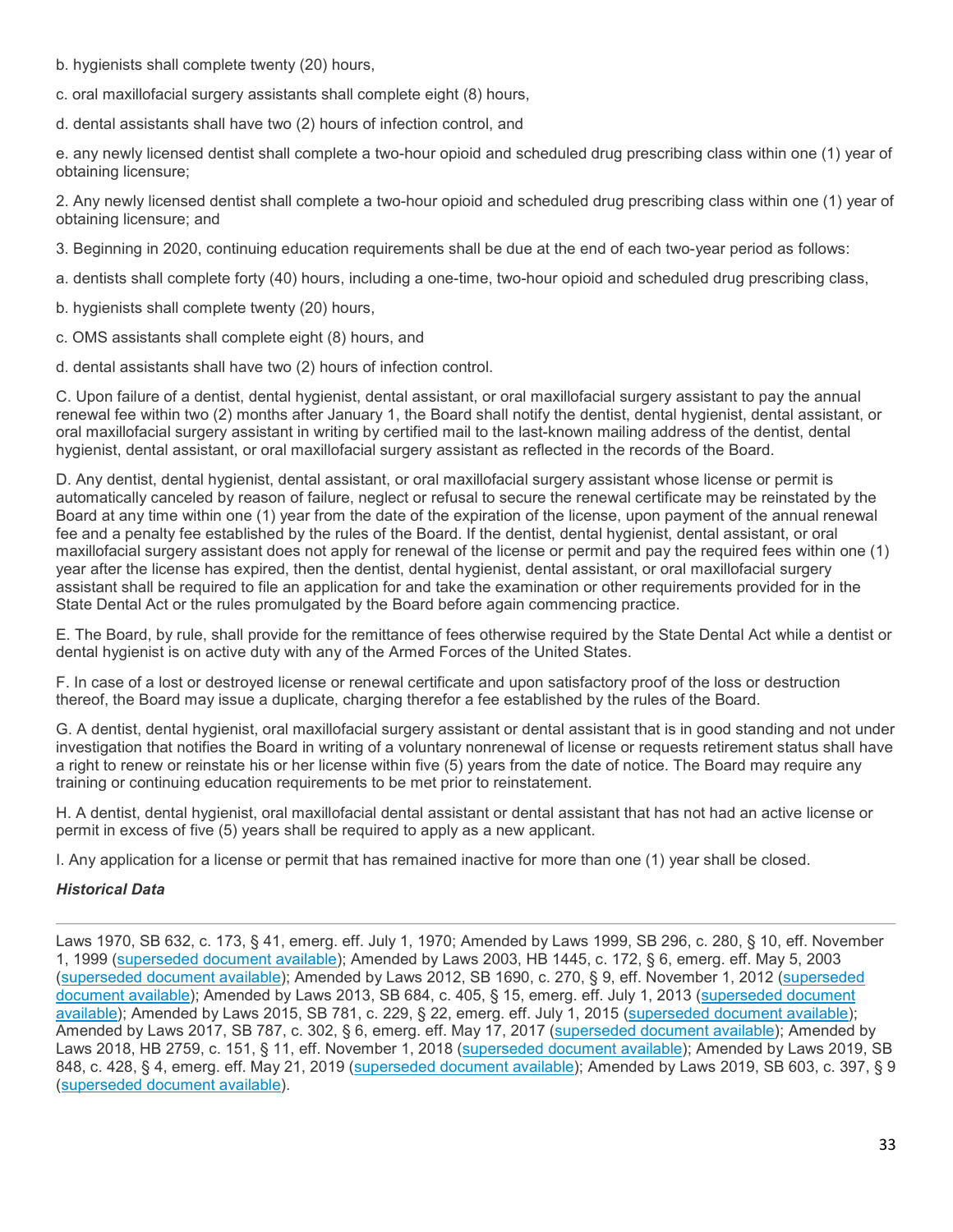b. hygienists shall complete twenty (20) hours,

c. oral maxillofacial surgery assistants shall complete eight (8) hours,

d. dental assistants shall have two (2) hours of infection control, and

e. any newly licensed dentist shall complete a two-hour opioid and scheduled drug prescribing class within one (1) year of obtaining licensure;

2. Any newly licensed dentist shall complete a two-hour opioid and scheduled drug prescribing class within one (1) year of obtaining licensure; and

3. Beginning in 2020, continuing education requirements shall be due at the end of each two-year period as follows:

a. dentists shall complete forty (40) hours, including a one-time, two-hour opioid and scheduled drug prescribing class,

b. hygienists shall complete twenty (20) hours,

c. OMS assistants shall complete eight (8) hours, and

d. dental assistants shall have two (2) hours of infection control.

C. Upon failure of a dentist, dental hygienist, dental assistant, or oral maxillofacial surgery assistant to pay the annual renewal fee within two (2) months after January 1, the Board shall notify the dentist, dental hygienist, dental assistant, or oral maxillofacial surgery assistant in writing by certified mail to the last-known mailing address of the dentist, dental hygienist, dental assistant, or oral maxillofacial surgery assistant as reflected in the records of the Board.

D. Any dentist, dental hygienist, dental assistant, or oral maxillofacial surgery assistant whose license or permit is automatically canceled by reason of failure, neglect or refusal to secure the renewal certificate may be reinstated by the Board at any time within one (1) year from the date of the expiration of the license, upon payment of the annual renewal fee and a penalty fee established by the rules of the Board. If the dentist, dental hygienist, dental assistant, or oral maxillofacial surgery assistant does not apply for renewal of the license or permit and pay the required fees within one (1) year after the license has expired, then the dentist, dental hygienist, dental assistant, or oral maxillofacial surgery assistant shall be required to file an application for and take the examination or other requirements provided for in the State Dental Act or the rules promulgated by the Board before again commencing practice.

E. The Board, by rule, shall provide for the remittance of fees otherwise required by the State Dental Act while a dentist or dental hygienist is on active duty with any of the Armed Forces of the United States.

F. In case of a lost or destroyed license or renewal certificate and upon satisfactory proof of the loss or destruction thereof, the Board may issue a duplicate, charging therefor a fee established by the rules of the Board.

G. A dentist, dental hygienist, oral maxillofacial surgery assistant or dental assistant that is in good standing and not under investigation that notifies the Board in writing of a voluntary nonrenewal of license or requests retirement status shall have a right to renew or reinstate his or her license within five (5) years from the date of notice. The Board may require any training or continuing education requirements to be met prior to reinstatement.

H. A dentist, dental hygienist, oral maxillofacial dental assistant or dental assistant that has not had an active license or permit in excess of five (5) years shall be required to apply as a new applicant.

I. Any application for a license or permit that has remained inactive for more than one (1) year shall be closed.

***Historical Data***

---

Laws 1970, SB 632, c. 173, § 41, emerg. eff. July 1, 1970; Amended by Laws 1999, SB 296, c. 280, § 10, eff. November 1, 1999 (superseded document available); Amended by Laws 2003, HB 1445, c. 172, § 6, emerg. eff. May 5, 2003 (superseded document available); Amended by Laws 2012, SB 1690, c. 270, § 9, eff. November 1, 2012 (superseded document available); Amended by Laws 2013, SB 684, c. 405, § 15, emerg. eff. July 1, 2013 (superseded document available); Amended by Laws 2015, SB 781, c. 229, § 22, emerg. eff. July 1, 2015 (superseded document available); Amended by Laws 2017, SB 787, c. 302, § 6, emerg. eff. May 17, 2017 (superseded document available); Amended by Laws 2018, HB 2759, c. 151, § 11, eff. November 1, 2018 (superseded document available); Amended by Laws 2019, SB 848, c. 428, § 4, emerg. eff. May 21, 2019 (superseded document available); Amended by Laws 2019, SB 603, c. 397, § 9 (superseded document available).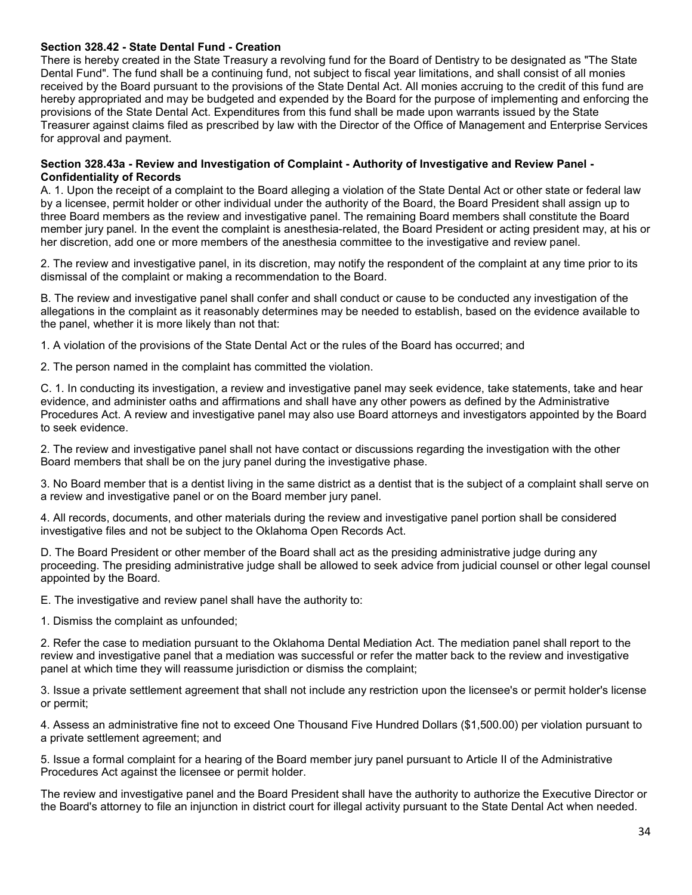**Section 328.42 - State Dental Fund - Creation**

There is hereby created in the State Treasury a revolving fund for the Board of Dentistry to be designated as "The State Dental Fund". The fund shall be a continuing fund, not subject to fiscal year limitations, and shall consist of all monies received by the Board pursuant to the provisions of the State Dental Act. All monies accruing to the credit of this fund are hereby appropriated and may be budgeted and expended by the Board for the purpose of implementing and enforcing the provisions of the State Dental Act. Expenditures from this fund shall be made upon warrants issued by the State Treasurer against claims filed as prescribed by law with the Director of the Office of Management and Enterprise Services for approval and payment.

**Section 328.43a - Review and Investigation of Complaint - Authority of Investigative and Review Panel - Confidentiality of Records**

A. 1. Upon the receipt of a complaint to the Board alleging a violation of the State Dental Act or other state or federal law by a licensee, permit holder or other individual under the authority of the Board, the Board President shall assign up to three Board members as the review and investigative panel. The remaining Board members shall constitute the Board member jury panel. In the event the complaint is anesthesia-related, the Board President or acting president may, at his or her discretion, add one or more members of the anesthesia committee to the investigative and review panel.

2. The review and investigative panel, in its discretion, may notify the respondent of the complaint at any time prior to its dismissal of the complaint or making a recommendation to the Board.

B. The review and investigative panel shall confer and shall conduct or cause to be conducted any investigation of the allegations in the complaint as it reasonably determines may be needed to establish, based on the evidence available to the panel, whether it is more likely than not that:

1. A violation of the provisions of the State Dental Act or the rules of the Board has occurred; and

2. The person named in the complaint has committed the violation.

C. 1. In conducting its investigation, a review and investigative panel may seek evidence, take statements, take and hear evidence, and administer oaths and affirmations and shall have any other powers as defined by the Administrative Procedures Act. A review and investigative panel may also use Board attorneys and investigators appointed by the Board to seek evidence.

2. The review and investigative panel shall not have contact or discussions regarding the investigation with the other Board members that shall be on the jury panel during the investigative phase.

3. No Board member that is a dentist living in the same district as a dentist that is the subject of a complaint shall serve on a review and investigative panel or on the Board member jury panel.

4. All records, documents, and other materials during the review and investigative panel portion shall be considered investigative files and not be subject to the Oklahoma Open Records Act.

D. The Board President or other member of the Board shall act as the presiding administrative judge during any proceeding. The presiding administrative judge shall be allowed to seek advice from judicial counsel or other legal counsel appointed by the Board.

E. The investigative and review panel shall have the authority to:

1. Dismiss the complaint as unfounded;

2. Refer the case to mediation pursuant to the Oklahoma Dental Mediation Act. The mediation panel shall report to the review and investigative panel that a mediation was successful or refer the matter back to the review and investigative panel at which time they will reassume jurisdiction or dismiss the complaint;

3. Issue a private settlement agreement that shall not include any restriction upon the licensee's or permit holder's license or permit;

4. Assess an administrative fine not to exceed One Thousand Five Hundred Dollars ($1,500.00) per violation pursuant to a private settlement agreement; and

5. Issue a formal complaint for a hearing of the Board member jury panel pursuant to Article II of the Administrative Procedures Act against the licensee or permit holder.

The review and investigative panel and the Board President shall have the authority to authorize the Executive Director or the Board's attorney to file an injunction in district court for illegal activity pursuant to the State Dental Act when needed.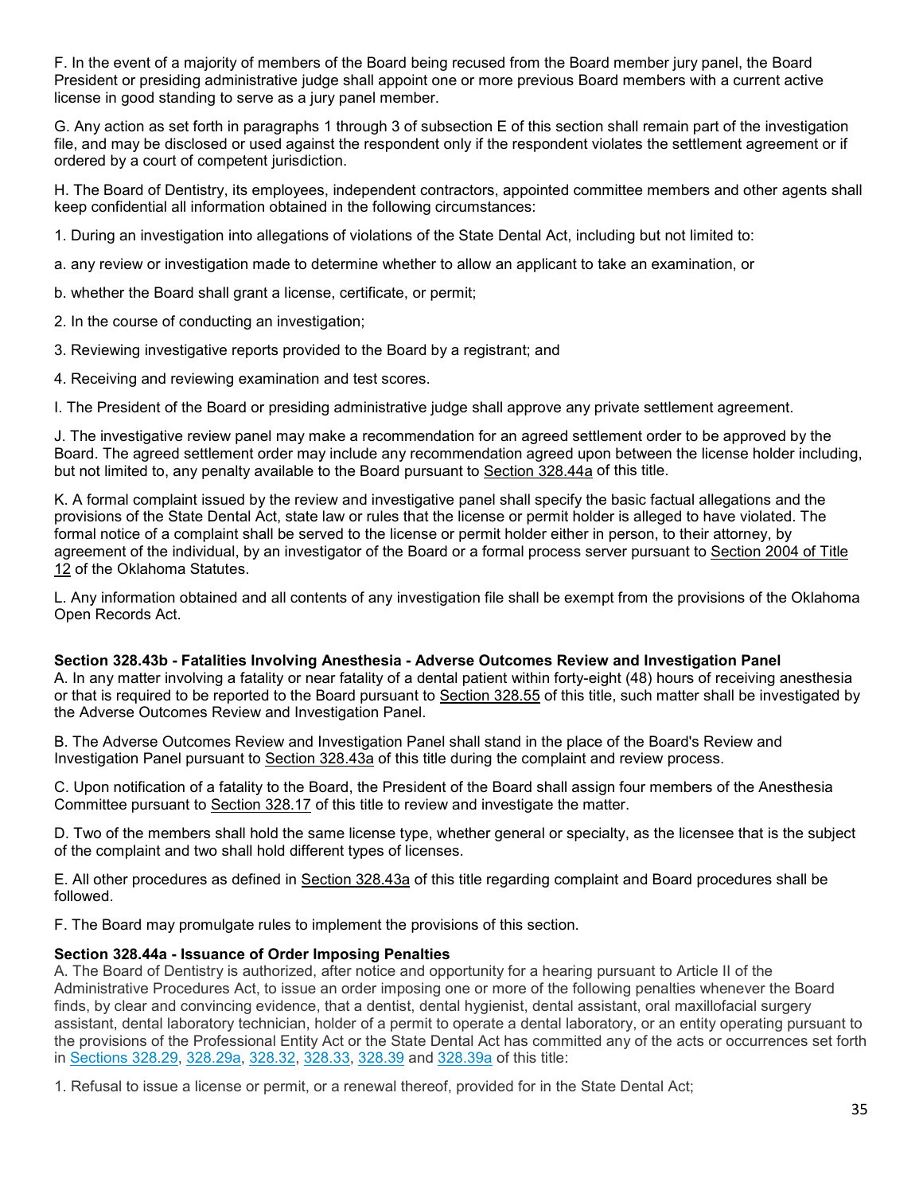F. In the event of a majority of members of the Board being recused from the Board member jury panel, the Board President or presiding administrative judge shall appoint one or more previous Board members with a current active license in good standing to serve as a jury panel member.

G. Any action as set forth in paragraphs 1 through 3 of subsection E of this section shall remain part of the investigation file, and may be disclosed or used against the respondent only if the respondent violates the settlement agreement or if ordered by a court of competent jurisdiction.

H. The Board of Dentistry, its employees, independent contractors, appointed committee members and other agents shall keep confidential all information obtained in the following circumstances:

1. During an investigation into allegations of violations of the State Dental Act, including but not limited to:

a. any review or investigation made to determine whether to allow an applicant to take an examination, or

b. whether the Board shall grant a license, certificate, or permit;

2. In the course of conducting an investigation;

3. Reviewing investigative reports provided to the Board by a registrant; and

4. Receiving and reviewing examination and test scores.

I. The President of the Board or presiding administrative judge shall approve any private settlement agreement.

J. The investigative review panel may make a recommendation for an agreed settlement order to be approved by the Board. The agreed settlement order may include any recommendation agreed upon between the license holder including, but not limited to, any penalty available to the Board pursuant to Section 328.44a of this title.

K. A formal complaint issued by the review and investigative panel shall specify the basic factual allegations and the provisions of the State Dental Act, state law or rules that the license or permit holder is alleged to have violated. The formal notice of a complaint shall be served to the license or permit holder either in person, to their attorney, by agreement of the individual, by an investigator of the Board or a formal process server pursuant to Section 2004 of Title 12 of the Oklahoma Statutes.

L. Any information obtained and all contents of any investigation file shall be exempt from the provisions of the Oklahoma Open Records Act.

**Section 328.43b - Fatalities Involving Anesthesia - Adverse Outcomes Review and Investigation Panel**

A. In any matter involving a fatality or near fatality of a dental patient within forty-eight (48) hours of receiving anesthesia or that is required to be reported to the Board pursuant to Section 328.55 of this title, such matter shall be investigated by the Adverse Outcomes Review and Investigation Panel.

B. The Adverse Outcomes Review and Investigation Panel shall stand in the place of the Board's Review and Investigation Panel pursuant to Section 328.43a of this title during the complaint and review process.

C. Upon notification of a fatality to the Board, the President of the Board shall assign four members of the Anesthesia Committee pursuant to Section 328.17 of this title to review and investigate the matter.

D. Two of the members shall hold the same license type, whether general or specialty, as the licensee that is the subject of the complaint and two shall hold different types of licenses.

E. All other procedures as defined in Section 328.43a of this title regarding complaint and Board procedures shall be followed.

F. The Board may promulgate rules to implement the provisions of this section.

**Section 328.44a - Issuance of Order Imposing Penalties**

A. The Board of Dentistry is authorized, after notice and opportunity for a hearing pursuant to Article II of the Administrative Procedures Act, to issue an order imposing one or more of the following penalties whenever the Board finds, by clear and convincing evidence, that a dentist, dental hygienist, dental assistant, oral maxillofacial surgery assistant, dental laboratory technician, holder of a permit to operate a dental laboratory, or an entity operating pursuant to the provisions of the Professional Entity Act or the State Dental Act has committed any of the acts or occurrences set forth in Sections 328.29, 328.29a, 328.32, 328.33, 328.39 and 328.39a of this title:

1. Refusal to issue a license or permit, or a renewal thereof, provided for in the State Dental Act;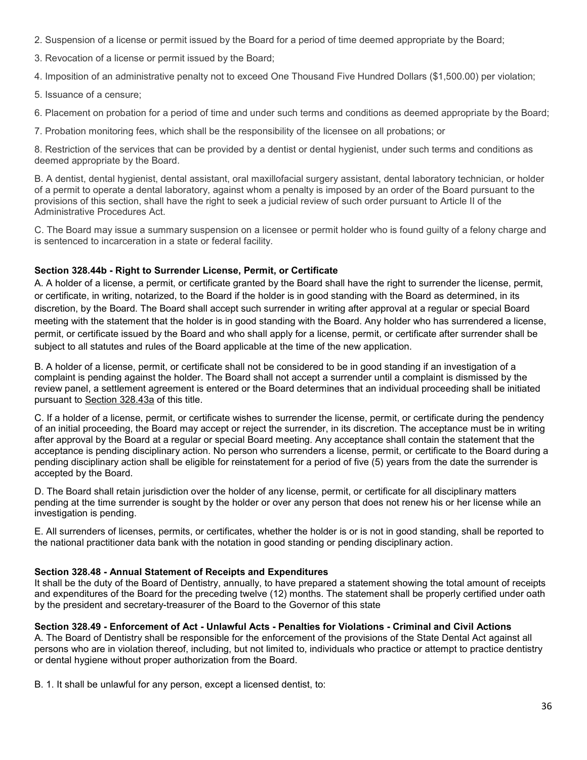2. Suspension of a license or permit issued by the Board for a period of time deemed appropriate by the Board;

3. Revocation of a license or permit issued by the Board;

4. Imposition of an administrative penalty not to exceed One Thousand Five Hundred Dollars ($1,500.00) per violation;

5. Issuance of a censure;

6. Placement on probation for a period of time and under such terms and conditions as deemed appropriate by the Board;

7. Probation monitoring fees, which shall be the responsibility of the licensee on all probations; or

8. Restriction of the services that can be provided by a dentist or dental hygienist, under such terms and conditions as deemed appropriate by the Board.

B. A dentist, dental hygienist, dental assistant, oral maxillofacial surgery assistant, dental laboratory technician, or holder of a permit to operate a dental laboratory, against whom a penalty is imposed by an order of the Board pursuant to the provisions of this section, shall have the right to seek a judicial review of such order pursuant to Article II of the Administrative Procedures Act.

C. The Board may issue a summary suspension on a licensee or permit holder who is found guilty of a felony charge and is sentenced to incarceration in a state or federal facility.

**Section 328.44b - Right to Surrender License, Permit, or Certificate**

A. A holder of a license, a permit, or certificate granted by the Board shall have the right to surrender the license, permit, or certificate, in writing, notarized, to the Board if the holder is in good standing with the Board as determined, in its discretion, by the Board. The Board shall accept such surrender in writing after approval at a regular or special Board meeting with the statement that the holder is in good standing with the Board. Any holder who has surrendered a license, permit, or certificate issued by the Board and who shall apply for a license, permit, or certificate after surrender shall be subject to all statutes and rules of the Board applicable at the time of the new application.

B. A holder of a license, permit, or certificate shall not be considered to be in good standing if an investigation of a complaint is pending against the holder. The Board shall not accept a surrender until a complaint is dismissed by the review panel, a settlement agreement is entered or the Board determines that an individual proceeding shall be initiated pursuant to Section 328.43a of this title.

C. If a holder of a license, permit, or certificate wishes to surrender the license, permit, or certificate during the pendency of an initial proceeding, the Board may accept or reject the surrender, in its discretion. The acceptance must be in writing after approval by the Board at a regular or special Board meeting. Any acceptance shall contain the statement that the acceptance is pending disciplinary action. No person who surrenders a license, permit, or certificate to the Board during a pending disciplinary action shall be eligible for reinstatement for a period of five (5) years from the date the surrender is accepted by the Board.

D. The Board shall retain jurisdiction over the holder of any license, permit, or certificate for all disciplinary matters pending at the time surrender is sought by the holder or over any person that does not renew his or her license while an investigation is pending.

E. All surrenders of licenses, permits, or certificates, whether the holder is or is not in good standing, shall be reported to the national practitioner data bank with the notation in good standing or pending disciplinary action.

**Section 328.48 - Annual Statement of Receipts and Expenditures**

It shall be the duty of the Board of Dentistry, annually, to have prepared a statement showing the total amount of receipts and expenditures of the Board for the preceding twelve (12) months. The statement shall be properly certified under oath by the president and secretary-treasurer of the Board to the Governor of this state

**Section 328.49 - Enforcement of Act - Unlawful Acts - Penalties for Violations - Criminal and Civil Actions**

A. The Board of Dentistry shall be responsible for the enforcement of the provisions of the State Dental Act against all persons who are in violation thereof, including, but not limited to, individuals who practice or attempt to practice dentistry or dental hygiene without proper authorization from the Board.

B. 1. It shall be unlawful for any person, except a licensed dentist, to: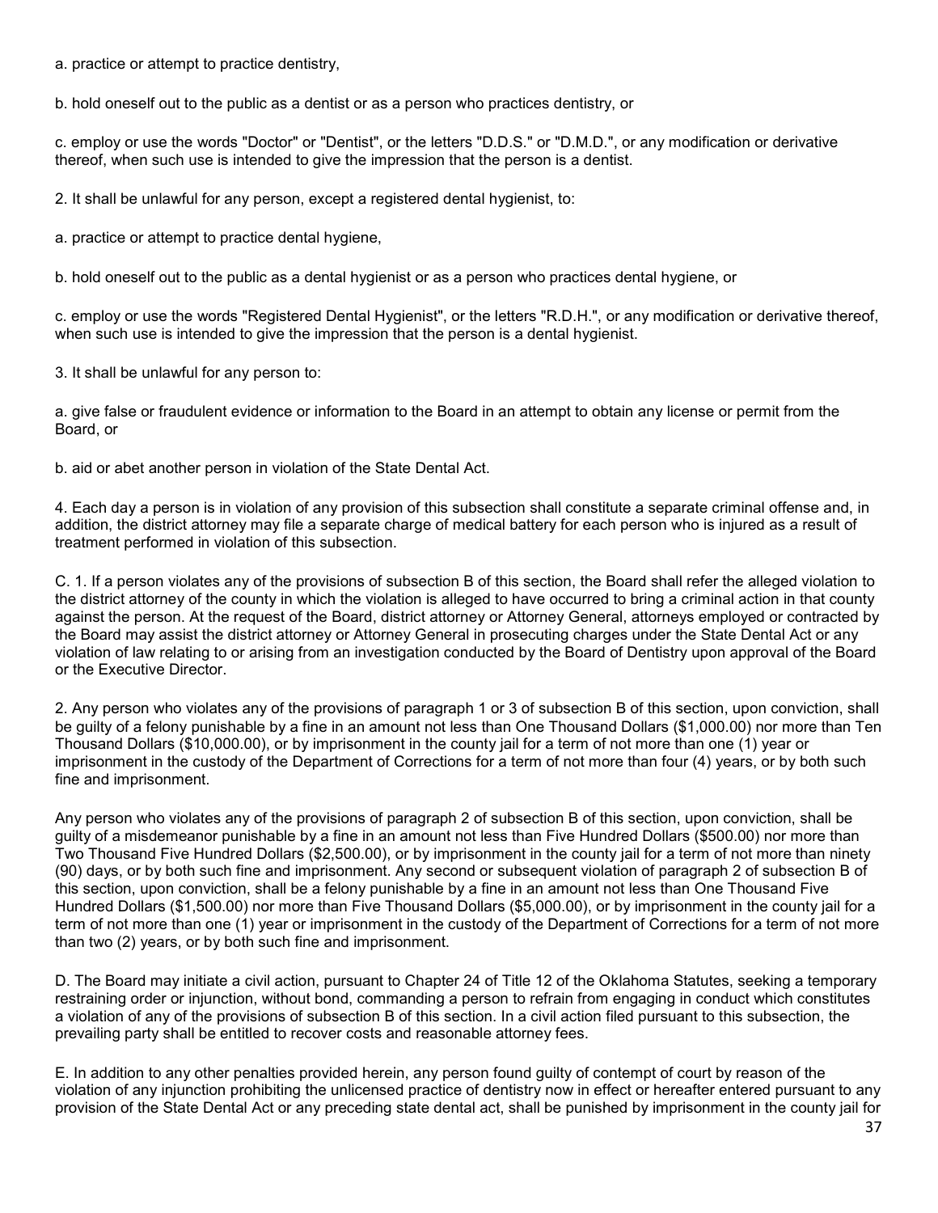a. practice or attempt to practice dentistry,

b. hold oneself out to the public as a dentist or as a person who practices dentistry, or

c. employ or use the words "Doctor" or "Dentist", or the letters "D.D.S." or "D.M.D.", or any modification or derivative thereof, when such use is intended to give the impression that the person is a dentist.

2. It shall be unlawful for any person, except a registered dental hygienist, to:

a. practice or attempt to practice dental hygiene,

b. hold oneself out to the public as a dental hygienist or as a person who practices dental hygiene, or

c. employ or use the words "Registered Dental Hygienist", or the letters "R.D.H.", or any modification or derivative thereof, when such use is intended to give the impression that the person is a dental hygienist.

3. It shall be unlawful for any person to:

a. give false or fraudulent evidence or information to the Board in an attempt to obtain any license or permit from the Board, or

b. aid or abet another person in violation of the State Dental Act.

4. Each day a person is in violation of any provision of this subsection shall constitute a separate criminal offense and, in addition, the district attorney may file a separate charge of medical battery for each person who is injured as a result of treatment performed in violation of this subsection.

C. 1. If a person violates any of the provisions of subsection B of this section, the Board shall refer the alleged violation to the district attorney of the county in which the violation is alleged to have occurred to bring a criminal action in that county against the person. At the request of the Board, district attorney or Attorney General, attorneys employed or contracted by the Board may assist the district attorney or Attorney General in prosecuting charges under the State Dental Act or any violation of law relating to or arising from an investigation conducted by the Board of Dentistry upon approval of the Board or the Executive Director.

2. Any person who violates any of the provisions of paragraph 1 or 3 of subsection B of this section, upon conviction, shall be guilty of a felony punishable by a fine in an amount not less than One Thousand Dollars ($1,000.00) nor more than Ten Thousand Dollars ($10,000.00), or by imprisonment in the county jail for a term of not more than one (1) year or imprisonment in the custody of the Department of Corrections for a term of not more than four (4) years, or by both such fine and imprisonment.

Any person who violates any of the provisions of paragraph 2 of subsection B of this section, upon conviction, shall be guilty of a misdemeanor punishable by a fine in an amount not less than Five Hundred Dollars ($500.00) nor more than Two Thousand Five Hundred Dollars ($2,500.00), or by imprisonment in the county jail for a term of not more than ninety (90) days, or by both such fine and imprisonment. Any second or subsequent violation of paragraph 2 of subsection B of this section, upon conviction, shall be a felony punishable by a fine in an amount not less than One Thousand Five Hundred Dollars ($1,500.00) nor more than Five Thousand Dollars ($5,000.00), or by imprisonment in the county jail for a term of not more than one (1) year or imprisonment in the custody of the Department of Corrections for a term of not more than two (2) years, or by both such fine and imprisonment.

D. The Board may initiate a civil action, pursuant to Chapter 24 of Title 12 of the Oklahoma Statutes, seeking a temporary restraining order or injunction, without bond, commanding a person to refrain from engaging in conduct which constitutes a violation of any of the provisions of subsection B of this section. In a civil action filed pursuant to this subsection, the prevailing party shall be entitled to recover costs and reasonable attorney fees.

E. In addition to any other penalties provided herein, any person found guilty of contempt of court by reason of the violation of any injunction prohibiting the unlicensed practice of dentistry now in effect or hereafter entered pursuant to any provision of the State Dental Act or any preceding state dental act, shall be punished by imprisonment in the county jail for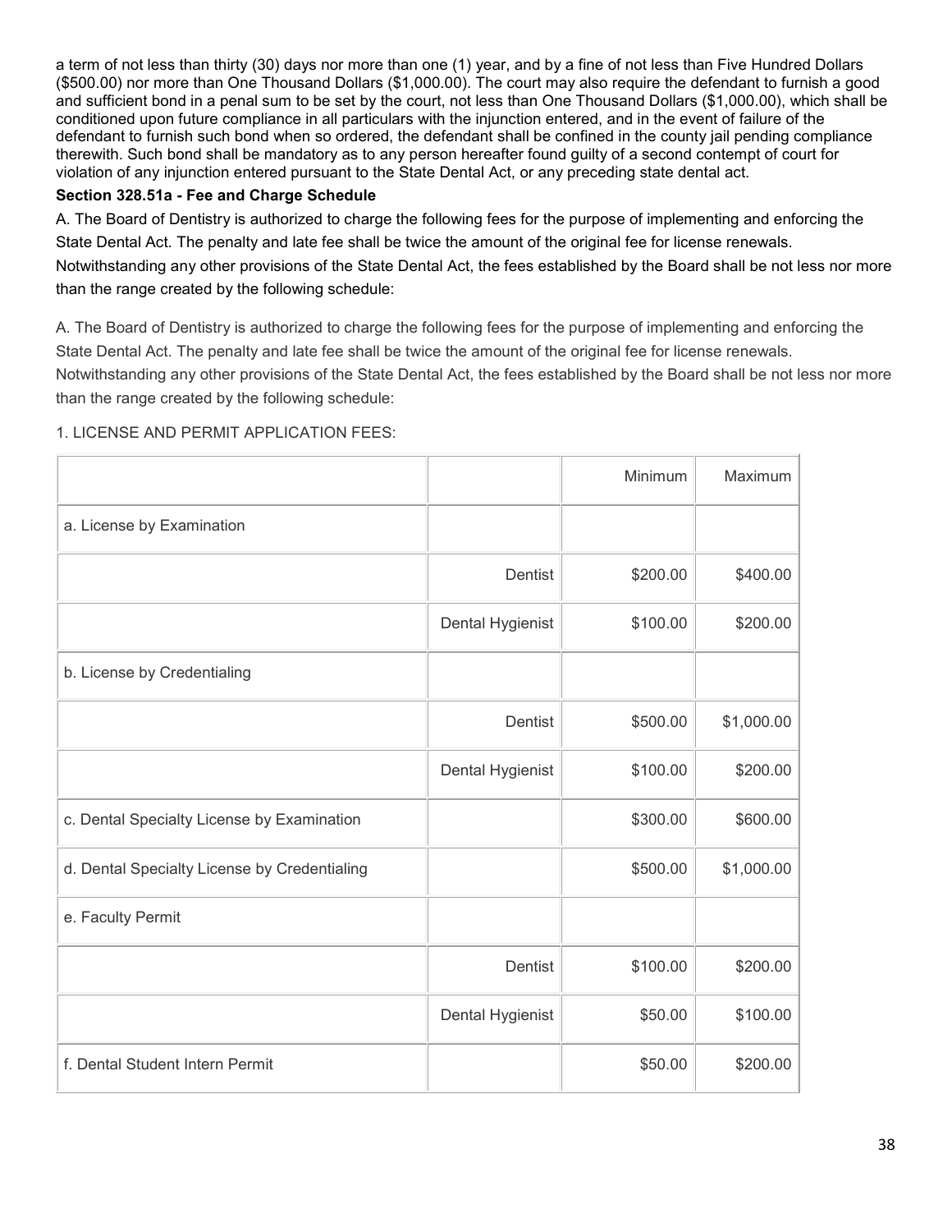a term of not less than thirty (30) days nor more than one (1) year, and by a fine of not less than Five Hundred Dollars ($500.00) nor more than One Thousand Dollars ($1,000.00). The court may also require the defendant to furnish a good and sufficient bond in a penal sum to be set by the court, not less than One Thousand Dollars ($1,000.00), which shall be conditioned upon future compliance in all particulars with the injunction entered, and in the event of failure of the defendant to furnish such bond when so ordered, the defendant shall be confined in the county jail pending compliance therewith. Such bond shall be mandatory as to any person hereafter found guilty of a second contempt of court for violation of any injunction entered pursuant to the State Dental Act, or any preceding state dental act.

**Section 328.51a - Fee and Charge Schedule**

A. The Board of Dentistry is authorized to charge the following fees for the purpose of implementing and enforcing the State Dental Act. The penalty and late fee shall be twice the amount of the original fee for license renewals. Notwithstanding any other provisions of the State Dental Act, the fees established by the Board shall be not less nor more than the range created by the following schedule:

A. The Board of Dentistry is authorized to charge the following fees for the purpose of implementing and enforcing the State Dental Act. The penalty and late fee shall be twice the amount of the original fee for license renewals. Notwithstanding any other provisions of the State Dental Act, the fees established by the Board shall be not less nor more than the range created by the following schedule:

1. LICENSE AND PERMIT APPLICATION FEES:

| | | Minimum | Maximum |
|---|---|---|---|
| a. License by Examination | | | |
| | Dentist | $200.00 | $400.00 |
| | Dental Hygienist | $100.00 | $200.00 |
| b. License by Credentialing | | | |
| | Dentist | $500.00 | $1,000.00 |
| | Dental Hygienist | $100.00 | $200.00 |
| c. Dental Specialty License by Examination | | $300.00 | $600.00 |
| d. Dental Specialty License by Credentialing | | $500.00 | $1,000.00 |
| e. Faculty Permit | | | |
| | Dentist | $100.00 | $200.00 |
| | Dental Hygienist | $50.00 | $100.00 |
| f. Dental Student Intern Permit | | $50.00 | $200.00 |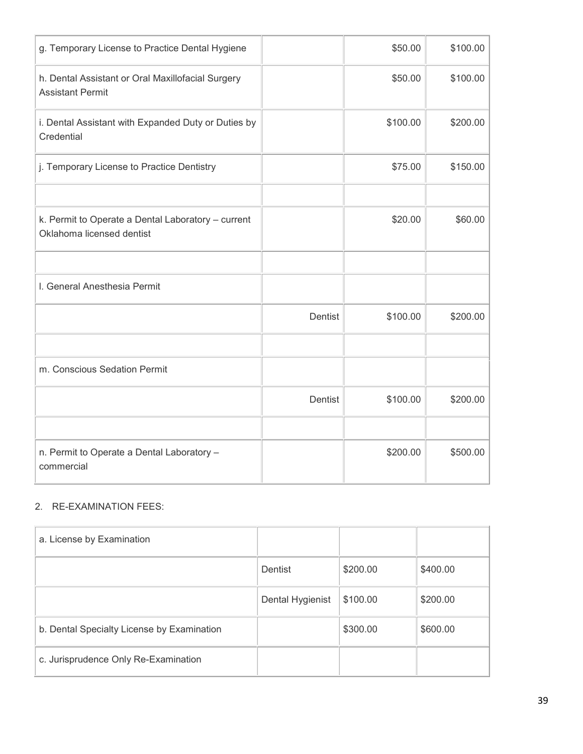| | | | |
|---|---|---|---|
| g. Temporary License to Practice Dental Hygiene | | $50.00 | $100.00 |
| h. Dental Assistant or Oral Maxillofacial Surgery Assistant Permit | | $50.00 | $100.00 |
| i. Dental Assistant with Expanded Duty or Duties by Credential | | $100.00 | $200.00 |
| j. Temporary License to Practice Dentistry | | $75.00 | $150.00 |
| | | | |
| k. Permit to Operate a Dental Laboratory – current Oklahoma licensed dentist | | $20.00 | $60.00 |
| | | | |
| l. General Anesthesia Permit | | | |
| | Dentist | $100.00 | $200.00 |
| | | | |
| m. Conscious Sedation Permit | | | |
| | Dentist | $100.00 | $200.00 |
| | | | |
| n. Permit to Operate a Dental Laboratory – commercial | | $200.00 | $500.00 |

2. RE-EXAMINATION FEES:

| | | | |
|---|---|---|---|
| a. License by Examination | | | |
| | Dentist | $200.00 | $400.00 |
| | Dental Hygienist | $100.00 | $200.00 |
| b. Dental Specialty License by Examination | | $300.00 | $600.00 |
| c. Jurisprudence Only Re-Examination | | | |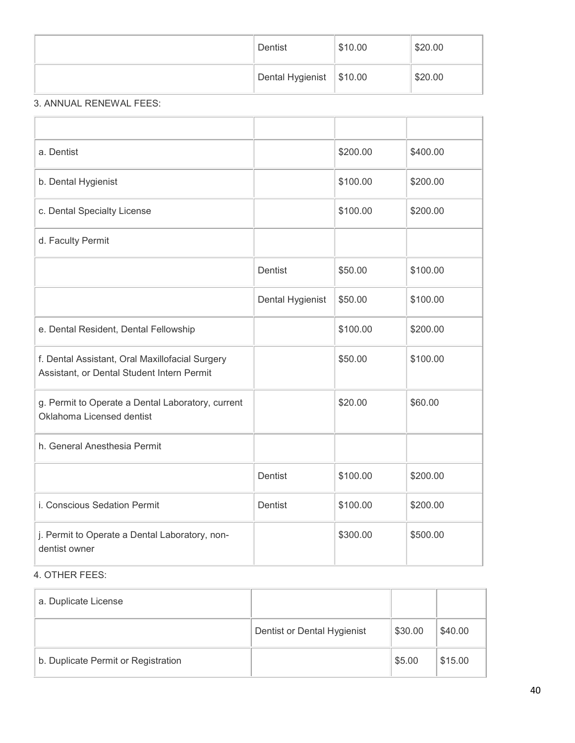| | | | |
|---|---|---|---|
| | Dentist | $10.00 | $20.00 |
| | Dental Hygienist | $10.00 | $20.00 |

3. ANNUAL RENEWAL FEES:

| | | | |
|---|---|---|---|
| a. Dentist | | $200.00 | $400.00 |
| b. Dental Hygienist | | $100.00 | $200.00 |
| c. Dental Specialty License | | $100.00 | $200.00 |
| d. Faculty Permit | | | |
| | Dentist | $50.00 | $100.00 |
| | Dental Hygienist | $50.00 | $100.00 |
| e. Dental Resident, Dental Fellowship | | $100.00 | $200.00 |
| f. Dental Assistant, Oral Maxillofacial Surgery Assistant, or Dental Student Intern Permit | | $50.00 | $100.00 |
| g. Permit to Operate a Dental Laboratory, current Oklahoma Licensed dentist | | $20.00 | $60.00 |
| h. General Anesthesia Permit | | | |
| | Dentist | $100.00 | $200.00 |
| i. Conscious Sedation Permit | Dentist | $100.00 | $200.00 |
| j. Permit to Operate a Dental Laboratory, non-dentist owner | | $300.00 | $500.00 |

4. OTHER FEES:

| | | | |
|---|---|---|---|
| a. Duplicate License | | | |
| | Dentist or Dental Hygienist | $30.00 | $40.00 |
| b. Duplicate Permit or Registration | | $5.00 | $15.00 |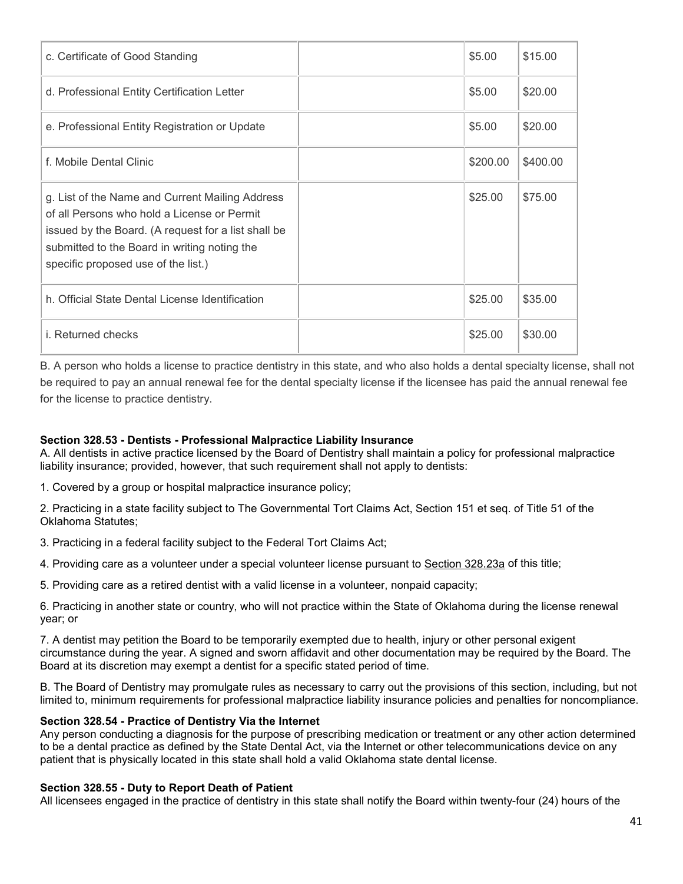| | | | |
|---|---|---|---|
| c. Certificate of Good Standing | | $5.00 | $15.00 |
| d. Professional Entity Certification Letter | | $5.00 | $20.00 |
| e. Professional Entity Registration or Update | | $5.00 | $20.00 |
| f. Mobile Dental Clinic | | $200.00 | $400.00 |
| g. List of the Name and Current Mailing Address of all Persons who hold a License or Permit issued by the Board. (A request for a list shall be submitted to the Board in writing noting the specific proposed use of the list.) | | $25.00 | $75.00 |
| h. Official State Dental License Identification | | $25.00 | $35.00 |
| i. Returned checks | | $25.00 | $30.00 |

B. A person who holds a license to practice dentistry in this state, and who also holds a dental specialty license, shall not be required to pay an annual renewal fee for the dental specialty license if the licensee has paid the annual renewal fee for the license to practice dentistry.

**Section 328.53 - Dentists - Professional Malpractice Liability Insurance**

A. All dentists in active practice licensed by the Board of Dentistry shall maintain a policy for professional malpractice liability insurance; provided, however, that such requirement shall not apply to dentists:

1. Covered by a group or hospital malpractice insurance policy;

2. Practicing in a state facility subject to The Governmental Tort Claims Act, Section 151 et seq. of Title 51 of the Oklahoma Statutes;

3. Practicing in a federal facility subject to the Federal Tort Claims Act;

4. Providing care as a volunteer under a special volunteer license pursuant to Section 328.23a of this title;

5. Providing care as a retired dentist with a valid license in a volunteer, nonpaid capacity;

6. Practicing in another state or country, who will not practice within the State of Oklahoma during the license renewal year; or

7. A dentist may petition the Board to be temporarily exempted due to health, injury or other personal exigent circumstance during the year. A signed and sworn affidavit and other documentation may be required by the Board. The Board at its discretion may exempt a dentist for a specific stated period of time.

B. The Board of Dentistry may promulgate rules as necessary to carry out the provisions of this section, including, but not limited to, minimum requirements for professional malpractice liability insurance policies and penalties for noncompliance.

**Section 328.54 - Practice of Dentistry Via the Internet**

Any person conducting a diagnosis for the purpose of prescribing medication or treatment or any other action determined to be a dental practice as defined by the State Dental Act, via the Internet or other telecommunications device on any patient that is physically located in this state shall hold a valid Oklahoma state dental license.

**Section 328.55 - Duty to Report Death of Patient**

All licensees engaged in the practice of dentistry in this state shall notify the Board within twenty-four (24) hours of the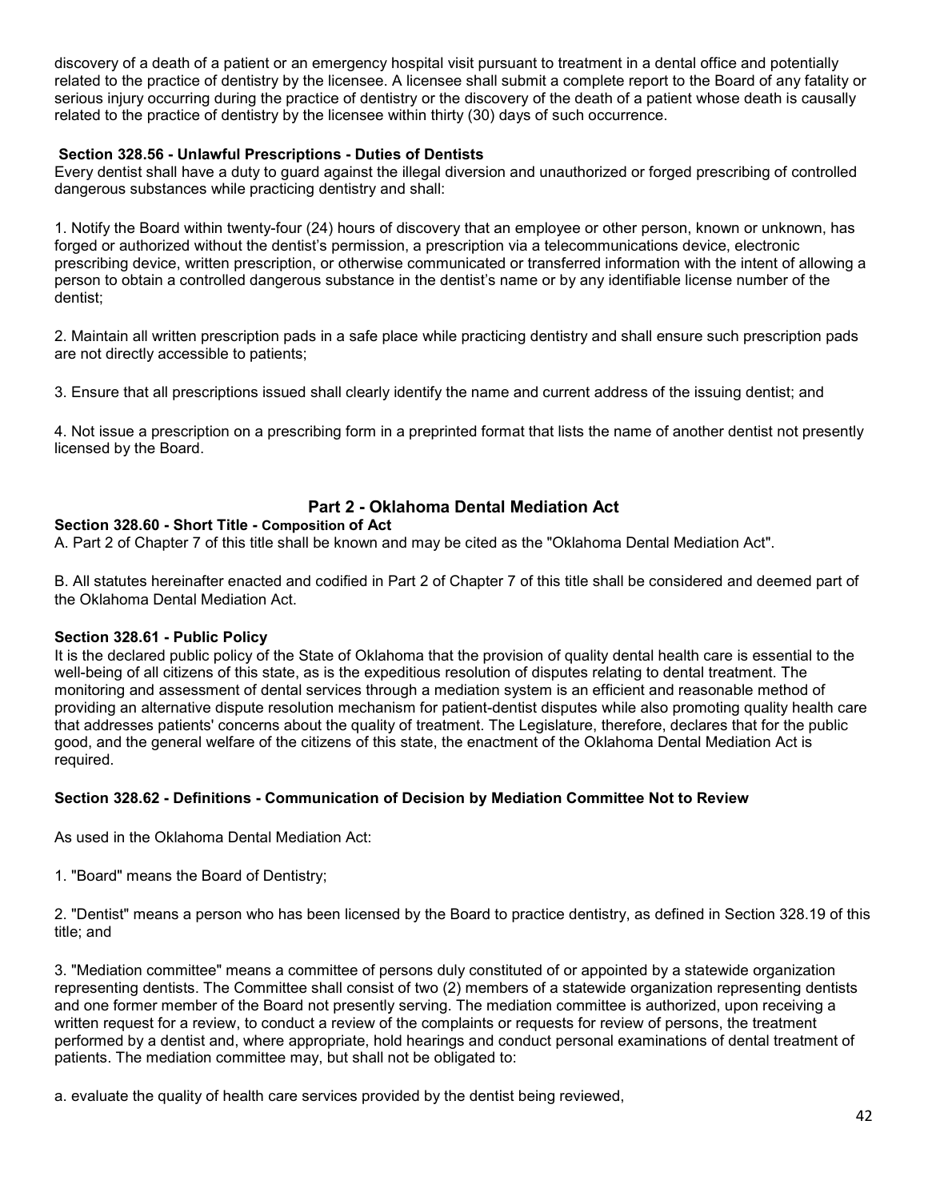discovery of a death of a patient or an emergency hospital visit pursuant to treatment in a dental office and potentially related to the practice of dentistry by the licensee. A licensee shall submit a complete report to the Board of any fatality or serious injury occurring during the practice of dentistry or the discovery of the death of a patient whose death is causally related to the practice of dentistry by the licensee within thirty (30) days of such occurrence.

**Section 328.56 - Unlawful Prescriptions - Duties of Dentists**

Every dentist shall have a duty to guard against the illegal diversion and unauthorized or forged prescribing of controlled dangerous substances while practicing dentistry and shall:

1. Notify the Board within twenty-four (24) hours of discovery that an employee or other person, known or unknown, has forged or authorized without the dentist's permission, a prescription via a telecommunications device, electronic prescribing device, written prescription, or otherwise communicated or transferred information with the intent of allowing a person to obtain a controlled dangerous substance in the dentist's name or by any identifiable license number of the dentist;

2. Maintain all written prescription pads in a safe place while practicing dentistry and shall ensure such prescription pads are not directly accessible to patients;

3. Ensure that all prescriptions issued shall clearly identify the name and current address of the issuing dentist; and

4. Not issue a prescription on a prescribing form in a preprinted format that lists the name of another dentist not presently licensed by the Board.

## Part 2 - Oklahoma Dental Mediation Act

**Section 328.60 - Short Title - Composition of Act**

A. Part 2 of Chapter 7 of this title shall be known and may be cited as the "Oklahoma Dental Mediation Act".

B. All statutes hereinafter enacted and codified in Part 2 of Chapter 7 of this title shall be considered and deemed part of the Oklahoma Dental Mediation Act.

**Section 328.61 - Public Policy**

It is the declared public policy of the State of Oklahoma that the provision of quality dental health care is essential to the well-being of all citizens of this state, as is the expeditious resolution of disputes relating to dental treatment. The monitoring and assessment of dental services through a mediation system is an efficient and reasonable method of providing an alternative dispute resolution mechanism for patient-dentist disputes while also promoting quality health care that addresses patients' concerns about the quality of treatment. The Legislature, therefore, declares that for the public good, and the general welfare of the citizens of this state, the enactment of the Oklahoma Dental Mediation Act is required.

**Section 328.62 - Definitions - Communication of Decision by Mediation Committee Not to Review**

As used in the Oklahoma Dental Mediation Act:

1. "Board" means the Board of Dentistry;

2. "Dentist" means a person who has been licensed by the Board to practice dentistry, as defined in Section 328.19 of this title; and

3. "Mediation committee" means a committee of persons duly constituted of or appointed by a statewide organization representing dentists. The Committee shall consist of two (2) members of a statewide organization representing dentists and one former member of the Board not presently serving. The mediation committee is authorized, upon receiving a written request for a review, to conduct a review of the complaints or requests for review of persons, the treatment performed by a dentist and, where appropriate, hold hearings and conduct personal examinations of dental treatment of patients. The mediation committee may, but shall not be obligated to:

a. evaluate the quality of health care services provided by the dentist being reviewed,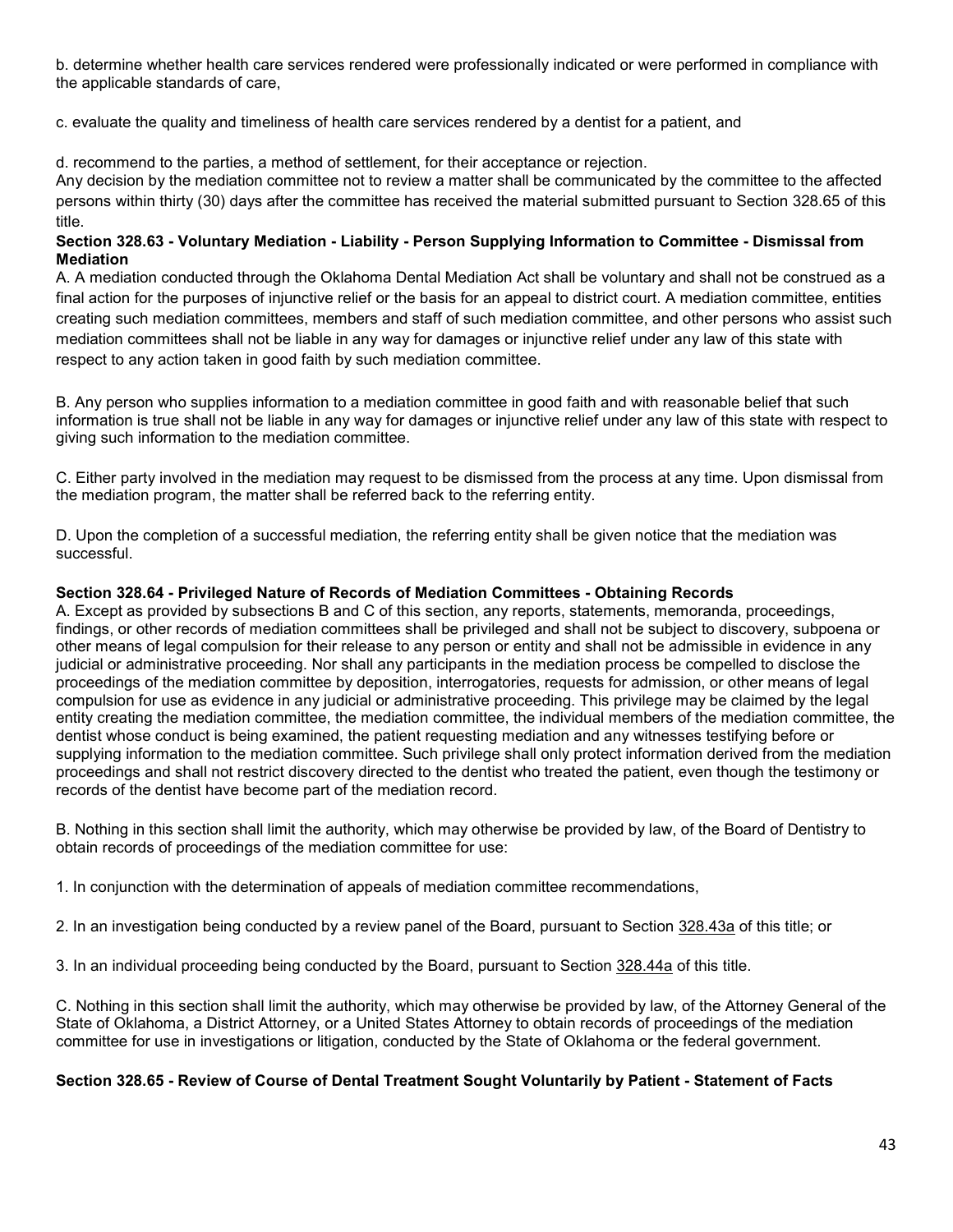b. determine whether health care services rendered were professionally indicated or were performed in compliance with the applicable standards of care,

c. evaluate the quality and timeliness of health care services rendered by a dentist for a patient, and

d. recommend to the parties, a method of settlement, for their acceptance or rejection.
Any decision by the mediation committee not to review a matter shall be communicated by the committee to the affected persons within thirty (30) days after the committee has received the material submitted pursuant to Section 328.65 of this title.

**Section 328.63 - Voluntary Mediation - Liability - Person Supplying Information to Committee - Dismissal from Mediation**

A. A mediation conducted through the Oklahoma Dental Mediation Act shall be voluntary and shall not be construed as a final action for the purposes of injunctive relief or the basis for an appeal to district court. A mediation committee, entities creating such mediation committees, members and staff of such mediation committee, and other persons who assist such mediation committees shall not be liable in any way for damages or injunctive relief under any law of this state with respect to any action taken in good faith by such mediation committee.

B. Any person who supplies information to a mediation committee in good faith and with reasonable belief that such information is true shall not be liable in any way for damages or injunctive relief under any law of this state with respect to giving such information to the mediation committee.

C. Either party involved in the mediation may request to be dismissed from the process at any time. Upon dismissal from the mediation program, the matter shall be referred back to the referring entity.

D. Upon the completion of a successful mediation, the referring entity shall be given notice that the mediation was successful.

**Section 328.64 - Privileged Nature of Records of Mediation Committees - Obtaining Records**

A. Except as provided by subsections B and C of this section, any reports, statements, memoranda, proceedings, findings, or other records of mediation committees shall be privileged and shall not be subject to discovery, subpoena or other means of legal compulsion for their release to any person or entity and shall not be admissible in evidence in any judicial or administrative proceeding. Nor shall any participants in the mediation process be compelled to disclose the proceedings of the mediation committee by deposition, interrogatories, requests for admission, or other means of legal compulsion for use as evidence in any judicial or administrative proceeding. This privilege may be claimed by the legal entity creating the mediation committee, the mediation committee, the individual members of the mediation committee, the dentist whose conduct is being examined, the patient requesting mediation and any witnesses testifying before or supplying information to the mediation committee. Such privilege shall only protect information derived from the mediation proceedings and shall not restrict discovery directed to the dentist who treated the patient, even though the testimony or records of the dentist have become part of the mediation record.

B. Nothing in this section shall limit the authority, which may otherwise be provided by law, of the Board of Dentistry to obtain records of proceedings of the mediation committee for use:

1. In conjunction with the determination of appeals of mediation committee recommendations,

2. In an investigation being conducted by a review panel of the Board, pursuant to Section 328.43a of this title; or

3. In an individual proceeding being conducted by the Board, pursuant to Section 328.44a of this title.

C. Nothing in this section shall limit the authority, which may otherwise be provided by law, of the Attorney General of the State of Oklahoma, a District Attorney, or a United States Attorney to obtain records of proceedings of the mediation committee for use in investigations or litigation, conducted by the State of Oklahoma or the federal government.

**Section 328.65 - Review of Course of Dental Treatment Sought Voluntarily by Patient - Statement of Facts**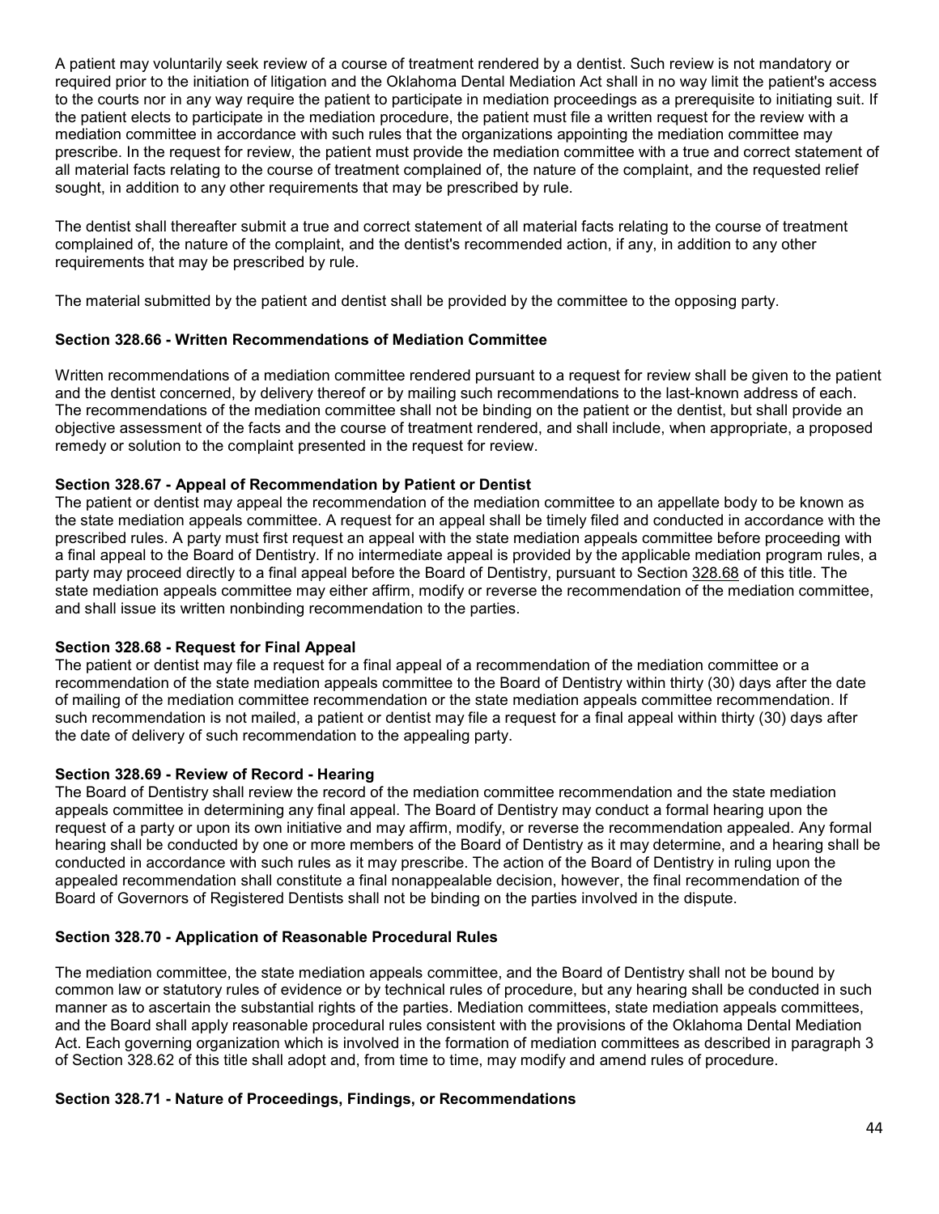A patient may voluntarily seek review of a course of treatment rendered by a dentist. Such review is not mandatory or required prior to the initiation of litigation and the Oklahoma Dental Mediation Act shall in no way limit the patient's access to the courts nor in any way require the patient to participate in mediation proceedings as a prerequisite to initiating suit. If the patient elects to participate in the mediation procedure, the patient must file a written request for the review with a mediation committee in accordance with such rules that the organizations appointing the mediation committee may prescribe. In the request for review, the patient must provide the mediation committee with a true and correct statement of all material facts relating to the course of treatment complained of, the nature of the complaint, and the requested relief sought, in addition to any other requirements that may be prescribed by rule.

The dentist shall thereafter submit a true and correct statement of all material facts relating to the course of treatment complained of, the nature of the complaint, and the dentist's recommended action, if any, in addition to any other requirements that may be prescribed by rule.

The material submitted by the patient and dentist shall be provided by the committee to the opposing party.

**Section 328.66 - Written Recommendations of Mediation Committee**

Written recommendations of a mediation committee rendered pursuant to a request for review shall be given to the patient and the dentist concerned, by delivery thereof or by mailing such recommendations to the last-known address of each. The recommendations of the mediation committee shall not be binding on the patient or the dentist, but shall provide an objective assessment of the facts and the course of treatment rendered, and shall include, when appropriate, a proposed remedy or solution to the complaint presented in the request for review.

**Section 328.67 - Appeal of Recommendation by Patient or Dentist**

The patient or dentist may appeal the recommendation of the mediation committee to an appellate body to be known as the state mediation appeals committee. A request for an appeal shall be timely filed and conducted in accordance with the prescribed rules. A party must first request an appeal with the state mediation appeals committee before proceeding with a final appeal to the Board of Dentistry. If no intermediate appeal is provided by the applicable mediation program rules, a party may proceed directly to a final appeal before the Board of Dentistry, pursuant to Section 328.68 of this title. The state mediation appeals committee may either affirm, modify or reverse the recommendation of the mediation committee, and shall issue its written nonbinding recommendation to the parties.

**Section 328.68 - Request for Final Appeal**

The patient or dentist may file a request for a final appeal of a recommendation of the mediation committee or a recommendation of the state mediation appeals committee to the Board of Dentistry within thirty (30) days after the date of mailing of the mediation committee recommendation or the state mediation appeals committee recommendation. If such recommendation is not mailed, a patient or dentist may file a request for a final appeal within thirty (30) days after the date of delivery of such recommendation to the appealing party.

**Section 328.69 - Review of Record - Hearing**

The Board of Dentistry shall review the record of the mediation committee recommendation and the state mediation appeals committee in determining any final appeal. The Board of Dentistry may conduct a formal hearing upon the request of a party or upon its own initiative and may affirm, modify, or reverse the recommendation appealed. Any formal hearing shall be conducted by one or more members of the Board of Dentistry as it may determine, and a hearing shall be conducted in accordance with such rules as it may prescribe. The action of the Board of Dentistry in ruling upon the appealed recommendation shall constitute a final nonappealable decision, however, the final recommendation of the Board of Governors of Registered Dentists shall not be binding on the parties involved in the dispute.

**Section 328.70 - Application of Reasonable Procedural Rules**

The mediation committee, the state mediation appeals committee, and the Board of Dentistry shall not be bound by common law or statutory rules of evidence or by technical rules of procedure, but any hearing shall be conducted in such manner as to ascertain the substantial rights of the parties. Mediation committees, state mediation appeals committees, and the Board shall apply reasonable procedural rules consistent with the provisions of the Oklahoma Dental Mediation Act. Each governing organization which is involved in the formation of mediation committees as described in paragraph 3 of Section 328.62 of this title shall adopt and, from time to time, may modify and amend rules of procedure.

**Section 328.71 - Nature of Proceedings, Findings, or Recommendations**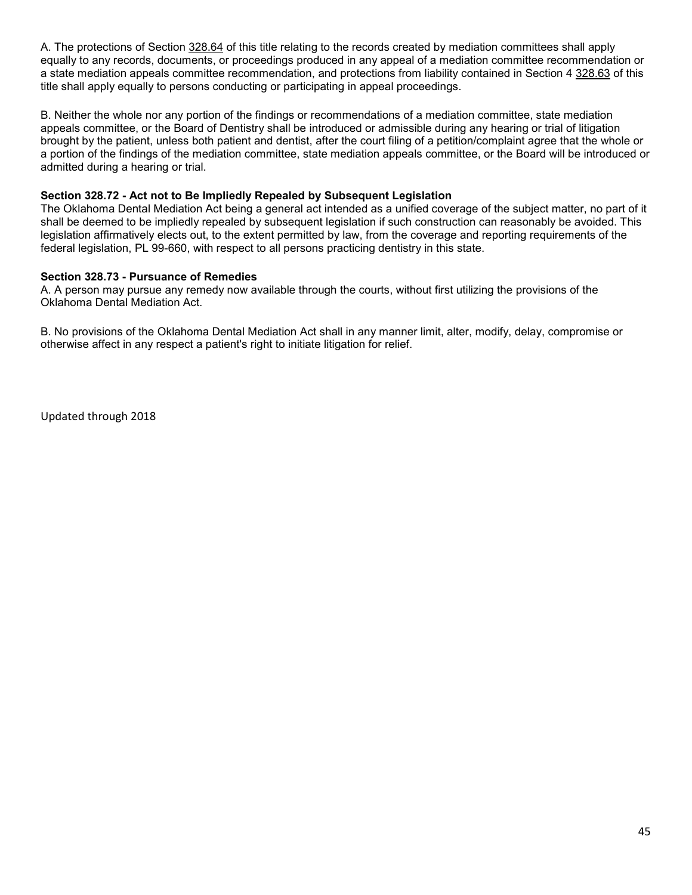A. The protections of Section 328.64 of this title relating to the records created by mediation committees shall apply equally to any records, documents, or proceedings produced in any appeal of a mediation committee recommendation or a state mediation appeals committee recommendation, and protections from liability contained in Section 4 328.63 of this title shall apply equally to persons conducting or participating in appeal proceedings.

B. Neither the whole nor any portion of the findings or recommendations of a mediation committee, state mediation appeals committee, or the Board of Dentistry shall be introduced or admissible during any hearing or trial of litigation brought by the patient, unless both patient and dentist, after the court filing of a petition/complaint agree that the whole or a portion of the findings of the mediation committee, state mediation appeals committee, or the Board will be introduced or admitted during a hearing or trial.

**Section 328.72 - Act not to Be Impliedly Repealed by Subsequent Legislation**

The Oklahoma Dental Mediation Act being a general act intended as a unified coverage of the subject matter, no part of it shall be deemed to be impliedly repealed by subsequent legislation if such construction can reasonably be avoided. This legislation affirmatively elects out, to the extent permitted by law, from the coverage and reporting requirements of the federal legislation, PL 99-660, with respect to all persons practicing dentistry in this state.

**Section 328.73 - Pursuance of Remedies**

A. A person may pursue any remedy now available through the courts, without first utilizing the provisions of the Oklahoma Dental Mediation Act.

B. No provisions of the Oklahoma Dental Mediation Act shall in any manner limit, alter, modify, delay, compromise or otherwise affect in any respect a patient's right to initiate litigation for relief.

Updated through 2018